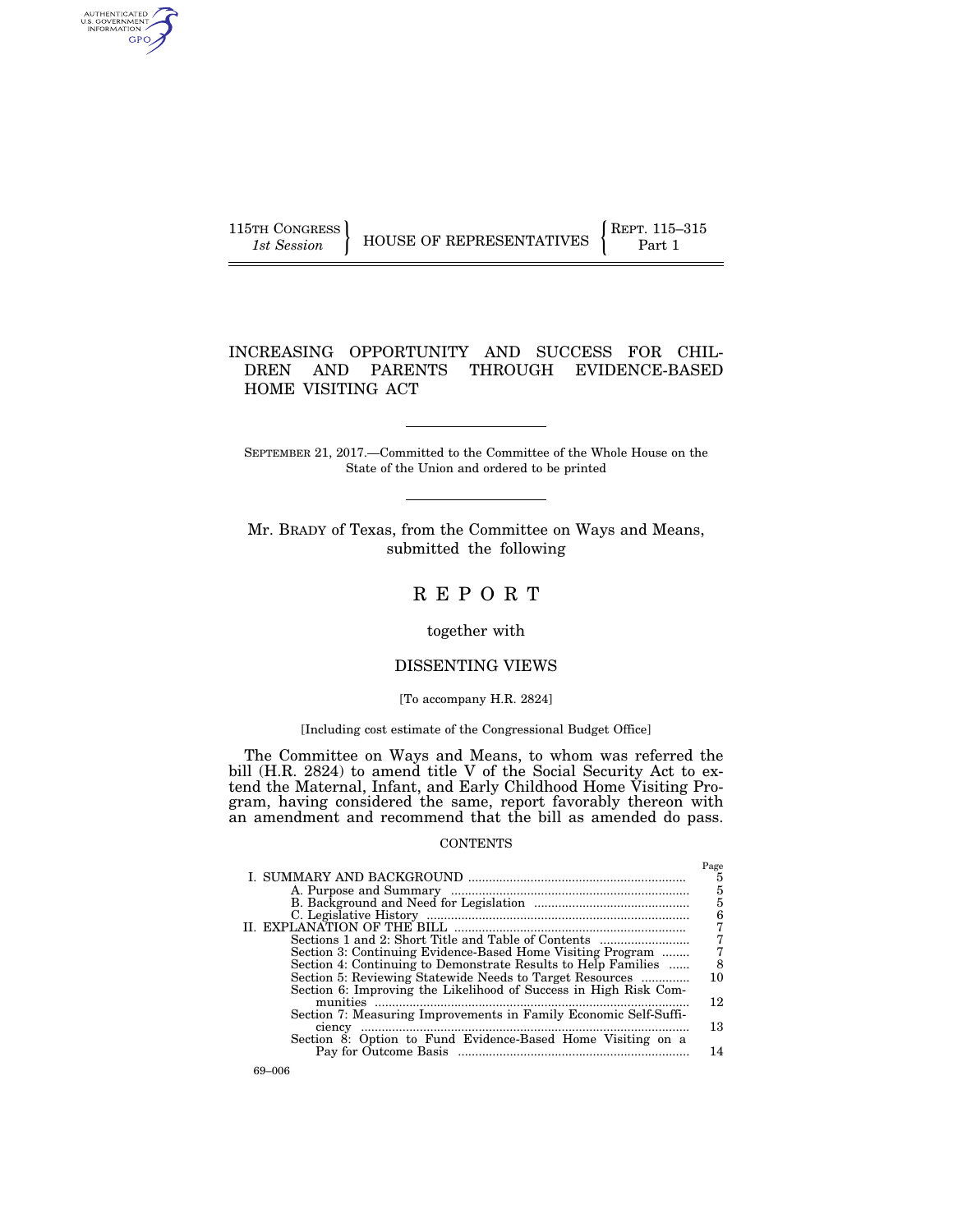115TH CONGRESS *1st Session* | HOUSE OF REPRESENTATIVES | REPT. 115–315 Part 1

# INCREASING OPPORTUNITY AND SUCCESS FOR CHILDREN AND PARENTS THROUGH EVIDENCE-BASED HOME VISITING ACT

SEPTEMBER 21, 2017.—Committed to the Committee of the Whole House on the State of the Union and ordered to be printed

Mr. BRADY of Texas, from the Committee on Ways and Means, submitted the following

## R E P O R T

together with

## DISSENTING VIEWS

[To accompany H.R. 2824]

[Including cost estimate of the Congressional Budget Office]

The Committee on Ways and Means, to whom was referred the bill (H.R. 2824) to amend title V of the Social Security Act to extend the Maternal, Infant, and Early Childhood Home Visiting Program, having considered the same, report favorably thereon with an amendment and recommend that the bill as amended do pass.

CONTENTS

| | Page |
|---|---|
| I. SUMMARY AND BACKGROUND | 5 |
| A. Purpose and Summary | 5 |
| B. Background and Need for Legislation | 5 |
| C. Legislative History | 6 |
| II. EXPLANATION OF THE BILL | 7 |
| Sections 1 and 2: Short Title and Table of Contents | 7 |
| Section 3: Continuing Evidence-Based Home Visiting Program | 7 |
| Section 4: Continuing to Demonstrate Results to Help Families | 8 |
| Section 5: Reviewing Statewide Needs to Target Resources | 10 |
| Section 6: Improving the Likelihood of Success in High Risk Communities | 12 |
| Section 7: Measuring Improvements in Family Economic Self-Sufficiency | 13 |
| Section 8: Option to Fund Evidence-Based Home Visiting on a Pay for Outcome Basis | 14 |

69–006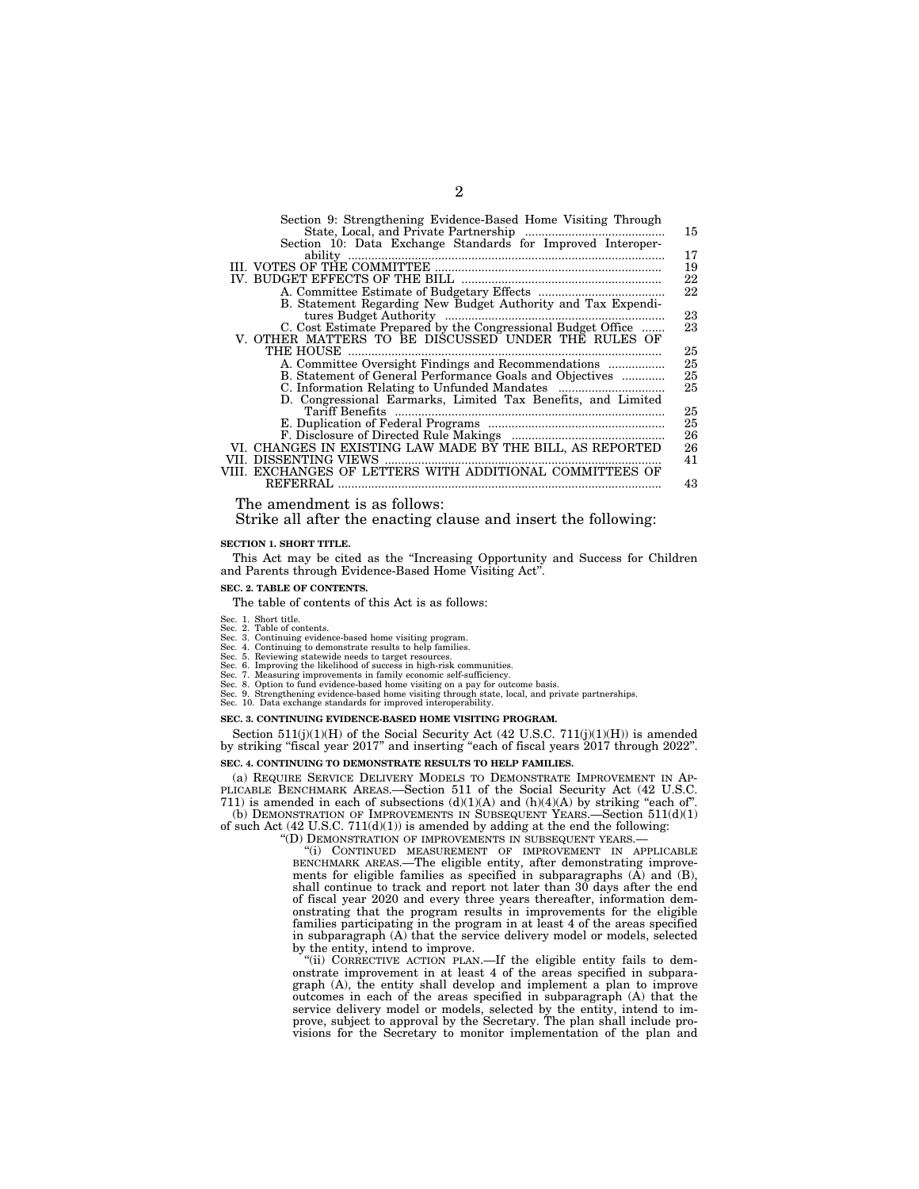| | |
|---|---|
| Section 9: Strengthening Evidence-Based Home Visiting Through State, Local, and Private Partnership | 15 |
| Section 10: Data Exchange Standards for Improved Interoperability | 17 |
| III. VOTES OF THE COMMITTEE | 19 |
| IV. BUDGET EFFECTS OF THE BILL | 22 |
| A. Committee Estimate of Budgetary Effects | 22 |
| B. Statement Regarding New Budget Authority and Tax Expenditures Budget Authority | 23 |
| C. Cost Estimate Prepared by the Congressional Budget Office | 23 |
| V. OTHER MATTERS TO BE DISCUSSED UNDER THE RULES OF THE HOUSE | 25 |
| A. Committee Oversight Findings and Recommendations | 25 |
| B. Statement of General Performance Goals and Objectives | 25 |
| C. Information Relating to Unfunded Mandates | 25 |
| D. Congressional Earmarks, Limited Tax Benefits, and Limited Tariff Benefits | 25 |
| E. Duplication of Federal Programs | 25 |
| F. Disclosure of Directed Rule Makings | 26 |
| VI. CHANGES IN EXISTING LAW MADE BY THE BILL, AS REPORTED | 26 |
| VII. DISSENTING VIEWS | 41 |
| VIII. EXCHANGES OF LETTERS WITH ADDITIONAL COMMITTEES OF REFERRAL | 43 |

The amendment is as follows:

Strike all after the enacting clause and insert the following:

**SECTION 1. SHORT TITLE.**

This Act may be cited as the "Increasing Opportunity and Success for Children and Parents through Evidence-Based Home Visiting Act".

**SEC. 2. TABLE OF CONTENTS.**

The table of contents of this Act is as follows:

Sec. 1. Short title.
Sec. 2. Table of contents.
Sec. 3. Continuing evidence-based home visiting program.
Sec. 4. Continuing to demonstrate results to help families.
Sec. 5. Reviewing statewide needs to target resources.
Sec. 6. Improving the likelihood of success in high-risk communities.
Sec. 7. Measuring improvements in family economic self-sufficiency.
Sec. 8. Option to fund evidence-based home visiting on a pay for outcome basis.
Sec. 9. Strengthening evidence-based home visiting through state, local, and private partnerships.
Sec. 10. Data exchange standards for improved interoperability.

**SEC. 3. CONTINUING EVIDENCE-BASED HOME VISITING PROGRAM.**

Section 511(j)(1)(H) of the Social Security Act (42 U.S.C. 711(j)(1)(H)) is amended by striking "fiscal year 2017" and inserting "each of fiscal years 2017 through 2022".

**SEC. 4. CONTINUING TO DEMONSTRATE RESULTS TO HELP FAMILIES.**

(a) REQUIRE SERVICE DELIVERY MODELS TO DEMONSTRATE IMPROVEMENT IN APPLICABLE BENCHMARK AREAS.—Section 511 of the Social Security Act (42 U.S.C. 711) is amended in each of subsections (d)(1)(A) and (h)(4)(A) by striking "each of".

(b) DEMONSTRATION OF IMPROVEMENTS IN SUBSEQUENT YEARS.—Section 511(d)(1) of such Act (42 U.S.C. 711(d)(1)) is amended by adding at the end the following:

"(D) DEMONSTRATION OF IMPROVEMENTS IN SUBSEQUENT YEARS.—

"(i) CONTINUED MEASUREMENT OF IMPROVEMENT IN APPLICABLE BENCHMARK AREAS.—The eligible entity, after demonstrating improvements for eligible families as specified in subparagraphs (A) and (B), shall continue to track and report not later than 30 days after the end of fiscal year 2020 and every three years thereafter, information demonstrating that the program results in improvements for the eligible families participating in the program in at least 4 of the areas specified in subparagraph (A) that the service delivery model or models, selected by the entity, intend to improve.

"(ii) CORRECTIVE ACTION PLAN.—If the eligible entity fails to demonstrate improvement in at least 4 of the areas specified in subparagraph (A), the entity shall develop and implement a plan to improve outcomes in each of the areas specified in subparagraph (A) that the service delivery model or models, selected by the entity, intend to improve, subject to approval by the Secretary. The plan shall include provisions for the Secretary to monitor implementation of the plan and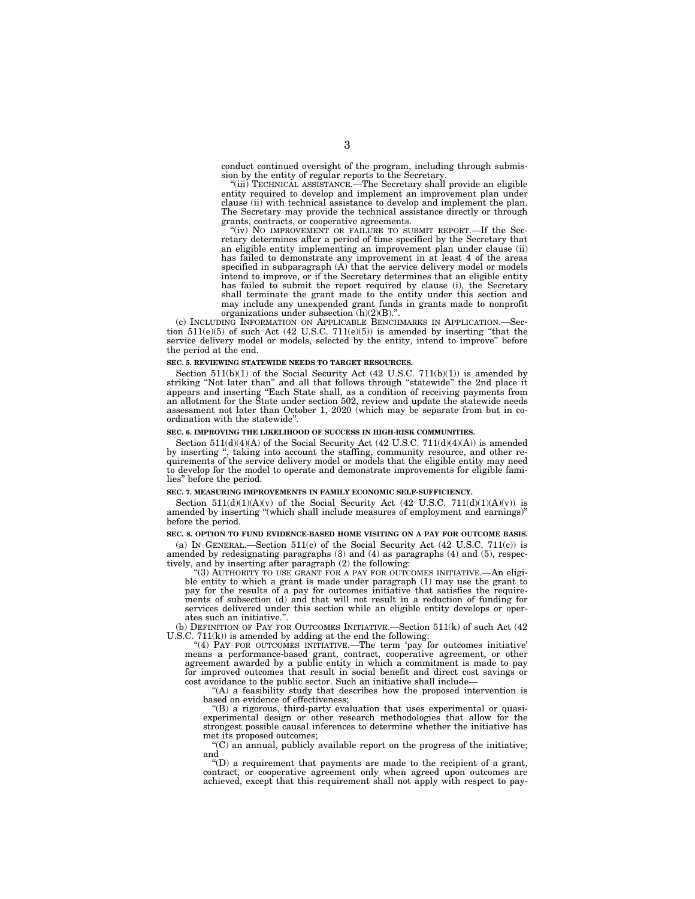conduct continued oversight of the program, including through submission by the entity of regular reports to the Secretary.

"(iii) TECHNICAL ASSISTANCE.—The Secretary shall provide an eligible entity required to develop and implement an improvement plan under clause (ii) with technical assistance to develop and implement the plan. The Secretary may provide the technical assistance directly or through grants, contracts, or cooperative agreements.

"(iv) NO IMPROVEMENT OR FAILURE TO SUBMIT REPORT.—If the Secretary determines after a period of time specified by the Secretary that an eligible entity implementing an improvement plan under clause (ii) has failed to demonstrate any improvement in at least 4 of the areas specified in subparagraph (A) that the service delivery model or models intend to improve, or if the Secretary determines that an eligible entity has failed to submit the report required by clause (i), the Secretary shall terminate the grant made to the entity under this section and may include any unexpended grant funds in grants made to nonprofit organizations under subsection (h)(2)(B).".

(c) INCLUDING INFORMATION ON APPLICABLE BENCHMARKS IN APPLICATION.—Section 511(e)(5) of such Act (42 U.S.C. 711(e)(5)) is amended by inserting "that the service delivery model or models, selected by the entity, intend to improve" before the period at the end.

**SEC. 5. REVIEWING STATEWIDE NEEDS TO TARGET RESOURCES.**

Section 511(b)(1) of the Social Security Act (42 U.S.C. 711(b)(1)) is amended by striking "Not later than" and all that follows through "statewide" the 2nd place it appears and inserting "Each State shall, as a condition of receiving payments from an allotment for the State under section 502, review and update the statewide needs assessment not later than October 1, 2020 (which may be separate from but in coordination with the statewide".

**SEC. 6. IMPROVING THE LIKELIHOOD OF SUCCESS IN HIGH-RISK COMMUNITIES.**

Section 511(d)(4)(A) of the Social Security Act (42 U.S.C. 711(d)(4)(A)) is amended by inserting ", taking into account the staffing, community resource, and other requirements of the service delivery model or models that the eligible entity may need to develop for the model to operate and demonstrate improvements for eligible families" before the period.

**SEC. 7. MEASURING IMPROVEMENTS IN FAMILY ECONOMIC SELF-SUFFICIENCY.**

Section 511(d)(1)(A)(v) of the Social Security Act (42 U.S.C. 711(d)(1)(A)(v)) is amended by inserting "(which shall include measures of employment and earnings)" before the period.

**SEC. 8. OPTION TO FUND EVIDENCE-BASED HOME VISITING ON A PAY FOR OUTCOME BASIS.**

(a) IN GENERAL.—Section 511(c) of the Social Security Act (42 U.S.C. 711(c)) is amended by redesignating paragraphs (3) and (4) as paragraphs (4) and (5), respectively, and by inserting after paragraph (2) the following:

"(3) AUTHORITY TO USE GRANT FOR A PAY FOR OUTCOMES INITIATIVE.—An eligible entity to which a grant is made under paragraph (1) may use the grant to pay for the results of a pay for outcomes initiative that satisfies the requirements of subsection (d) and that will not result in a reduction of funding for services delivered under this section while an eligible entity develops or operates such an initiative.".

(b) DEFINITION OF PAY FOR OUTCOMES INITIATIVE.—Section 511(k) of such Act (42 U.S.C. 711(k)) is amended by adding at the end the following:

"(4) PAY FOR OUTCOMES INITIATIVE.—The term 'pay for outcomes initiative' means a performance-based grant, contract, cooperative agreement, or other agreement awarded by a public entity in which a commitment is made to pay for improved outcomes that result in social benefit and direct cost savings or cost avoidance to the public sector. Such an initiative shall include—

"(A) a feasibility study that describes how the proposed intervention is based on evidence of effectiveness;

"(B) a rigorous, third-party evaluation that uses experimental or quasi-experimental design or other research methodologies that allow for the strongest possible causal inferences to determine whether the initiative has met its proposed outcomes;

"(C) an annual, publicly available report on the progress of the initiative; and

"(D) a requirement that payments are made to the recipient of a grant, contract, or cooperative agreement only when agreed upon outcomes are achieved, except that this requirement shall not apply with respect to pay-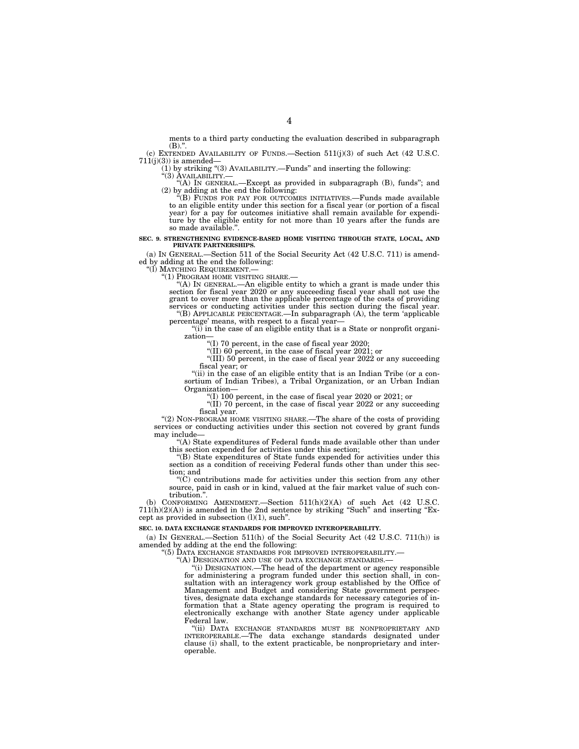ments to a third party conducting the evaluation described in subparagraph (B).".

(c) EXTENDED AVAILABILITY OF FUNDS.—Section 511(j)(3) of such Act (42 U.S.C. 711(j)(3)) is amended—

(1) by striking "(3) AVAILABILITY.—Funds" and inserting the following:

"(3) AVAILABILITY.—

"(A) IN GENERAL.—Except as provided in subparagraph (B), funds"; and

(2) by adding at the end the following:

"(B) FUNDS FOR PAY FOR OUTCOMES INITIATIVES.—Funds made available to an eligible entity under this section for a fiscal year (or portion of a fiscal year) for a pay for outcomes initiative shall remain available for expenditure by the eligible entity for not more than 10 years after the funds are so made available.".

**SEC. 9. STRENGTHENING EVIDENCE-BASED HOME VISITING THROUGH STATE, LOCAL, AND PRIVATE PARTNERSHIPS.**

(a) IN GENERAL.—Section 511 of the Social Security Act (42 U.S.C. 711) is amended by adding at the end the following:

"(l) MATCHING REQUIREMENT.—

"(1) PROGRAM HOME VISITING SHARE.—

"(A) IN GENERAL.—An eligible entity to which a grant is made under this section for fiscal year 2020 or any succeeding fiscal year shall not use the grant to cover more than the applicable percentage of the costs of providing services or conducting activities under this section during the fiscal year.

"(B) APPLICABLE PERCENTAGE.—In subparagraph (A), the term 'applicable percentage' means, with respect to a fiscal year—

"(i) in the case of an eligible entity that is a State or nonprofit organization—

"(I) 70 percent, in the case of fiscal year 2020;

"(II) 60 percent, in the case of fiscal year 2021; or

"(III) 50 percent, in the case of fiscal year 2022 or any succeeding fiscal year; or

"(ii) in the case of an eligible entity that is an Indian Tribe (or a consortium of Indian Tribes), a Tribal Organization, or an Urban Indian Organization—

"(I) 100 percent, in the case of fiscal year 2020 or 2021; or

"(II) 70 percent, in the case of fiscal year 2022 or any succeeding fiscal year.

"(2) NON-PROGRAM HOME VISITING SHARE.—The share of the costs of providing services or conducting activities under this section not covered by grant funds may include—

"(A) State expenditures of Federal funds made available other than under this section expended for activities under this section;

"(B) State expenditures of State funds expended for activities under this section as a condition of receiving Federal funds other than under this section; and

"(C) contributions made for activities under this section from any other source, paid in cash or in kind, valued at the fair market value of such contribution.".

(b) CONFORMING AMENDMENT.—Section 511(h)(2)(A) of such Act (42 U.S.C. 711(h)(2)(A)) is amended in the 2nd sentence by striking "Such" and inserting "Except as provided in subsection (l)(1), such".

**SEC. 10. DATA EXCHANGE STANDARDS FOR IMPROVED INTEROPERABILITY.**

(a) IN GENERAL.—Section 511(h) of the Social Security Act (42 U.S.C. 711(h)) is amended by adding at the end the following:

"(5) DATA EXCHANGE STANDARDS FOR IMPROVED INTEROPERABILITY.—

"(A) DESIGNATION AND USE OF DATA EXCHANGE STANDARDS.—

"(i) DESIGNATION.—The head of the department or agency responsible for administering a program funded under this section shall, in consultation with an interagency work group established by the Office of Management and Budget and considering State government perspectives, designate data exchange standards for necessary categories of information that a State agency operating the program is required to electronically exchange with another State agency under applicable Federal law.

"(ii) DATA EXCHANGE STANDARDS MUST BE NONPROPRIETARY AND INTEROPERABLE.—The data exchange standards designated under clause (i) shall, to the extent practicable, be nonproprietary and interoperable.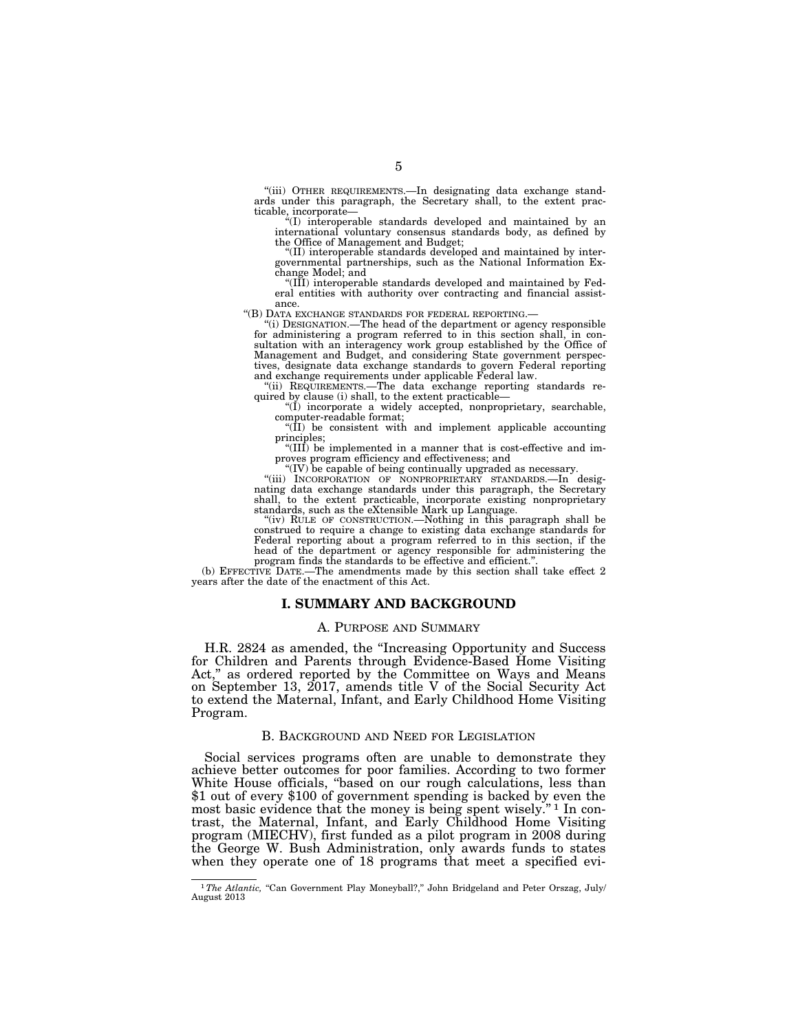"(iii) OTHER REQUIREMENTS.—In designating data exchange standards under this paragraph, the Secretary shall, to the extent practicable, incorporate—

"(I) interoperable standards developed and maintained by an international voluntary consensus standards body, as defined by the Office of Management and Budget;

"(II) interoperable standards developed and maintained by intergovernmental partnerships, such as the National Information Exchange Model; and

"(III) interoperable standards developed and maintained by Federal entities with authority over contracting and financial assistance.

"(B) DATA EXCHANGE STANDARDS FOR FEDERAL REPORTING.—

"(i) DESIGNATION.—The head of the department or agency responsible for administering a program referred to in this section shall, in consultation with an interagency work group established by the Office of Management and Budget, and considering State government perspectives, designate data exchange standards to govern Federal reporting and exchange requirements under applicable Federal law.

"(ii) REQUIREMENTS.—The data exchange reporting standards required by clause (i) shall, to the extent practicable—

"(I) incorporate a widely accepted, nonproprietary, searchable, computer-readable format;

"(II) be consistent with and implement applicable accounting principles;

"(III) be implemented in a manner that is cost-effective and improves program efficiency and effectiveness; and

"(IV) be capable of being continually upgraded as necessary.

"(iii) INCORPORATION OF NONPROPRIETARY STANDARDS.—In designating data exchange standards under this paragraph, the Secretary shall, to the extent practicable, incorporate existing nonproprietary standards, such as the eXtensible Mark up Language.

"(iv) RULE OF CONSTRUCTION.—Nothing in this paragraph shall be construed to require a change to existing data exchange standards for Federal reporting about a program referred to in this section, if the head of the department or agency responsible for administering the program finds the standards to be effective and efficient.".

(b) EFFECTIVE DATE.—The amendments made by this section shall take effect 2 years after the date of the enactment of this Act.

## I. SUMMARY AND BACKGROUND

### A. PURPOSE AND SUMMARY

H.R. 2824 as amended, the "Increasing Opportunity and Success for Children and Parents through Evidence-Based Home Visiting Act," as ordered reported by the Committee on Ways and Means on September 13, 2017, amends title V of the Social Security Act to extend the Maternal, Infant, and Early Childhood Home Visiting Program.

### B. BACKGROUND AND NEED FOR LEGISLATION

Social services programs often are unable to demonstrate they achieve better outcomes for poor families. According to two former White House officials, "based on our rough calculations, less than $1 out of every $100 of government spending is backed by even the most basic evidence that the money is being spent wisely."[1] In contrast, the Maternal, Infant, and Early Childhood Home Visiting program (MIECHV), first funded as a pilot program in 2008 during the George W. Bush Administration, only awards funds to states when they operate one of 18 programs that meet a specified evi-

[1] *The Atlantic,* "Can Government Play Moneyball?," John Bridgeland and Peter Orszag, July/August 2013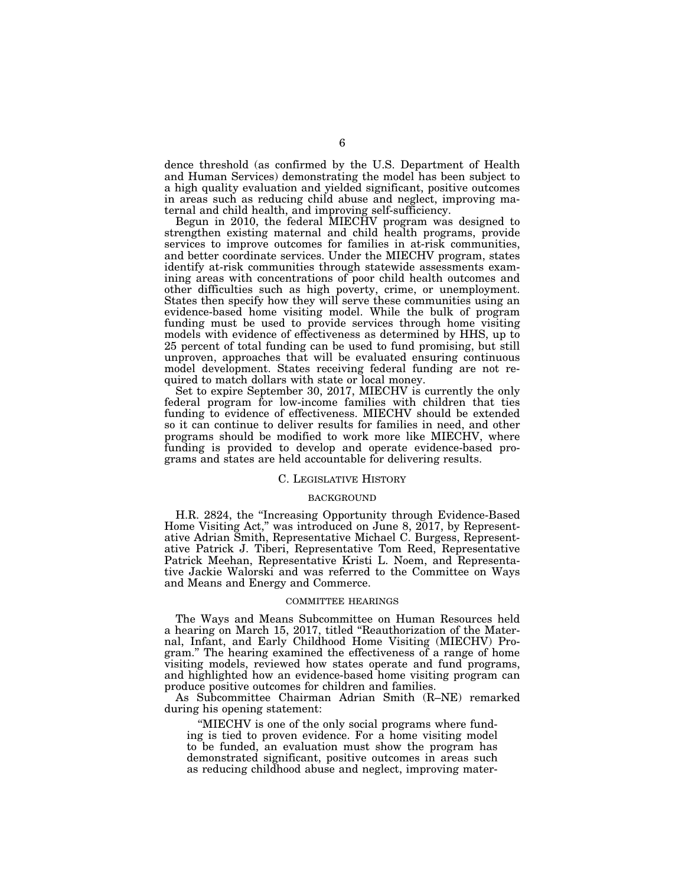dence threshold (as confirmed by the U.S. Department of Health and Human Services) demonstrating the model has been subject to a high quality evaluation and yielded significant, positive outcomes in areas such as reducing child abuse and neglect, improving maternal and child health, and improving self-sufficiency.

Begun in 2010, the federal MIECHV program was designed to strengthen existing maternal and child health programs, provide services to improve outcomes for families in at-risk communities, and better coordinate services. Under the MIECHV program, states identify at-risk communities through statewide assessments examining areas with concentrations of poor child health outcomes and other difficulties such as high poverty, crime, or unemployment. States then specify how they will serve these communities using an evidence-based home visiting model. While the bulk of program funding must be used to provide services through home visiting models with evidence of effectiveness as determined by HHS, up to 25 percent of total funding can be used to fund promising, but still unproven, approaches that will be evaluated ensuring continuous model development. States receiving federal funding are not required to match dollars with state or local money.

Set to expire September 30, 2017, MIECHV is currently the only federal program for low-income families with children that ties funding to evidence of effectiveness. MIECHV should be extended so it can continue to deliver results for families in need, and other programs should be modified to work more like MIECHV, where funding is provided to develop and operate evidence-based programs and states are held accountable for delivering results.

## C. Legislative History

### BACKGROUND

H.R. 2824, the "Increasing Opportunity through Evidence-Based Home Visiting Act," was introduced on June 8, 2017, by Representative Adrian Smith, Representative Michael C. Burgess, Representative Patrick J. Tiberi, Representative Tom Reed, Representative Patrick Meehan, Representative Kristi L. Noem, and Representative Jackie Walorski and was referred to the Committee on Ways and Means and Energy and Commerce.

### COMMITTEE HEARINGS

The Ways and Means Subcommittee on Human Resources held a hearing on March 15, 2017, titled "Reauthorization of the Maternal, Infant, and Early Childhood Home Visiting (MIECHV) Program." The hearing examined the effectiveness of a range of home visiting models, reviewed how states operate and fund programs, and highlighted how an evidence-based home visiting program can produce positive outcomes for children and families.

As Subcommittee Chairman Adrian Smith (R–NE) remarked during his opening statement:

> "MIECHV is one of the only social programs where funding is tied to proven evidence. For a home visiting model to be funded, an evaluation must show the program has demonstrated significant, positive outcomes in areas such as reducing childhood abuse and neglect, improving mater-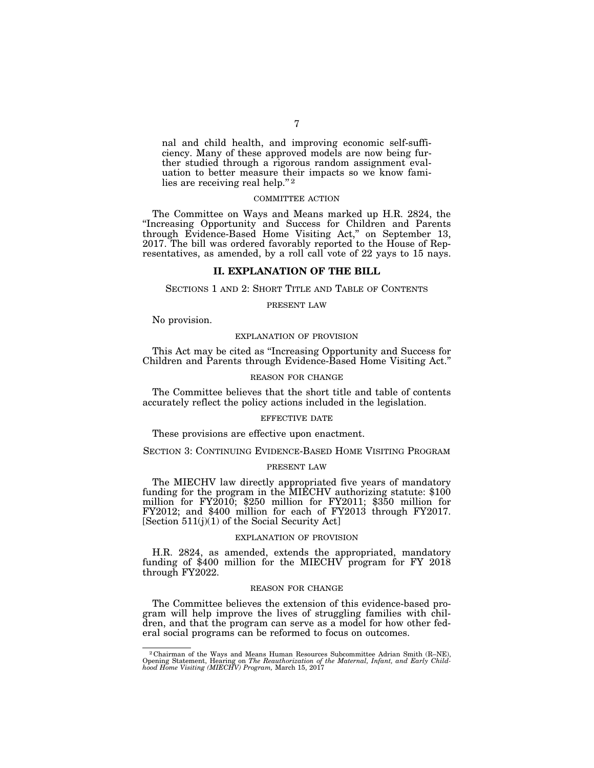nal and child health, and improving economic self-sufficiency. Many of these approved models are now being further studied through a rigorous random assignment evaluation to better measure their impacts so we know families are receiving real help."[2]

COMMITTEE ACTION

The Committee on Ways and Means marked up H.R. 2824, the "Increasing Opportunity and Success for Children and Parents through Evidence-Based Home Visiting Act," on September 13, 2017. The bill was ordered favorably reported to the House of Representatives, as amended, by a roll call vote of 22 yays to 15 nays.

## II. EXPLANATION OF THE BILL

### SECTIONS 1 AND 2: SHORT TITLE AND TABLE OF CONTENTS

PRESENT LAW

No provision.

EXPLANATION OF PROVISION

This Act may be cited as "Increasing Opportunity and Success for Children and Parents through Evidence-Based Home Visiting Act."

REASON FOR CHANGE

The Committee believes that the short title and table of contents accurately reflect the policy actions included in the legislation.

EFFECTIVE DATE

These provisions are effective upon enactment.

### SECTION 3: CONTINUING EVIDENCE-BASED HOME VISITING PROGRAM

PRESENT LAW

The MIECHV law directly appropriated five years of mandatory funding for the program in the MIECHV authorizing statute: $100 million for FY2010; $250 million for FY2011; $350 million for FY2012; and $400 million for each of FY2013 through FY2017. [Section 511(j)(1) of the Social Security Act]

EXPLANATION OF PROVISION

H.R. 2824, as amended, extends the appropriated, mandatory funding of $400 million for the MIECHV program for FY 2018 through FY2022.

REASON FOR CHANGE

The Committee believes the extension of this evidence-based program will help improve the lives of struggling families with children, and that the program can serve as a model for how other federal social programs can be reformed to focus on outcomes.

---

[2] Chairman of the Ways and Means Human Resources Subcommittee Adrian Smith (R–NE), Opening Statement, Hearing on *The Reauthorization of the Maternal, Infant, and Early Childhood Home Visiting (MIECHV) Program*, March 15, 2017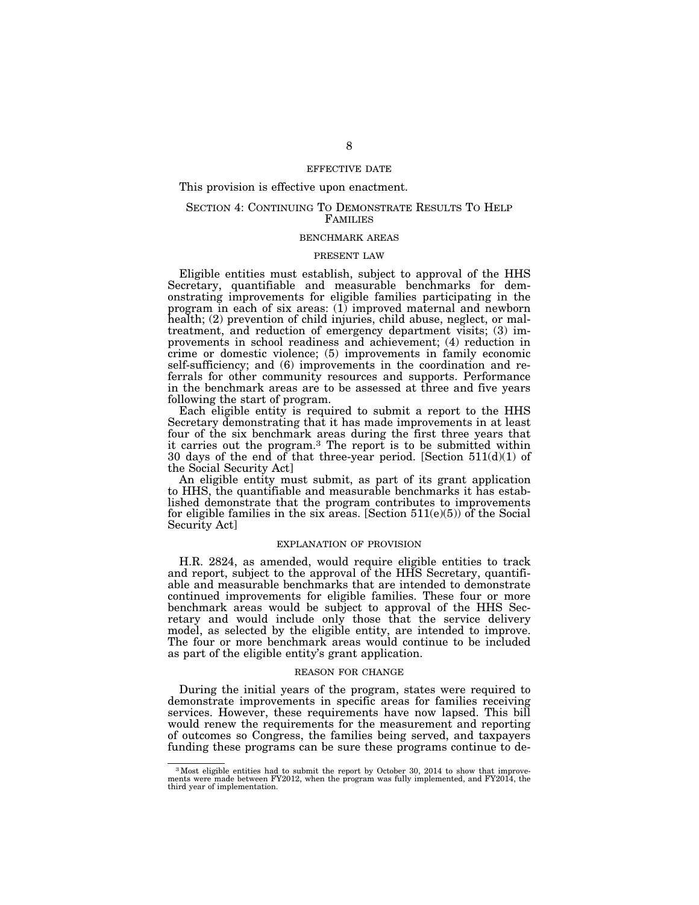#### EFFECTIVE DATE

This provision is effective upon enactment.

## SECTION 4: CONTINUING TO DEMONSTRATE RESULTS TO HELP FAMILIES

### BENCHMARK AREAS

#### PRESENT LAW

Eligible entities must establish, subject to approval of the HHS Secretary, quantifiable and measurable benchmarks for demonstrating improvements for eligible families participating in the program in each of six areas: (1) improved maternal and newborn health; (2) prevention of child injuries, child abuse, neglect, or maltreatment, and reduction of emergency department visits; (3) improvements in school readiness and achievement; (4) reduction in crime or domestic violence; (5) improvements in family economic self-sufficiency; and (6) improvements in the coordination and referrals for other community resources and supports. Performance in the benchmark areas are to be assessed at three and five years following the start of program.

Each eligible entity is required to submit a report to the HHS Secretary demonstrating that it has made improvements in at least four of the six benchmark areas during the first three years that it carries out the program.[3] The report is to be submitted within 30 days of the end of that three-year period. [Section 511(d)(1) of the Social Security Act]

An eligible entity must submit, as part of its grant application to HHS, the quantifiable and measurable benchmarks it has established demonstrate that the program contributes to improvements for eligible families in the six areas. [Section 511(e)(5)) of the Social Security Act]

#### EXPLANATION OF PROVISION

H.R. 2824, as amended, would require eligible entities to track and report, subject to the approval of the HHS Secretary, quantifiable and measurable benchmarks that are intended to demonstrate continued improvements for eligible families. These four or more benchmark areas would be subject to approval of the HHS Secretary and would include only those that the service delivery model, as selected by the eligible entity, are intended to improve. The four or more benchmark areas would continue to be included as part of the eligible entity's grant application.

#### REASON FOR CHANGE

During the initial years of the program, states were required to demonstrate improvements in specific areas for families receiving services. However, these requirements have now lapsed. This bill would renew the requirements for the measurement and reporting of outcomes so Congress, the families being served, and taxpayers funding these programs can be sure these programs continue to de-

---

[3] Most eligible entities had to submit the report by October 30, 2014 to show that improvements were made between FY2012, when the program was fully implemented, and FY2014, the third year of implementation.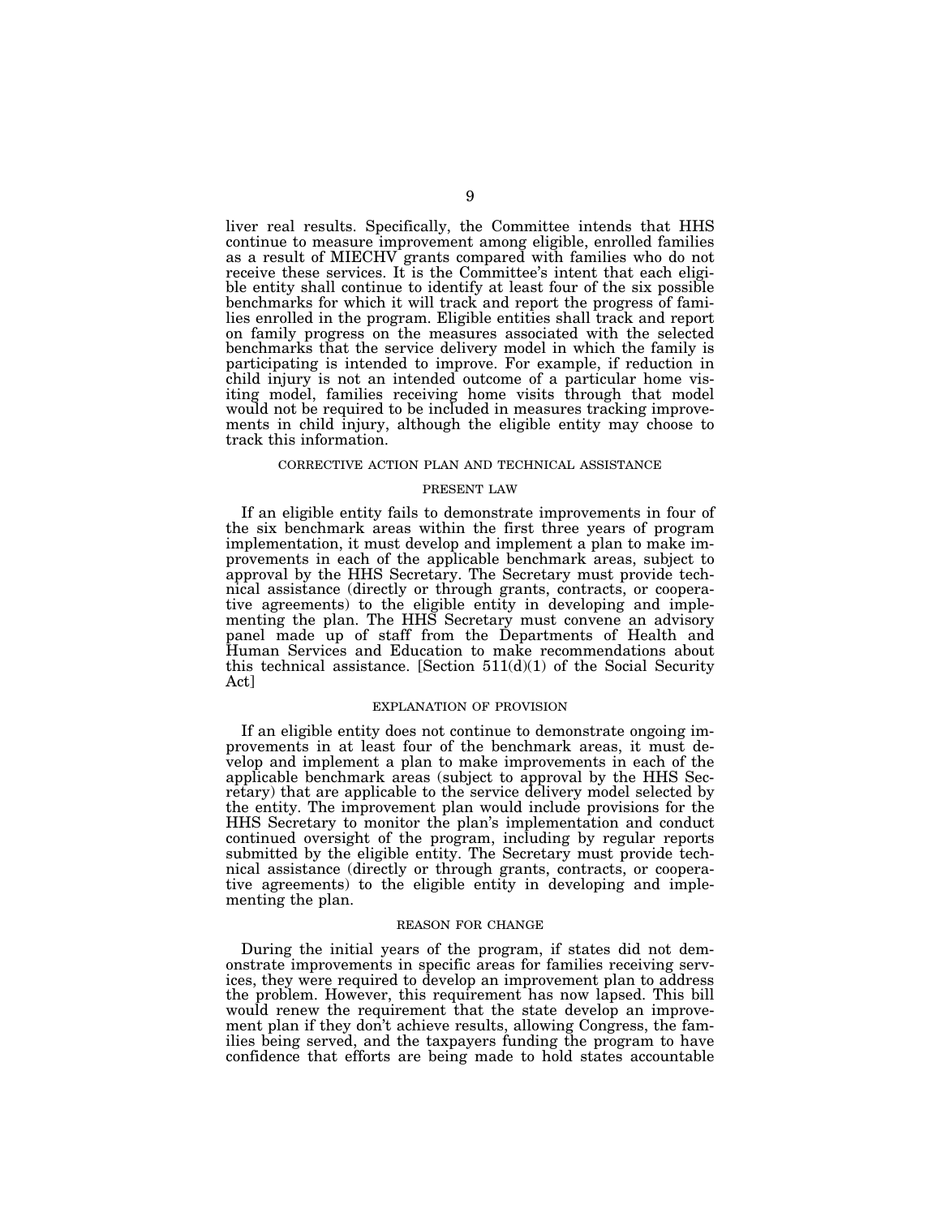liver real results. Specifically, the Committee intends that HHS continue to measure improvement among eligible, enrolled families as a result of MIECHV grants compared with families who do not receive these services. It is the Committee's intent that each eligible entity shall continue to identify at least four of the six possible benchmarks for which it will track and report the progress of families enrolled in the program. Eligible entities shall track and report on family progress on the measures associated with the selected benchmarks that the service delivery model in which the family is participating is intended to improve. For example, if reduction in child injury is not an intended outcome of a particular home visiting model, families receiving home visits through that model would not be required to be included in measures tracking improvements in child injury, although the eligible entity may choose to track this information.

### CORRECTIVE ACTION PLAN AND TECHNICAL ASSISTANCE

#### PRESENT LAW

If an eligible entity fails to demonstrate improvements in four of the six benchmark areas within the first three years of program implementation, it must develop and implement a plan to make improvements in each of the applicable benchmark areas, subject to approval by the HHS Secretary. The Secretary must provide technical assistance (directly or through grants, contracts, or cooperative agreements) to the eligible entity in developing and implementing the plan. The HHS Secretary must convene an advisory panel made up of staff from the Departments of Health and Human Services and Education to make recommendations about this technical assistance. [Section 511(d)(1) of the Social Security Act]

#### EXPLANATION OF PROVISION

If an eligible entity does not continue to demonstrate ongoing improvements in at least four of the benchmark areas, it must develop and implement a plan to make improvements in each of the applicable benchmark areas (subject to approval by the HHS Secretary) that are applicable to the service delivery model selected by the entity. The improvement plan would include provisions for the HHS Secretary to monitor the plan's implementation and conduct continued oversight of the program, including by regular reports submitted by the eligible entity. The Secretary must provide technical assistance (directly or through grants, contracts, or cooperative agreements) to the eligible entity in developing and implementing the plan.

#### REASON FOR CHANGE

During the initial years of the program, if states did not demonstrate improvements in specific areas for families receiving services, they were required to develop an improvement plan to address the problem. However, this requirement has now lapsed. This bill would renew the requirement that the state develop an improvement plan if they don't achieve results, allowing Congress, the families being served, and the taxpayers funding the program to have confidence that efforts are being made to hold states accountable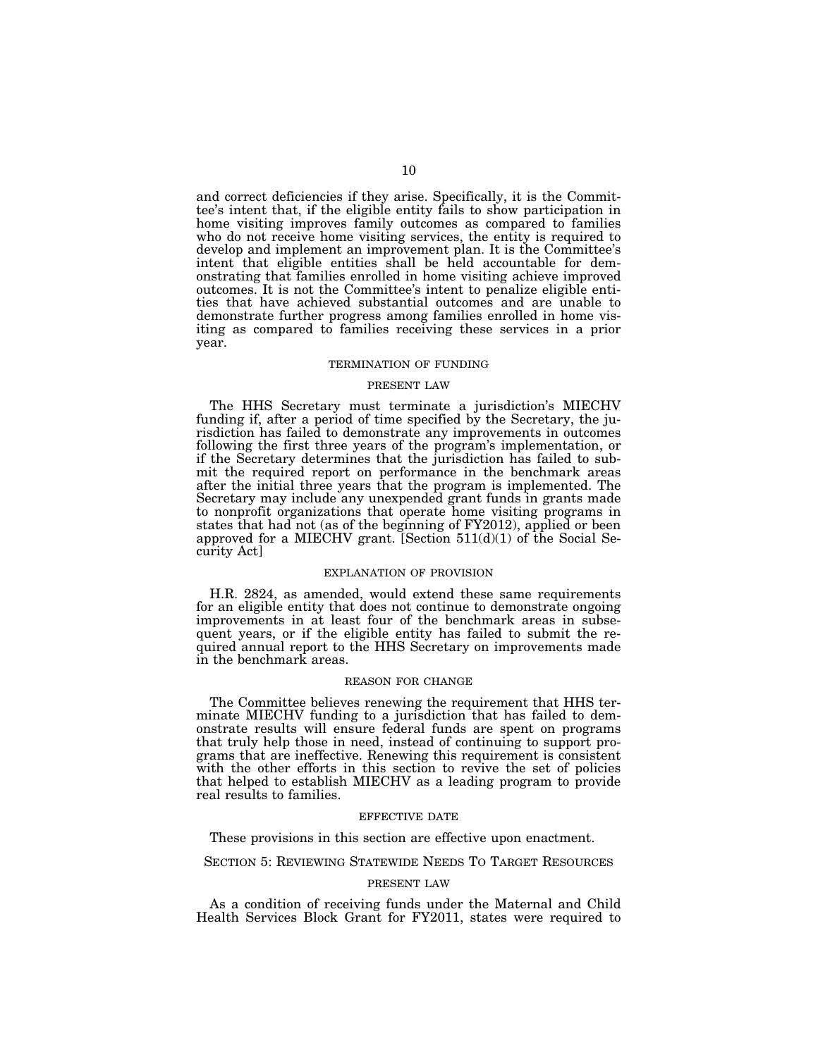and correct deficiencies if they arise. Specifically, it is the Committee's intent that, if the eligible entity fails to show participation in home visiting improves family outcomes as compared to families who do not receive home visiting services, the entity is required to develop and implement an improvement plan. It is the Committee's intent that eligible entities shall be held accountable for demonstrating that families enrolled in home visiting achieve improved outcomes. It is not the Committee's intent to penalize eligible entities that have achieved substantial outcomes and are unable to demonstrate further progress among families enrolled in home visiting as compared to families receiving these services in a prior year.

#### TERMINATION OF FUNDING

##### PRESENT LAW

The HHS Secretary must terminate a jurisdiction's MIECHV funding if, after a period of time specified by the Secretary, the jurisdiction has failed to demonstrate any improvements in outcomes following the first three years of the program's implementation, or if the Secretary determines that the jurisdiction has failed to submit the required report on performance in the benchmark areas after the initial three years that the program is implemented. The Secretary may include any unexpended grant funds in grants made to nonprofit organizations that operate home visiting programs in states that had not (as of the beginning of FY2012), applied or been approved for a MIECHV grant. [Section 511(d)(1) of the Social Security Act]

##### EXPLANATION OF PROVISION

H.R. 2824, as amended, would extend these same requirements for an eligible entity that does not continue to demonstrate ongoing improvements in at least four of the benchmark areas in subsequent years, or if the eligible entity has failed to submit the required annual report to the HHS Secretary on improvements made in the benchmark areas.

##### REASON FOR CHANGE

The Committee believes renewing the requirement that HHS terminate MIECHV funding to a jurisdiction that has failed to demonstrate results will ensure federal funds are spent on programs that truly help those in need, instead of continuing to support programs that are ineffective. Renewing this requirement is consistent with the other efforts in this section to revive the set of policies that helped to establish MIECHV as a leading program to provide real results to families.

##### EFFECTIVE DATE

These provisions in this section are effective upon enactment.

### SECTION 5: REVIEWING STATEWIDE NEEDS TO TARGET RESOURCES

##### PRESENT LAW

As a condition of receiving funds under the Maternal and Child Health Services Block Grant for FY2011, states were required to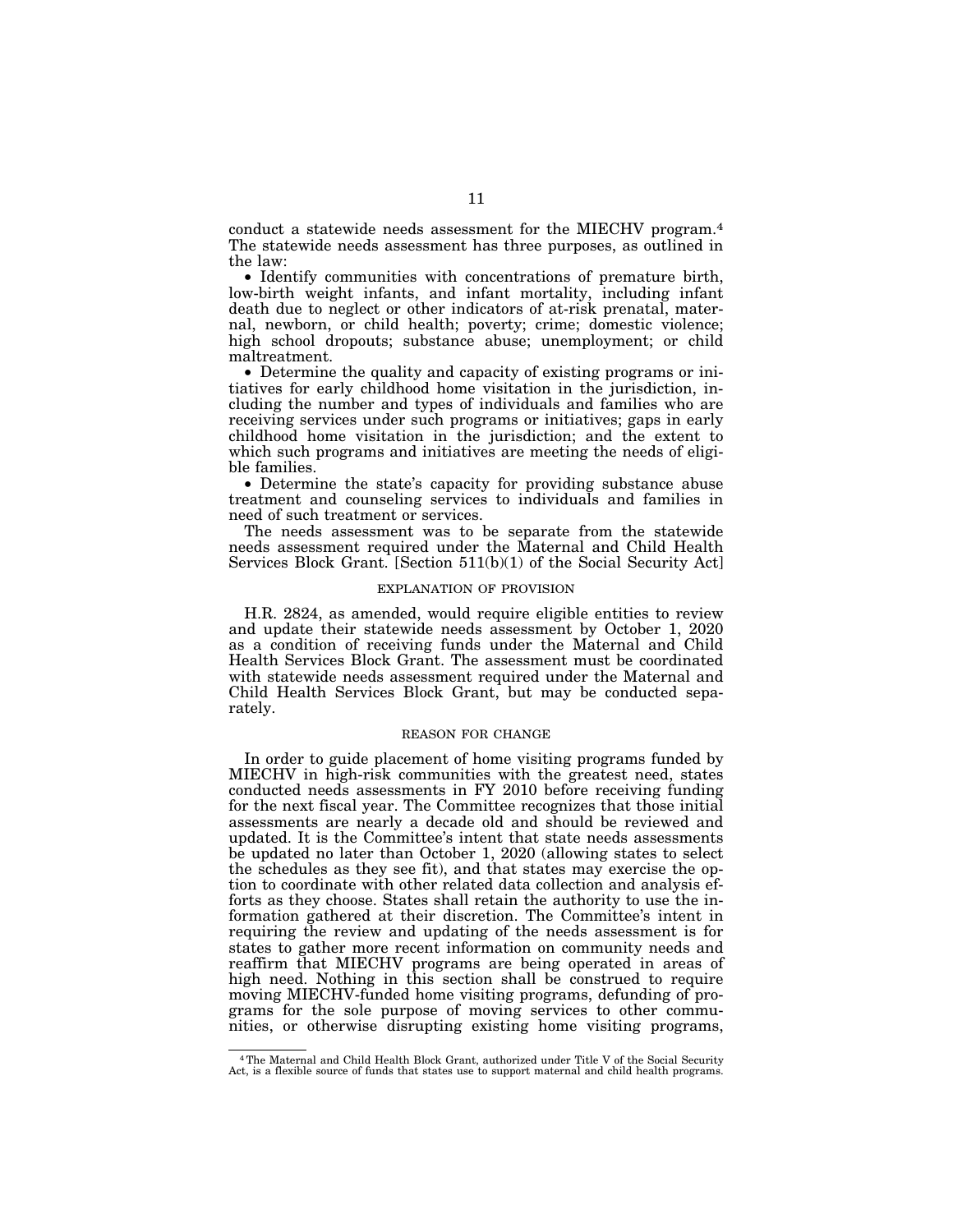conduct a statewide needs assessment for the MIECHV program.[4] The statewide needs assessment has three purposes, as outlined in the law:

- Identify communities with concentrations of premature birth, low-birth weight infants, and infant mortality, including infant death due to neglect or other indicators of at-risk prenatal, maternal, newborn, or child health; poverty; crime; domestic violence; high school dropouts; substance abuse; unemployment; or child maltreatment.
- Determine the quality and capacity of existing programs or initiatives for early childhood home visitation in the jurisdiction, including the number and types of individuals and families who are receiving services under such programs or initiatives; gaps in early childhood home visitation in the jurisdiction; and the extent to which such programs and initiatives are meeting the needs of eligible families.
- Determine the state's capacity for providing substance abuse treatment and counseling services to individuals and families in need of such treatment or services.

The needs assessment was to be separate from the statewide needs assessment required under the Maternal and Child Health Services Block Grant. [Section 511(b)(1) of the Social Security Act]

## EXPLANATION OF PROVISION

H.R. 2824, as amended, would require eligible entities to review and update their statewide needs assessment by October 1, 2020 as a condition of receiving funds under the Maternal and Child Health Services Block Grant. The assessment must be coordinated with statewide needs assessment required under the Maternal and Child Health Services Block Grant, but may be conducted separately.

## REASON FOR CHANGE

In order to guide placement of home visiting programs funded by MIECHV in high-risk communities with the greatest need, states conducted needs assessments in FY 2010 before receiving funding for the next fiscal year. The Committee recognizes that those initial assessments are nearly a decade old and should be reviewed and updated. It is the Committee's intent that state needs assessments be updated no later than October 1, 2020 (allowing states to select the schedules as they see fit), and that states may exercise the option to coordinate with other related data collection and analysis efforts as they choose. States shall retain the authority to use the information gathered at their discretion. The Committee's intent in requiring the review and updating of the needs assessment is for states to gather more recent information on community needs and reaffirm that MIECHV programs are being operated in areas of high need. Nothing in this section shall be construed to require moving MIECHV-funded home visiting programs, defunding of programs for the sole purpose of moving services to other communities, or otherwise disrupting existing home visiting programs,

---

[4] The Maternal and Child Health Block Grant, authorized under Title V of the Social Security Act, is a flexible source of funds that states use to support maternal and child health programs.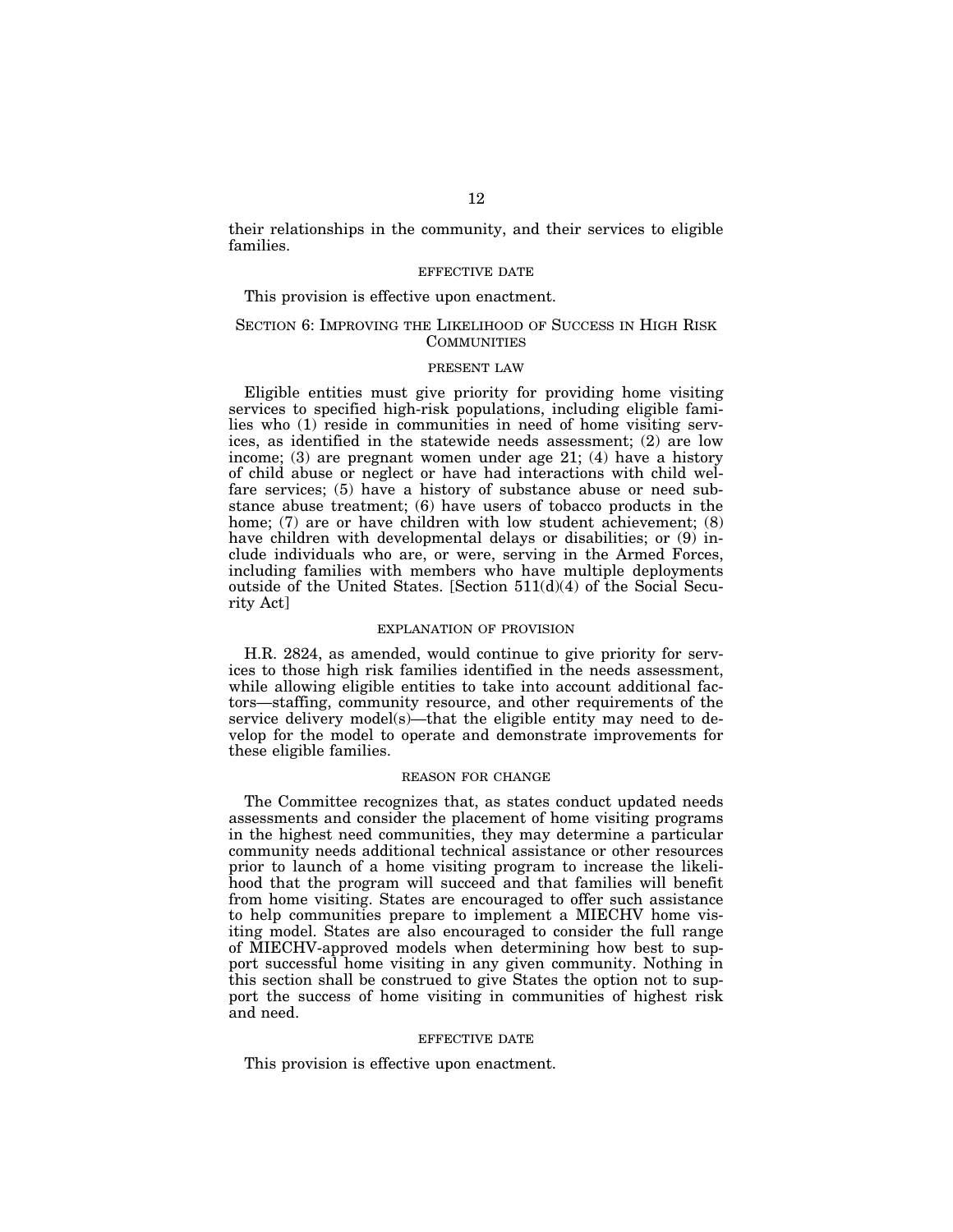their relationships in the community, and their services to eligible families.

#### EFFECTIVE DATE

This provision is effective upon enactment.

### SECTION 6: IMPROVING THE LIKELIHOOD OF SUCCESS IN HIGH RISK COMMUNITIES

#### PRESENT LAW

Eligible entities must give priority for providing home visiting services to specified high-risk populations, including eligible families who (1) reside in communities in need of home visiting services, as identified in the statewide needs assessment; (2) are low income; (3) are pregnant women under age 21; (4) have a history of child abuse or neglect or have had interactions with child welfare services; (5) have a history of substance abuse or need substance abuse treatment; (6) have users of tobacco products in the home; (7) are or have children with low student achievement; (8) have children with developmental delays or disabilities; or (9) include individuals who are, or were, serving in the Armed Forces, including families with members who have multiple deployments outside of the United States. [Section 511(d)(4) of the Social Security Act]

#### EXPLANATION OF PROVISION

H.R. 2824, as amended, would continue to give priority for services to those high risk families identified in the needs assessment, while allowing eligible entities to take into account additional factors—staffing, community resource, and other requirements of the service delivery model(s)—that the eligible entity may need to develop for the model to operate and demonstrate improvements for these eligible families.

#### REASON FOR CHANGE

The Committee recognizes that, as states conduct updated needs assessments and consider the placement of home visiting programs in the highest need communities, they may determine a particular community needs additional technical assistance or other resources prior to launch of a home visiting program to increase the likelihood that the program will succeed and that families will benefit from home visiting. States are encouraged to offer such assistance to help communities prepare to implement a MIECHV home visiting model. States are also encouraged to consider the full range of MIECHV-approved models when determining how best to support successful home visiting in any given community. Nothing in this section shall be construed to give States the option not to support the success of home visiting in communities of highest risk and need.

#### EFFECTIVE DATE

This provision is effective upon enactment.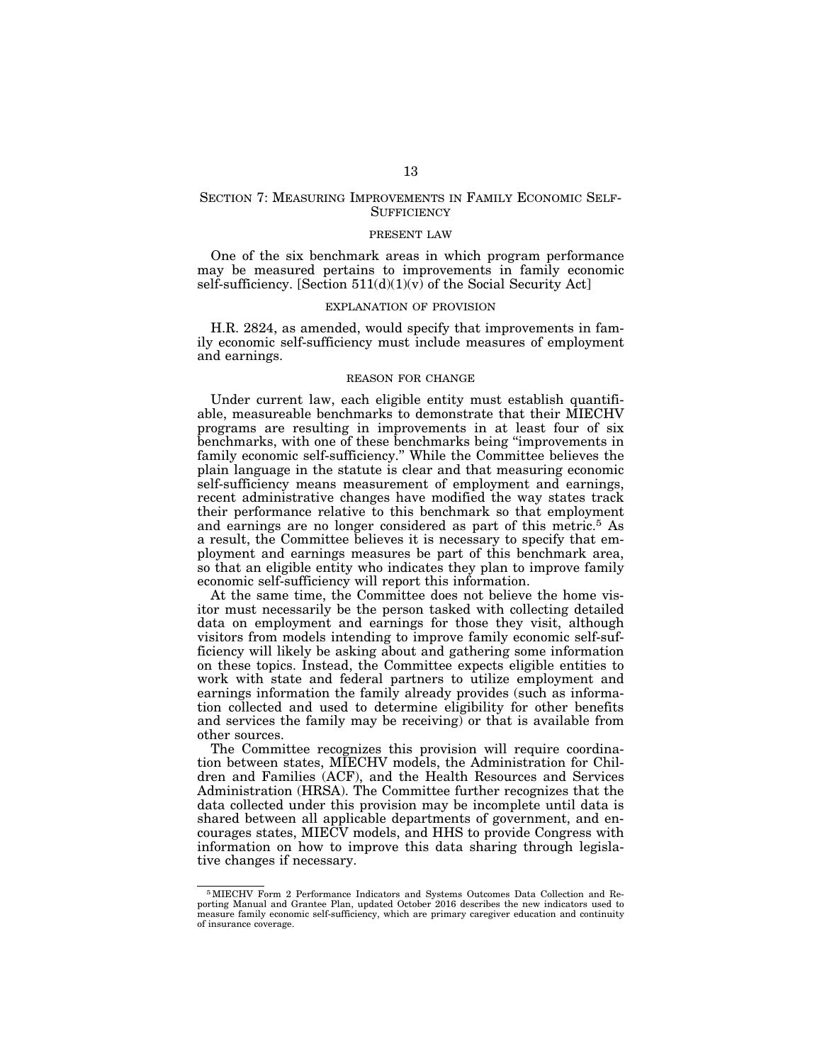## SECTION 7: MEASURING IMPROVEMENTS IN FAMILY ECONOMIC SELF-SUFFICIENCY

### PRESENT LAW

One of the six benchmark areas in which program performance may be measured pertains to improvements in family economic self-sufficiency. [Section 511(d)(1)(v) of the Social Security Act]

### EXPLANATION OF PROVISION

H.R. 2824, as amended, would specify that improvements in family economic self-sufficiency must include measures of employment and earnings.

### REASON FOR CHANGE

Under current law, each eligible entity must establish quantifiable, measureable benchmarks to demonstrate that their MIECHV programs are resulting in improvements in at least four of six benchmarks, with one of these benchmarks being "improvements in family economic self-sufficiency." While the Committee believes the plain language in the statute is clear and that measuring economic self-sufficiency means measurement of employment and earnings, recent administrative changes have modified the way states track their performance relative to this benchmark so that employment and earnings are no longer considered as part of this metric.[5] As a result, the Committee believes it is necessary to specify that employment and earnings measures be part of this benchmark area, so that an eligible entity who indicates they plan to improve family economic self-sufficiency will report this information.

At the same time, the Committee does not believe the home visitor must necessarily be the person tasked with collecting detailed data on employment and earnings for those they visit, although visitors from models intending to improve family economic self-sufficiency will likely be asking about and gathering some information on these topics. Instead, the Committee expects eligible entities to work with state and federal partners to utilize employment and earnings information the family already provides (such as information collected and used to determine eligibility for other benefits and services the family may be receiving) or that is available from other sources.

The Committee recognizes this provision will require coordination between states, MIECHV models, the Administration for Children and Families (ACF), and the Health Resources and Services Administration (HRSA). The Committee further recognizes that the data collected under this provision may be incomplete until data is shared between all applicable departments of government, and encourages states, MIECV models, and HHS to provide Congress with information on how to improve this data sharing through legislative changes if necessary.

---

[5] MIECHV Form 2 Performance Indicators and Systems Outcomes Data Collection and Reporting Manual and Grantee Plan, updated October 2016 describes the new indicators used to measure family economic self-sufficiency, which are primary caregiver education and continuity of insurance coverage.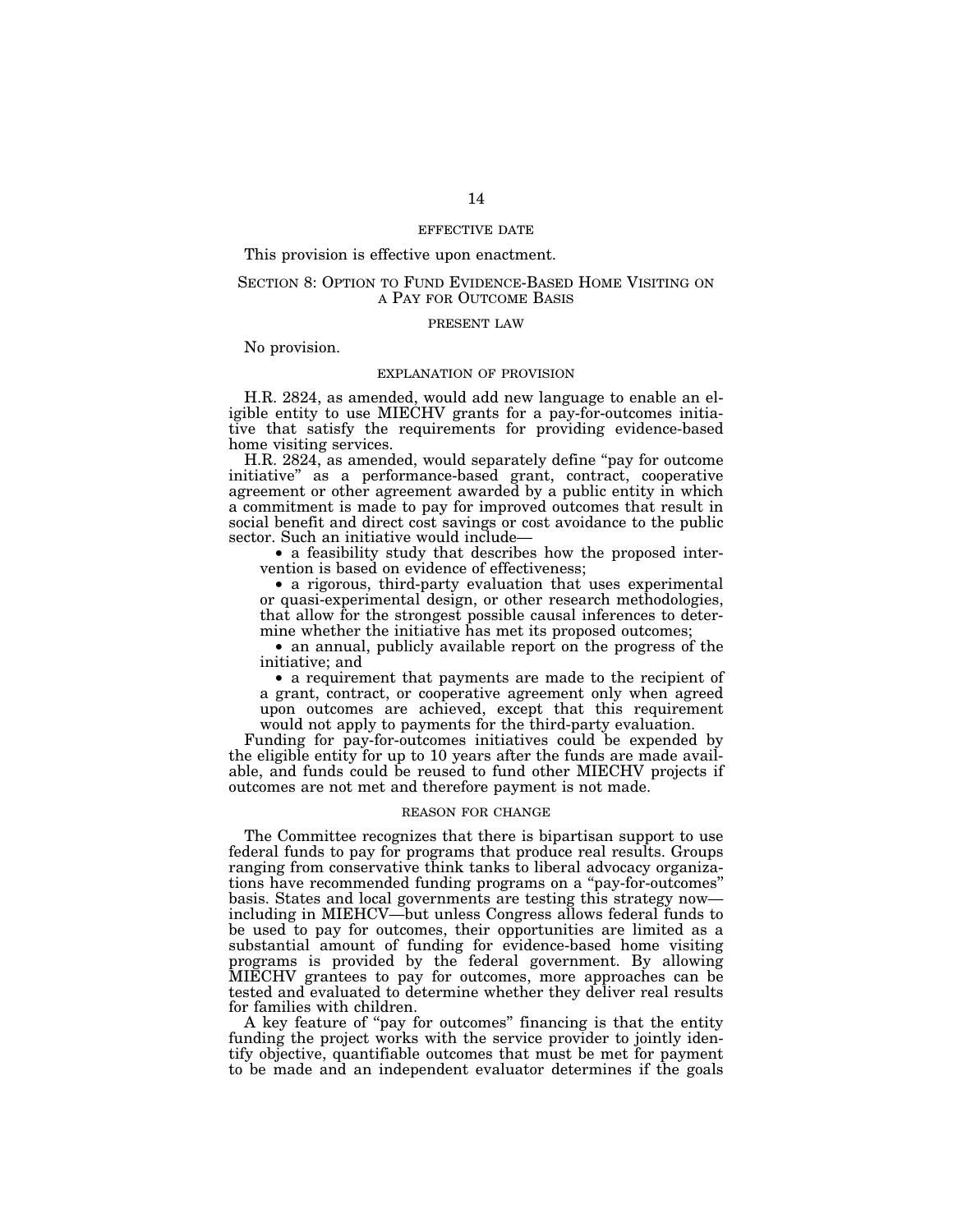#### EFFECTIVE DATE

This provision is effective upon enactment.

### SECTION 8: OPTION TO FUND EVIDENCE-BASED HOME VISITING ON A PAY FOR OUTCOME BASIS

#### PRESENT LAW

No provision.

#### EXPLANATION OF PROVISION

H.R. 2824, as amended, would add new language to enable an eligible entity to use MIECHV grants for a pay-for-outcomes initiative that satisfy the requirements for providing evidence-based home visiting services.

H.R. 2824, as amended, would separately define "pay for outcome initiative" as a performance-based grant, contract, cooperative agreement or other agreement awarded by a public entity in which a commitment is made to pay for improved outcomes that result in social benefit and direct cost savings or cost avoidance to the public sector. Such an initiative would include—

- a feasibility study that describes how the proposed intervention is based on evidence of effectiveness;
- a rigorous, third-party evaluation that uses experimental or quasi-experimental design, or other research methodologies, that allow for the strongest possible causal inferences to determine whether the initiative has met its proposed outcomes;
- an annual, publicly available report on the progress of the initiative; and
- a requirement that payments are made to the recipient of a grant, contract, or cooperative agreement only when agreed upon outcomes are achieved, except that this requirement would not apply to payments for the third-party evaluation.

Funding for pay-for-outcomes initiatives could be expended by the eligible entity for up to 10 years after the funds are made available, and funds could be reused to fund other MIECHV projects if outcomes are not met and therefore payment is not made.

#### REASON FOR CHANGE

The Committee recognizes that there is bipartisan support to use federal funds to pay for programs that produce real results. Groups ranging from conservative think tanks to liberal advocacy organizations have recommended funding programs on a "pay-for-outcomes" basis. States and local governments are testing this strategy now—including in MIEHCV—but unless Congress allows federal funds to be used to pay for outcomes, their opportunities are limited as a substantial amount of funding for evidence-based home visiting programs is provided by the federal government. By allowing MIECHV grantees to pay for outcomes, more approaches can be tested and evaluated to determine whether they deliver real results for families with children.

A key feature of "pay for outcomes" financing is that the entity funding the project works with the service provider to jointly identify objective, quantifiable outcomes that must be met for payment to be made and an independent evaluator determines if the goals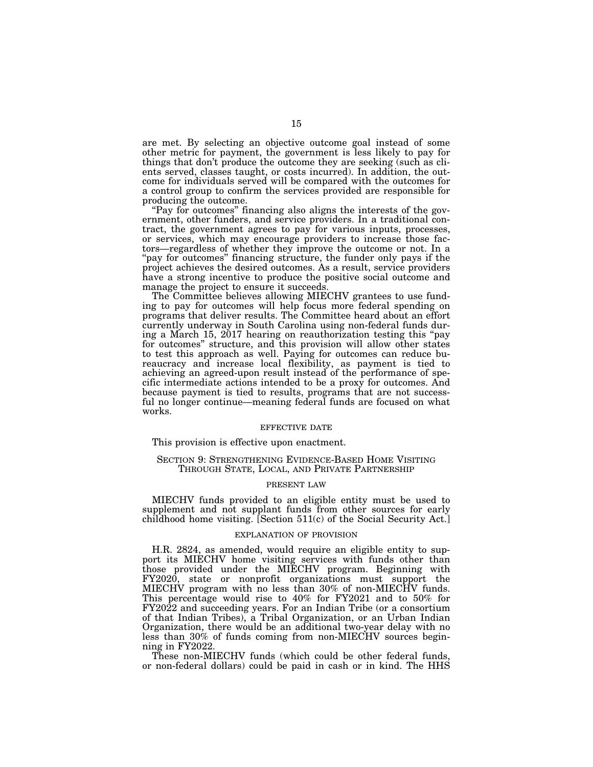are met. By selecting an objective outcome goal instead of some other metric for payment, the government is less likely to pay for things that don't produce the outcome they are seeking (such as clients served, classes taught, or costs incurred). In addition, the outcome for individuals served will be compared with the outcomes for a control group to confirm the services provided are responsible for producing the outcome.

"Pay for outcomes" financing also aligns the interests of the government, other funders, and service providers. In a traditional contract, the government agrees to pay for various inputs, processes, or services, which may encourage providers to increase those factors—regardless of whether they improve the outcome or not. In a "pay for outcomes" financing structure, the funder only pays if the project achieves the desired outcomes. As a result, service providers have a strong incentive to produce the positive social outcome and manage the project to ensure it succeeds.

The Committee believes allowing MIECHV grantees to use funding to pay for outcomes will help focus more federal spending on programs that deliver results. The Committee heard about an effort currently underway in South Carolina using non-federal funds during a March 15, 2017 hearing on reauthorization testing this "pay for outcomes" structure, and this provision will allow other states to test this approach as well. Paying for outcomes can reduce bureaucracy and increase local flexibility, as payment is tied to achieving an agreed-upon result instead of the performance of specific intermediate actions intended to be a proxy for outcomes. And because payment is tied to results, programs that are not successful no longer continue—meaning federal funds are focused on what works.

#### EFFECTIVE DATE

This provision is effective upon enactment.

### SECTION 9: STRENGTHENING EVIDENCE-BASED HOME VISITING THROUGH STATE, LOCAL, AND PRIVATE PARTNERSHIP

#### PRESENT LAW

MIECHV funds provided to an eligible entity must be used to supplement and not supplant funds from other sources for early childhood home visiting. [Section 511(c) of the Social Security Act.]

#### EXPLANATION OF PROVISION

H.R. 2824, as amended, would require an eligible entity to support its MIECHV home visiting services with funds other than those provided under the MIECHV program. Beginning with FY2020, state or nonprofit organizations must support the MIECHV program with no less than 30% of non-MIECHV funds. This percentage would rise to 40% for FY2021 and to 50% for FY2022 and succeeding years. For an Indian Tribe (or a consortium of that Indian Tribes), a Tribal Organization, or an Urban Indian Organization, there would be an additional two-year delay with no less than 30% of funds coming from non-MIECHV sources beginning in FY2022.

These non-MIECHV funds (which could be other federal funds, or non-federal dollars) could be paid in cash or in kind. The HHS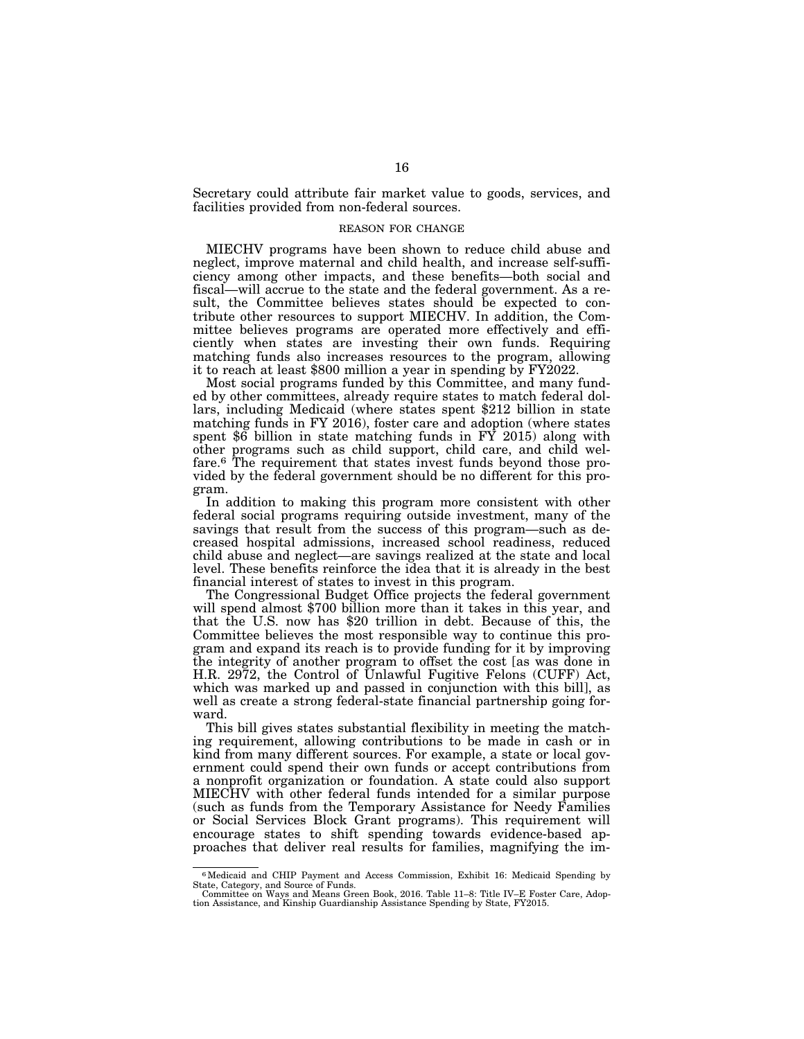Secretary could attribute fair market value to goods, services, and facilities provided from non-federal sources.

### REASON FOR CHANGE

MIECHV programs have been shown to reduce child abuse and neglect, improve maternal and child health, and increase self-sufficiency among other impacts, and these benefits—both social and fiscal—will accrue to the state and the federal government. As a result, the Committee believes states should be expected to contribute other resources to support MIECHV. In addition, the Committee believes programs are operated more effectively and efficiently when states are investing their own funds. Requiring matching funds also increases resources to the program, allowing it to reach at least $800 million a year in spending by FY2022.

Most social programs funded by this Committee, and many funded by other committees, already require states to match federal dollars, including Medicaid (where states spent $212 billion in state matching funds in FY 2016), foster care and adoption (where states spent $6 billion in state matching funds in FY 2015) along with other programs such as child support, child care, and child welfare.[6] The requirement that states invest funds beyond those provided by the federal government should be no different for this program.

In addition to making this program more consistent with other federal social programs requiring outside investment, many of the savings that result from the success of this program—such as decreased hospital admissions, increased school readiness, reduced child abuse and neglect—are savings realized at the state and local level. These benefits reinforce the idea that it is already in the best financial interest of states to invest in this program.

The Congressional Budget Office projects the federal government will spend almost $700 billion more than it takes in this year, and that the U.S. now has $20 trillion in debt. Because of this, the Committee believes the most responsible way to continue this program and expand its reach is to provide funding for it by improving the integrity of another program to offset the cost [as was done in H.R. 2972, the Control of Unlawful Fugitive Felons (CUFF) Act, which was marked up and passed in conjunction with this bill], as well as create a strong federal-state financial partnership going forward.

This bill gives states substantial flexibility in meeting the matching requirement, allowing contributions to be made in cash or in kind from many different sources. For example, a state or local government could spend their own funds or accept contributions from a nonprofit organization or foundation. A state could also support MIECHV with other federal funds intended for a similar purpose (such as funds from the Temporary Assistance for Needy Families or Social Services Block Grant programs). This requirement will encourage states to shift spending towards evidence-based approaches that deliver real results for families, magnifying the im-

---

[6] Medicaid and CHIP Payment and Access Commission, Exhibit 16: Medicaid Spending by State, Category, and Source of Funds.
Committee on Ways and Means Green Book, 2016. Table 11–8: Title IV–E Foster Care, Adoption Assistance, and Kinship Guardianship Assistance Spending by State, FY2015.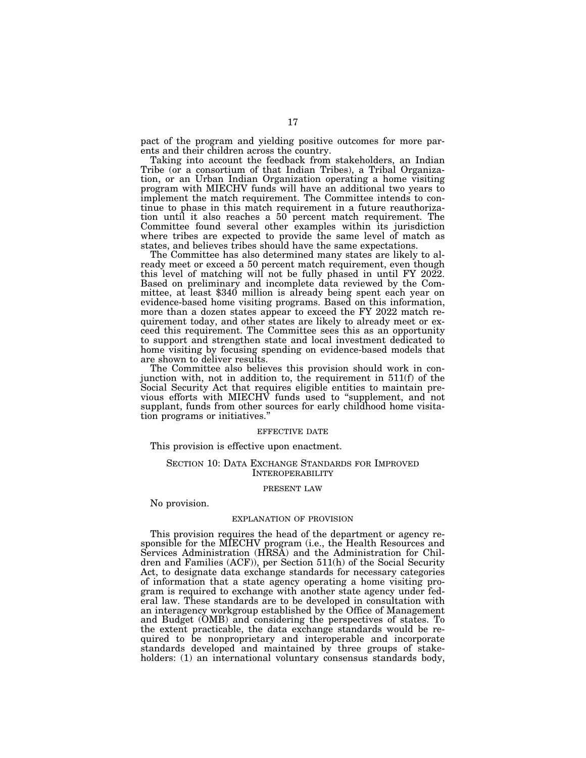pact of the program and yielding positive outcomes for more parents and their children across the country.

Taking into account the feedback from stakeholders, an Indian Tribe (or a consortium of that Indian Tribes), a Tribal Organization, or an Urban Indian Organization operating a home visiting program with MIECHV funds will have an additional two years to implement the match requirement. The Committee intends to continue to phase in this match requirement in a future reauthorization until it also reaches a 50 percent match requirement. The Committee found several other examples within its jurisdiction where tribes are expected to provide the same level of match as states, and believes tribes should have the same expectations.

The Committee has also determined many states are likely to already meet or exceed a 50 percent match requirement, even though this level of matching will not be fully phased in until FY 2022. Based on preliminary and incomplete data reviewed by the Committee, at least $340 million is already being spent each year on evidence-based home visiting programs. Based on this information, more than a dozen states appear to exceed the FY 2022 match requirement today, and other states are likely to already meet or exceed this requirement. The Committee sees this as an opportunity to support and strengthen state and local investment dedicated to home visiting by focusing spending on evidence-based models that are shown to deliver results.

The Committee also believes this provision should work in conjunction with, not in addition to, the requirement in 511(f) of the Social Security Act that requires eligible entities to maintain previous efforts with MIECHV funds used to "supplement, and not supplant, funds from other sources for early childhood home visitation programs or initiatives."

#### EFFECTIVE DATE

This provision is effective upon enactment.

### SECTION 10: DATA EXCHANGE STANDARDS FOR IMPROVED INTEROPERABILITY

#### PRESENT LAW

No provision.

#### EXPLANATION OF PROVISION

This provision requires the head of the department or agency responsible for the MIECHV program (i.e., the Health Resources and Services Administration (HRSA) and the Administration for Children and Families (ACF)), per Section 511(h) of the Social Security Act, to designate data exchange standards for necessary categories of information that a state agency operating a home visiting program is required to exchange with another state agency under federal law. These standards are to be developed in consultation with an interagency workgroup established by the Office of Management and Budget (OMB) and considering the perspectives of states. To the extent practicable, the data exchange standards would be required to be nonproprietary and interoperable and incorporate standards developed and maintained by three groups of stakeholders: (1) an international voluntary consensus standards body,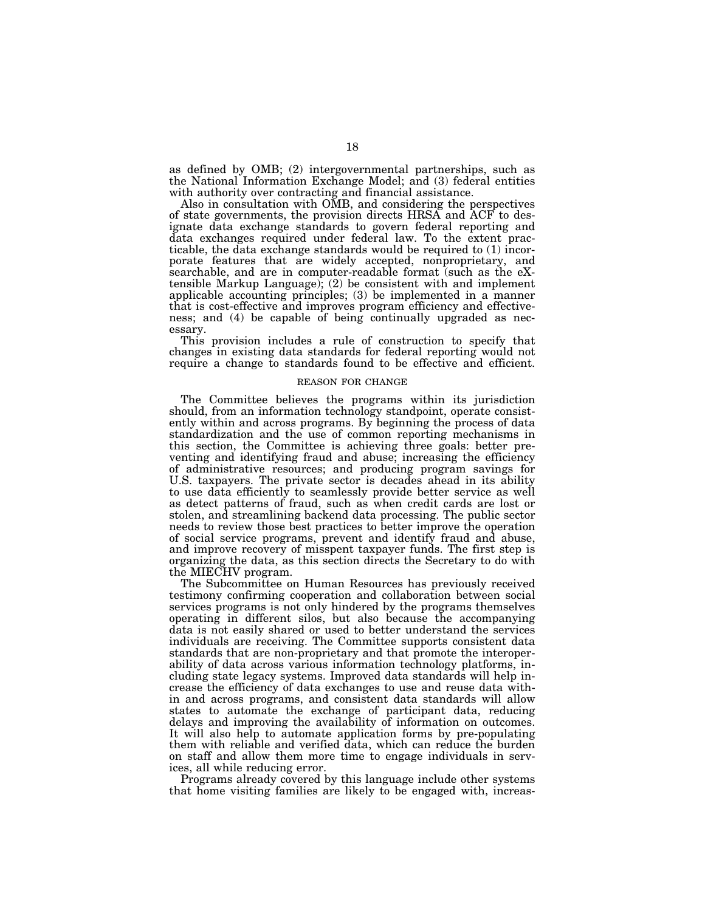as defined by OMB; (2) intergovernmental partnerships, such as the National Information Exchange Model; and (3) federal entities with authority over contracting and financial assistance.

Also in consultation with OMB, and considering the perspectives of state governments, the provision directs HRSA and ACF to designate data exchange standards to govern federal reporting and data exchanges required under federal law. To the extent practicable, the data exchange standards would be required to (1) incorporate features that are widely accepted, nonproprietary, and searchable, and are in computer-readable format (such as the eXtensible Markup Language); (2) be consistent with and implement applicable accounting principles; (3) be implemented in a manner that is cost-effective and improves program efficiency and effectiveness; and (4) be capable of being continually upgraded as necessary.

This provision includes a rule of construction to specify that changes in existing data standards for federal reporting would not require a change to standards found to be effective and efficient.

## REASON FOR CHANGE

The Committee believes the programs within its jurisdiction should, from an information technology standpoint, operate consistently within and across programs. By beginning the process of data standardization and the use of common reporting mechanisms in this section, the Committee is achieving three goals: better preventing and identifying fraud and abuse; increasing the efficiency of administrative resources; and producing program savings for U.S. taxpayers. The private sector is decades ahead in its ability to use data efficiently to seamlessly provide better service as well as detect patterns of fraud, such as when credit cards are lost or stolen, and streamlining backend data processing. The public sector needs to review those best practices to better improve the operation of social service programs, prevent and identify fraud and abuse, and improve recovery of misspent taxpayer funds. The first step is organizing the data, as this section directs the Secretary to do with the MIECHV program.

The Subcommittee on Human Resources has previously received testimony confirming cooperation and collaboration between social services programs is not only hindered by the programs themselves operating in different silos, but also because the accompanying data is not easily shared or used to better understand the services individuals are receiving. The Committee supports consistent data standards that are non-proprietary and that promote the interoperability of data across various information technology platforms, including state legacy systems. Improved data standards will help increase the efficiency of data exchanges to use and reuse data within and across programs, and consistent data standards will allow states to automate the exchange of participant data, reducing delays and improving the availability of information on outcomes. It will also help to automate application forms by pre-populating them with reliable and verified data, which can reduce the burden on staff and allow them more time to engage individuals in services, all while reducing error.

Programs already covered by this language include other systems that home visiting families are likely to be engaged with, increas-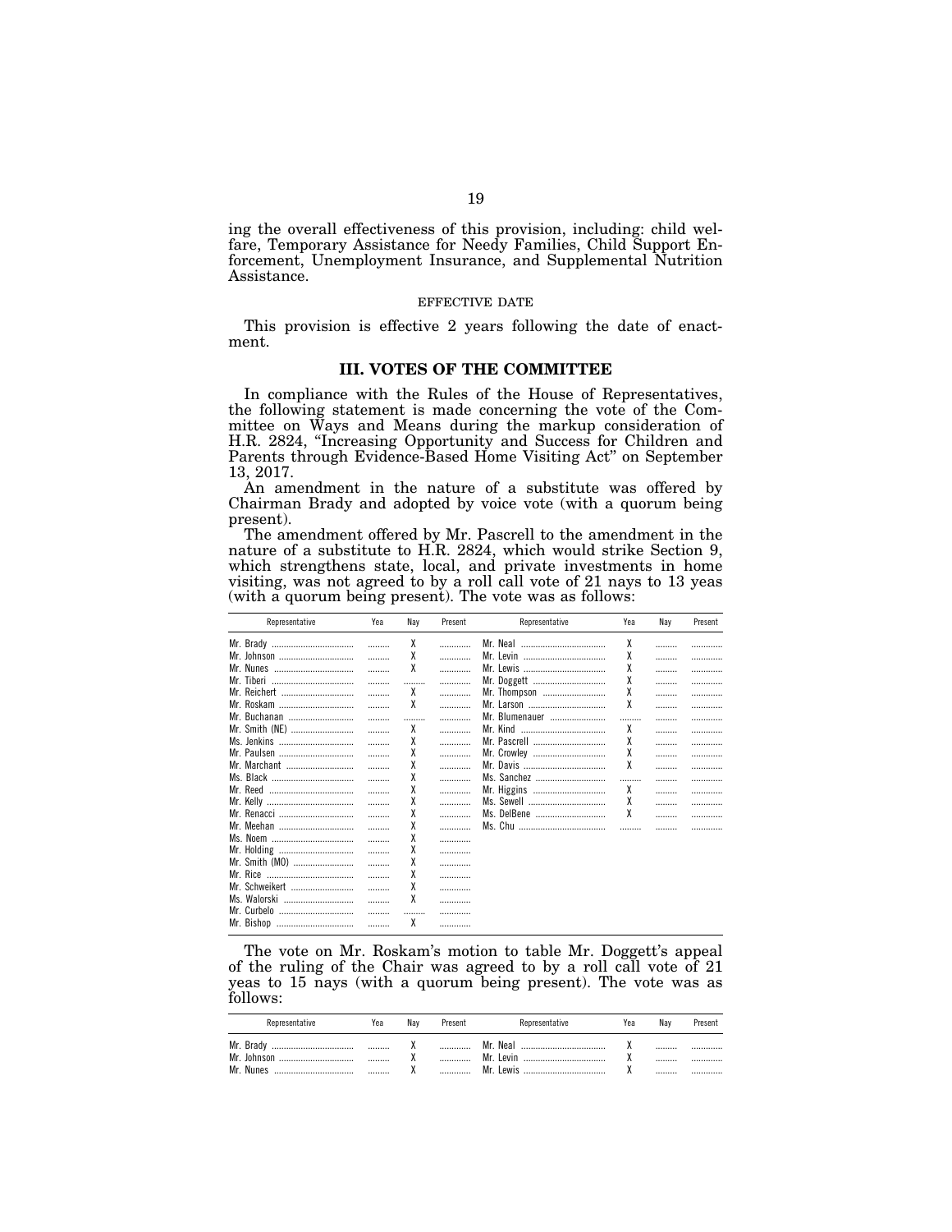ing the overall effectiveness of this provision, including: child welfare, Temporary Assistance for Needy Families, Child Support Enforcement, Unemployment Insurance, and Supplemental Nutrition Assistance.

EFFECTIVE DATE

This provision is effective 2 years following the date of enactment.

## III. VOTES OF THE COMMITTEE

In compliance with the Rules of the House of Representatives, the following statement is made concerning the vote of the Committee on Ways and Means during the markup consideration of H.R. 2824, "Increasing Opportunity and Success for Children and Parents through Evidence-Based Home Visiting Act" on September 13, 2017.

An amendment in the nature of a substitute was offered by Chairman Brady and adopted by voice vote (with a quorum being present).

The amendment offered by Mr. Pascrell to the amendment in the nature of a substitute to H.R. 2824, which would strike Section 9, which strengthens state, local, and private investments in home visiting, was not agreed to by a roll call vote of 21 nays to 13 yeas (with a quorum being present). The vote was as follows:

| Representative | Yea | Nay | Present | Representative | Yea | Nay | Present |
|---|---|---|---|---|---|---|---|
| Mr. Brady | | X | | Mr. Neal | X | | |
| Mr. Johnson | | X | | Mr. Levin | X | | |
| Mr. Nunes | | X | | Mr. Lewis | X | | |
| Mr. Tiberi | | | | Mr. Doggett | X | | |
| Mr. Reichert | | X | | Mr. Thompson | X | | |
| Mr. Roskam | | X | | Mr. Larson | X | | |
| Mr. Buchanan | | | | Mr. Blumenauer | | | |
| Mr. Smith (NE) | | X | | Mr. Kind | X | | |
| Ms. Jenkins | | X | | Mr. Pascrell | X | | |
| Mr. Paulsen | | X | | Mr. Crowley | X | | |
| Mr. Marchant | | X | | Mr. Davis | X | | |
| Ms. Black | | X | | Ms. Sanchez | | | |
| Mr. Reed | | X | | Mr. Higgins | X | | |
| Mr. Kelly | | X | | Ms. Sewell | X | | |
| Mr. Renacci | | X | | Ms. DelBene | X | | |
| Mr. Meehan | | X | | Ms. Chu | | | |
| Ms. Noem | | X | | | | | |
| Mr. Holding | | X | | | | | |
| Mr. Smith (MO) | | X | | | | | |
| Mr. Rice | | X | | | | | |
| Mr. Schweikert | | X | | | | | |
| Ms. Walorski | | X | | | | | |
| Mr. Curbelo | | | | | | | |
| Mr. Bishop | | X | | | | | |

The vote on Mr. Roskam's motion to table Mr. Doggett's appeal of the ruling of the Chair was agreed to by a roll call vote of 21 yeas to 15 nays (with a quorum being present). The vote was as follows:

| Representative | Yea | Nay | Present | Representative | Yea | Nay | Present |
|---|---|---|---|---|---|---|---|
| Mr. Brady | | X | | Mr. Neal | X | | |
| Mr. Johnson | | X | | Mr. Levin | X | | |
| Mr. Nunes | | X | | Mr. Lewis | X | | |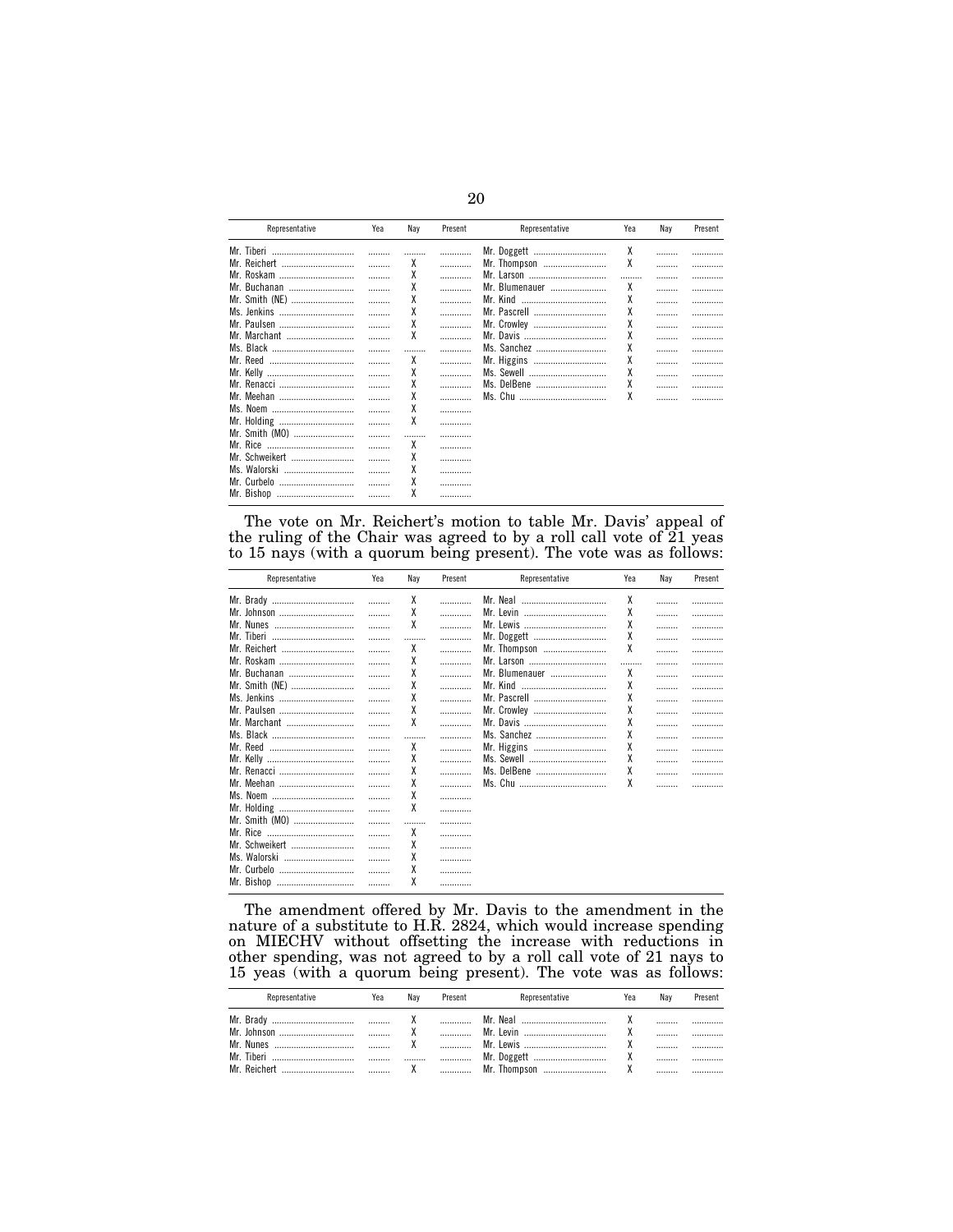| Representative | Yea | Nay | Present | Representative | Yea | Nay | Present |
|---|---|---|---|---|---|---|---|
| Mr. Tiberi | | | | Mr. Doggett | X | | |
| Mr. Reichert | | X | | Mr. Thompson | X | | |
| Mr. Roskam | | X | | Mr. Larson | | | |
| Mr. Buchanan | | X | | Mr. Blumenauer | X | | |
| Mr. Smith (NE) | | X | | Mr. Kind | X | | |
| Ms. Jenkins | | X | | Mr. Pascrell | X | | |
| Mr. Paulsen | | X | | Mr. Crowley | X | | |
| Mr. Marchant | | X | | Mr. Davis | X | | |
| Ms. Black | | | | Ms. Sanchez | X | | |
| Mr. Reed | | X | | Mr. Higgins | X | | |
| Mr. Kelly | | X | | Ms. Sewell | X | | |
| Mr. Renacci | | X | | Ms. DelBene | X | | |
| Mr. Meehan | | X | | Ms. Chu | X | | |
| Ms. Noem | | X | | | | | |
| Mr. Holding | | X | | | | | |
| Mr. Smith (MO) | | | | | | | |
| Mr. Rice | | X | | | | | |
| Mr. Schweikert | | X | | | | | |
| Ms. Walorski | | X | | | | | |
| Mr. Curbelo | | X | | | | | |
| Mr. Bishop | | X | | | | | |

The vote on Mr. Reichert's motion to table Mr. Davis' appeal of the ruling of the Chair was agreed to by a roll call vote of 21 yeas to 15 nays (with a quorum being present). The vote was as follows:

| Representative | Yea | Nay | Present | Representative | Yea | Nay | Present |
|---|---|---|---|---|---|---|---|
| Mr. Brady | | X | | Mr. Neal | X | | |
| Mr. Johnson | | X | | Mr. Levin | X | | |
| Mr. Nunes | | X | | Mr. Lewis | X | | |
| Mr. Tiberi | | | | Mr. Doggett | X | | |
| Mr. Reichert | | X | | Mr. Thompson | X | | |
| Mr. Roskam | | X | | Mr. Larson | | | |
| Mr. Buchanan | | X | | Mr. Blumenauer | X | | |
| Mr. Smith (NE) | | X | | Mr. Kind | X | | |
| Ms. Jenkins | | X | | Mr. Pascrell | X | | |
| Mr. Paulsen | | X | | Mr. Crowley | X | | |
| Mr. Marchant | | X | | Mr. Davis | X | | |
| Ms. Black | | | | Ms. Sanchez | X | | |
| Mr. Reed | | X | | Mr. Higgins | X | | |
| Mr. Kelly | | X | | Ms. Sewell | X | | |
| Mr. Renacci | | X | | Ms. DelBene | X | | |
| Mr. Meehan | | X | | Ms. Chu | X | | |
| Ms. Noem | | X | | | | | |
| Mr. Holding | | X | | | | | |
| Mr. Smith (MO) | | | | | | | |
| Mr. Rice | | X | | | | | |
| Mr. Schweikert | | X | | | | | |
| Ms. Walorski | | X | | | | | |
| Mr. Curbelo | | X | | | | | |
| Mr. Bishop | | X | | | | | |

The amendment offered by Mr. Davis to the amendment in the nature of a substitute to H.R. 2824, which would increase spending on MIECHV without offsetting the increase with reductions in other spending, was not agreed to by a roll call vote of 21 nays to 15 yeas (with a quorum being present). The vote was as follows:

| Representative | Yea | Nay | Present | Representative | Yea | Nay | Present |
|---|---|---|---|---|---|---|---|
| Mr. Brady | | X | | Mr. Neal | X | | |
| Mr. Johnson | | X | | Mr. Levin | X | | |
| Mr. Nunes | | X | | Mr. Lewis | X | | |
| Mr. Tiberi | | | | Mr. Doggett | X | | |
| Mr. Reichert | | X | | Mr. Thompson | X | | |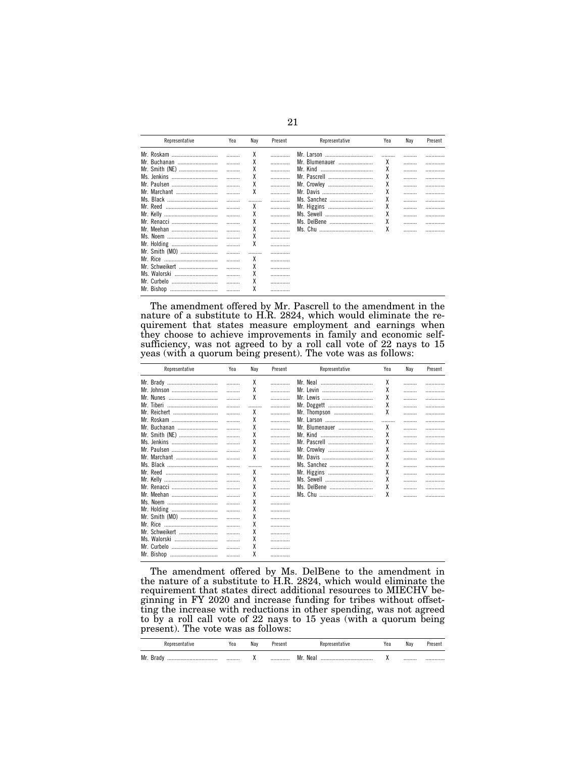| Representative | Yea | Nay | Present | Representative | Yea | Nay | Present |
|---|---|---|---|---|---|---|---|
| Mr. Roskam | | X | | Mr. Larson | | | |
| Mr. Buchanan | | X | | Mr. Blumenauer | X | | |
| Mr. Smith (NE) | | X | | Mr. Kind | X | | |
| Ms. Jenkins | | X | | Mr. Pascrell | X | | |
| Mr. Paulsen | | X | | Mr. Crowley | X | | |
| Mr. Marchant | | X | | Mr. Davis | X | | |
| Ms. Black | | | | Ms. Sanchez | X | | |
| Mr. Reed | | X | | Mr. Higgins | X | | |
| Mr. Kelly | | X | | Ms. Sewell | X | | |
| Mr. Renacci | | X | | Ms. DelBene | X | | |
| Mr. Meehan | | X | | Ms. Chu | X | | |
| Ms. Noem | | X | | | | | |
| Mr. Holding | | X | | | | | |
| Mr. Smith (MO) | | | | | | | |
| Mr. Rice | | X | | | | | |
| Mr. Schweikert | | X | | | | | |
| Ms. Walorski | | X | | | | | |
| Mr. Curbelo | | X | | | | | |
| Mr. Bishop | | X | | | | | |

The amendment offered by Mr. Pascrell to the amendment in the nature of a substitute to H.R. 2824, which would eliminate the requirement that states measure employment and earnings when they choose to achieve improvements in family and economic self-sufficiency, was not agreed to by a roll call vote of 22 nays to 15 yeas (with a quorum being present). The vote was as follows:

| Representative | Yea | Nay | Present | Representative | Yea | Nay | Present |
|---|---|---|---|---|---|---|---|
| Mr. Brady | | X | | Mr. Neal | X | | |
| Mr. Johnson | | X | | Mr. Levin | X | | |
| Mr. Nunes | | X | | Mr. Lewis | X | | |
| Mr. Tiberi | | | | Mr. Doggett | X | | |
| Mr. Reichert | | X | | Mr. Thompson | X | | |
| Mr. Roskam | | X | | Mr. Larson | | | |
| Mr. Buchanan | | X | | Mr. Blumenauer | X | | |
| Mr. Smith (NE) | | X | | Mr. Kind | X | | |
| Ms. Jenkins | | X | | Mr. Pascrell | X | | |
| Mr. Paulsen | | X | | Mr. Crowley | X | | |
| Mr. Marchant | | X | | Mr. Davis | X | | |
| Ms. Black | | | | Ms. Sanchez | X | | |
| Mr. Reed | | X | | Mr. Higgins | X | | |
| Mr. Kelly | | X | | Ms. Sewell | X | | |
| Mr. Renacci | | X | | Ms. DelBene | X | | |
| Mr. Meehan | | X | | Ms. Chu | X | | |
| Ms. Noem | | X | | | | | |
| Mr. Holding | | X | | | | | |
| Mr. Smith (MO) | | X | | | | | |
| Mr. Rice | | X | | | | | |
| Mr. Schweikert | | X | | | | | |
| Ms. Walorski | | X | | | | | |
| Mr. Curbelo | | X | | | | | |
| Mr. Bishop | | X | | | | | |

The amendment offered by Ms. DelBene to the amendment in the nature of a substitute to H.R. 2824, which would eliminate the requirement that states direct additional resources to MIECHV beginning in FY 2020 and increase funding for tribes without offsetting the increase with reductions in other spending, was not agreed to by a roll call vote of 22 nays to 15 yeas (with a quorum being present). The vote was as follows:

| Representative | Yea | Nay | Present | Representative | Yea | Nay | Present |
|---|---|---|---|---|---|---|---|
| Mr. Brady | | X | | Mr. Neal | X | | |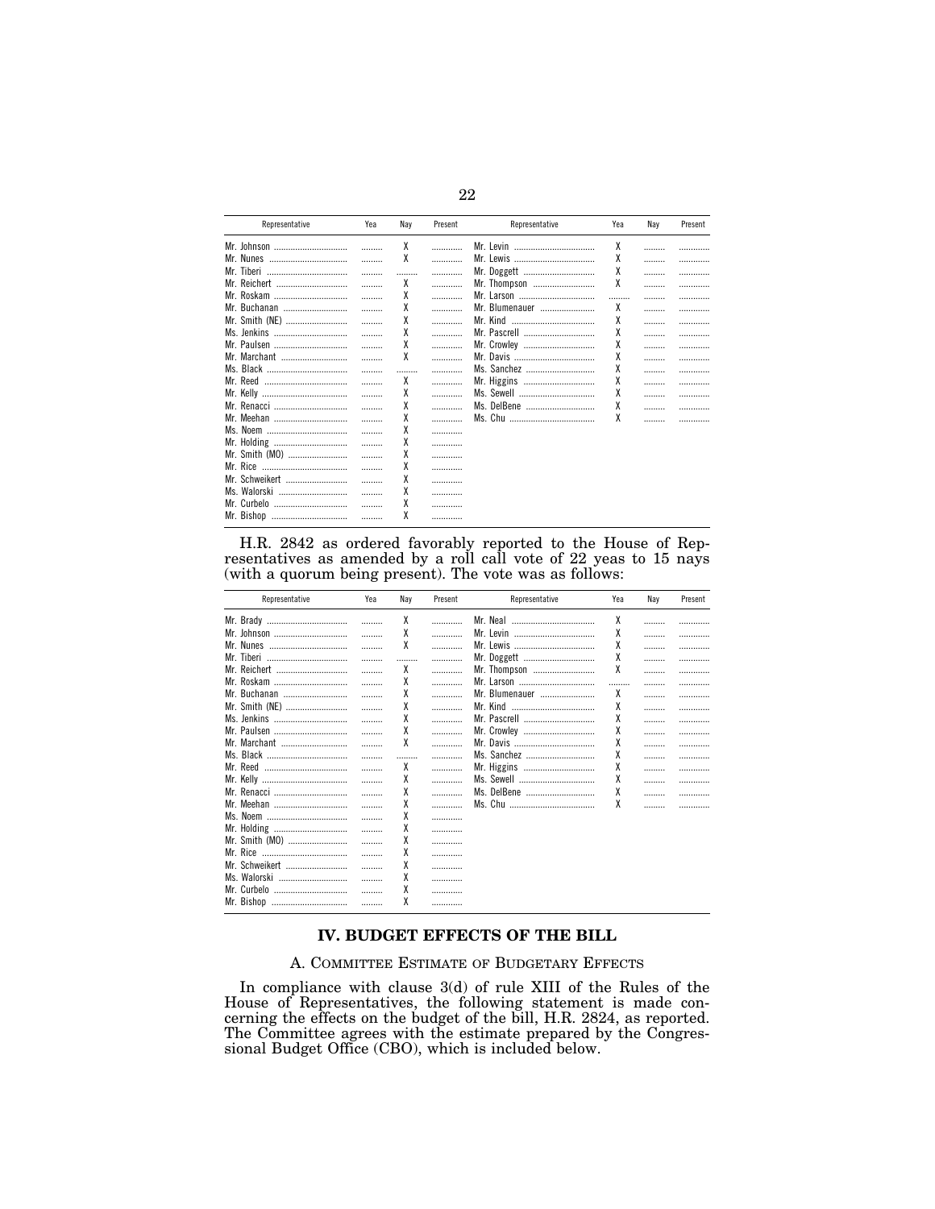| Representative | Yea | Nay | Present | Representative | Yea | Nay | Present |
|---|---|---|---|---|---|---|---|
| Mr. Johnson | ......... | X | ............ | Mr. Levin | X | ......... | ............ |
| Mr. Nunes | ......... | X | ............ | Mr. Lewis | X | ......... | ............ |
| Mr. Tiberi | ......... | ......... | ............ | Mr. Doggett | X | ......... | ............ |
| Mr. Reichert | ......... | X | ............ | Mr. Thompson | X | ......... | ............ |
| Mr. Roskam | ......... | X | ............ | Mr. Larson | ......... | ......... | ............ |
| Mr. Buchanan | ......... | X | ............ | Mr. Blumenauer | X | ......... | ............ |
| Mr. Smith (NE) | ......... | X | ............ | Mr. Kind | X | ......... | ............ |
| Ms. Jenkins | ......... | X | ............ | Mr. Pascrell | X | ......... | ............ |
| Mr. Paulsen | ......... | X | ............ | Mr. Crowley | X | ......... | ............ |
| Mr. Marchant | ......... | X | ............ | Mr. Davis | X | ......... | ............ |
| Ms. Black | ......... | ......... | ............ | Ms. Sanchez | X | ......... | ............ |
| Mr. Reed | ......... | X | ............ | Mr. Higgins | X | ......... | ............ |
| Mr. Kelly | ......... | X | ............ | Ms. Sewell | X | ......... | ............ |
| Mr. Renacci | ......... | X | ............ | Ms. DelBene | X | ......... | ............ |
| Mr. Meehan | ......... | X | ............ | Ms. Chu | X | ......... | ............ |
| Ms. Noem | ......... | X | ............ | | | | |
| Mr. Holding | ......... | X | ............ | | | | |
| Mr. Smith (MO) | ......... | X | ............ | | | | |
| Mr. Rice | ......... | X | ............ | | | | |
| Mr. Schweikert | ......... | X | ............ | | | | |
| Ms. Walorski | ......... | X | ............ | | | | |
| Mr. Curbelo | ......... | X | ............ | | | | |
| Mr. Bishop | ......... | X | ............ | | | | |

H.R. 2842 as ordered favorably reported to the House of Representatives as amended by a roll call vote of 22 yeas to 15 nays (with a quorum being present). The vote was as follows:

| Representative | Yea | Nay | Present | Representative | Yea | Nay | Present |
|---|---|---|---|---|---|---|---|
| Mr. Brady | ......... | X | ............ | Mr. Neal | X | ......... | ............ |
| Mr. Johnson | ......... | X | ............ | Mr. Levin | X | ......... | ............ |
| Mr. Nunes | ......... | X | ............ | Mr. Lewis | X | ......... | ............ |
| Mr. Tiberi | ......... | ......... | ............ | Mr. Doggett | X | ......... | ............ |
| Mr. Reichert | ......... | X | ............ | Mr. Thompson | X | ......... | ............ |
| Mr. Roskam | ......... | X | ............ | Mr. Larson | ......... | ......... | ............ |
| Mr. Buchanan | ......... | X | ............ | Mr. Blumenauer | X | ......... | ............ |
| Mr. Smith (NE) | ......... | X | ............ | Mr. Kind | X | ......... | ............ |
| Ms. Jenkins | ......... | X | ............ | Mr. Pascrell | X | ......... | ............ |
| Mr. Paulsen | ......... | X | ............ | Mr. Crowley | X | ......... | ............ |
| Mr. Marchant | ......... | X | ............ | Mr. Davis | X | ......... | ............ |
| Ms. Black | ......... | ......... | ............ | Ms. Sanchez | X | ......... | ............ |
| Mr. Reed | ......... | X | ............ | Mr. Higgins | X | ......... | ............ |
| Mr. Kelly | ......... | X | ............ | Ms. Sewell | X | ......... | ............ |
| Mr. Renacci | ......... | X | ............ | Ms. DelBene | X | ......... | ............ |
| Mr. Meehan | ......... | X | ............ | Ms. Chu | X | ......... | ............ |
| Ms. Noem | ......... | X | ............ | | | | |
| Mr. Holding | ......... | X | ............ | | | | |
| Mr. Smith (MO) | ......... | X | ............ | | | | |
| Mr. Rice | ......... | X | ............ | | | | |
| Mr. Schweikert | ......... | X | ............ | | | | |
| Ms. Walorski | ......... | X | ............ | | | | |
| Mr. Curbelo | ......... | X | ............ | | | | |
| Mr. Bishop | ......... | X | ............ | | | | |

## IV. BUDGET EFFECTS OF THE BILL

### A. COMMITTEE ESTIMATE OF BUDGETARY EFFECTS

In compliance with clause 3(d) of rule XIII of the Rules of the House of Representatives, the following statement is made concerning the effects on the budget of the bill, H.R. 2824, as reported. The Committee agrees with the estimate prepared by the Congressional Budget Office (CBO), which is included below.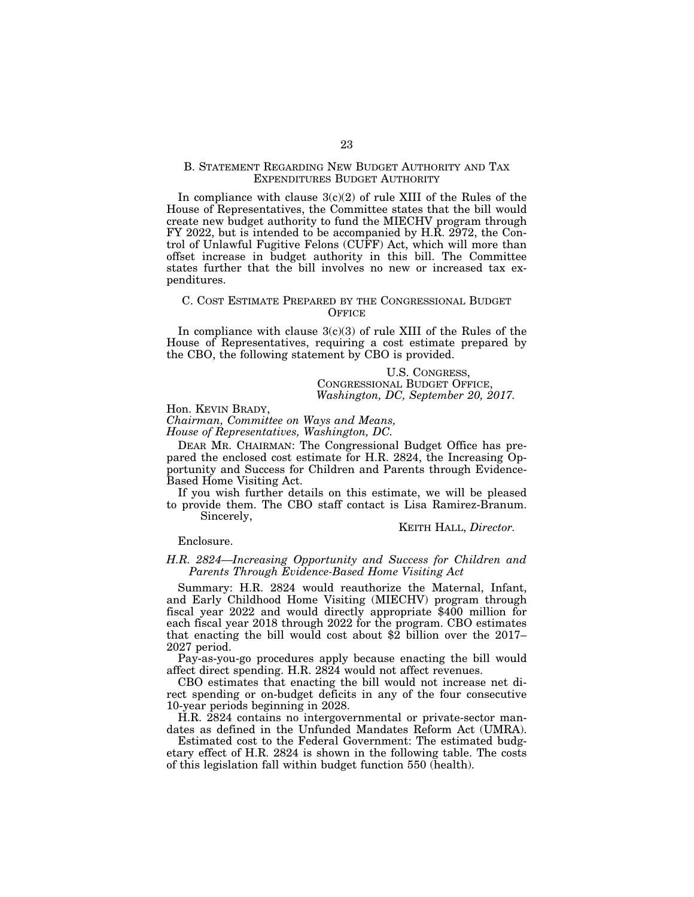### B. Statement Regarding New Budget Authority and Tax Expenditures Budget Authority

In compliance with clause 3(c)(2) of rule XIII of the Rules of the House of Representatives, the Committee states that the bill would create new budget authority to fund the MIECHV program through FY 2022, but is intended to be accompanied by H.R. 2972, the Control of Unlawful Fugitive Felons (CUFF) Act, which will more than offset increase in budget authority in this bill. The Committee states further that the bill involves no new or increased tax expenditures.

### C. Cost Estimate Prepared by the Congressional Budget Office

In compliance with clause 3(c)(3) of rule XIII of the Rules of the House of Representatives, requiring a cost estimate prepared by the CBO, the following statement by CBO is provided.

U.S. Congress,
Congressional Budget Office,
*Washington, DC, September 20, 2017.*

Hon. Kevin Brady,
*Chairman, Committee on Ways and Means,*
*House of Representatives, Washington, DC.*

Dear Mr. Chairman: The Congressional Budget Office has prepared the enclosed cost estimate for H.R. 2824, the Increasing Opportunity and Success for Children and Parents through Evidence-Based Home Visiting Act.

If you wish further details on this estimate, we will be pleased to provide them. The CBO staff contact is Lisa Ramirez-Branum.

Sincerely,

Keith Hall, *Director.*

Enclosure.

*H.R. 2824—Increasing Opportunity and Success for Children and Parents Through Evidence-Based Home Visiting Act*

Summary: H.R. 2824 would reauthorize the Maternal, Infant, and Early Childhood Home Visiting (MIECHV) program through fiscal year 2022 and would directly appropriate $400 million for each fiscal year 2018 through 2022 for the program. CBO estimates that enacting the bill would cost about $2 billion over the 2017–2027 period.

Pay-as-you-go procedures apply because enacting the bill would affect direct spending. H.R. 2824 would not affect revenues.

CBO estimates that enacting the bill would not increase net direct spending or on-budget deficits in any of the four consecutive 10-year periods beginning in 2028.

H.R. 2824 contains no intergovernmental or private-sector mandates as defined in the Unfunded Mandates Reform Act (UMRA).

Estimated cost to the Federal Government: The estimated budgetary effect of H.R. 2824 is shown in the following table. The costs of this legislation fall within budget function 550 (health).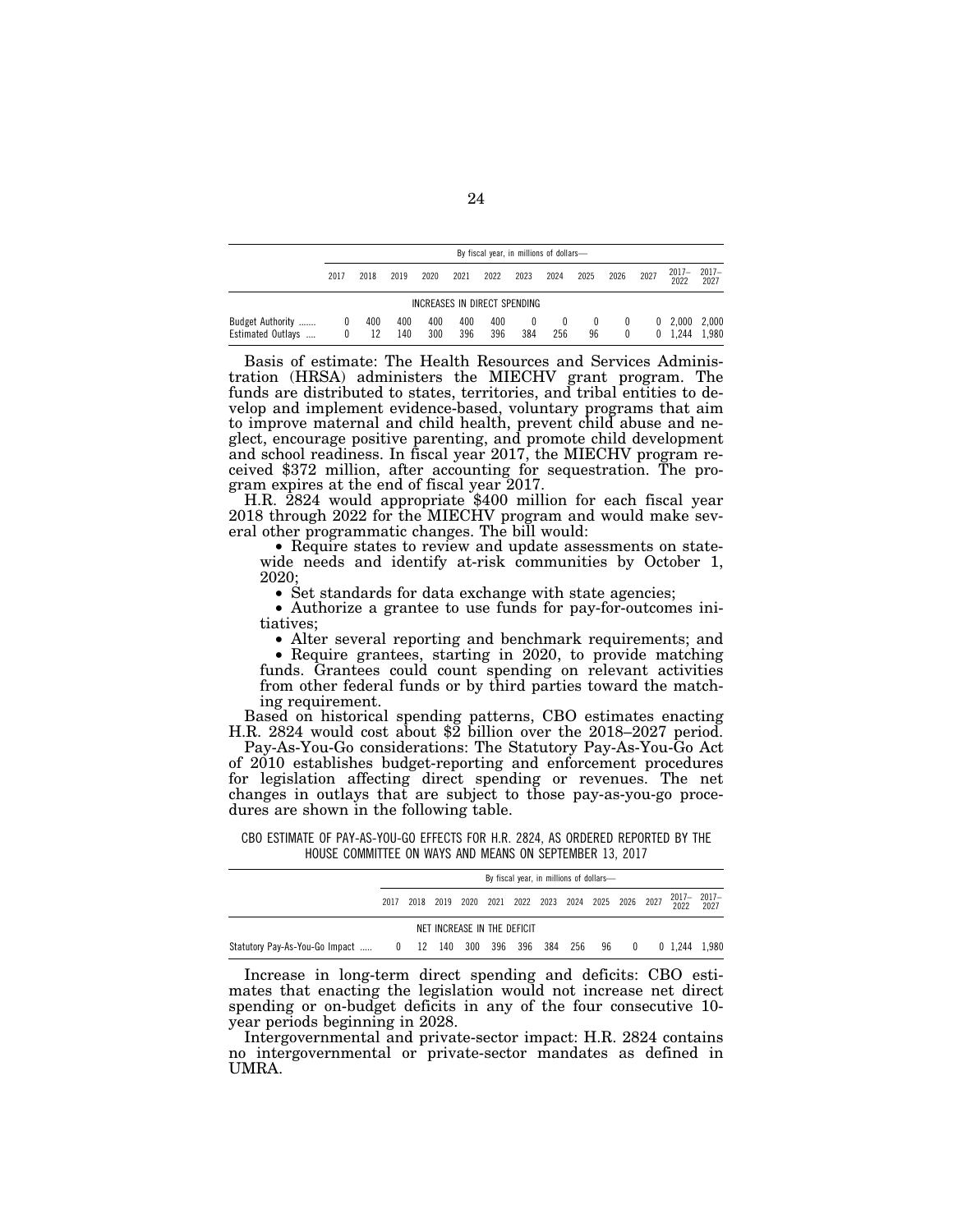| | By fiscal year, in millions of dollars— | | | | | | | | | | | | |
|---|---|---|---|---|---|---|---|---|---|---|---|---|---|
| | 2017 | 2018 | 2019 | 2020 | 2021 | 2022 | 2023 | 2024 | 2025 | 2026 | 2027 | 2017–2022 | 2017–2027 |
| INCREASES IN DIRECT SPENDING | | | | | | | | | | | | | |
| Budget Authority ....... | 0 | 400 | 400 | 400 | 400 | 400 | 0 | 0 | 0 | 0 | 0 | 2,000 | 2,000 |
| Estimated Outlays .... | 0 | 12 | 140 | 300 | 396 | 396 | 384 | 256 | 96 | 0 | 0 | 1,244 | 1,980 |

Basis of estimate: The Health Resources and Services Administration (HRSA) administers the MIECHV grant program. The funds are distributed to states, territories, and tribal entities to develop and implement evidence-based, voluntary programs that aim to improve maternal and child health, prevent child abuse and neglect, encourage positive parenting, and promote child development and school readiness. In fiscal year 2017, the MIECHV program received $372 million, after accounting for sequestration. The program expires at the end of fiscal year 2017.

H.R. 2824 would appropriate $400 million for each fiscal year 2018 through 2022 for the MIECHV program and would make several other programmatic changes. The bill would:

- Require states to review and update assessments on statewide needs and identify at-risk communities by October 1, 2020;
- Set standards for data exchange with state agencies;
- Authorize a grantee to use funds for pay-for-outcomes initiatives;
- Alter several reporting and benchmark requirements; and
- Require grantees, starting in 2020, to provide matching funds. Grantees could count spending on relevant activities from other federal funds or by third parties toward the matching requirement.

Based on historical spending patterns, CBO estimates enacting H.R. 2824 would cost about $2 billion over the 2018–2027 period.

Pay-As-You-Go considerations: The Statutory Pay-As-You-Go Act of 2010 establishes budget-reporting and enforcement procedures for legislation affecting direct spending or revenues. The net changes in outlays that are subject to those pay-as-you-go procedures are shown in the following table.

CBO ESTIMATE OF PAY-AS-YOU-GO EFFECTS FOR H.R. 2824, AS ORDERED REPORTED BY THE HOUSE COMMITTEE ON WAYS AND MEANS ON SEPTEMBER 13, 2017

| | By fiscal year, in millions of dollars— | | | | | | | | | | | | |
|---|---|---|---|---|---|---|---|---|---|---|---|---|---|
| | 2017 | 2018 | 2019 | 2020 | 2021 | 2022 | 2023 | 2024 | 2025 | 2026 | 2027 | 2017–2022 | 2017–2027 |
| NET INCREASE IN THE DEFICIT | | | | | | | | | | | | | |
| Statutory Pay-As-You-Go Impact ..... | 0 | 12 | 140 | 300 | 396 | 396 | 384 | 256 | 96 | 0 | 0 | 1,244 | 1,980 |

Increase in long-term direct spending and deficits: CBO estimates that enacting the legislation would not increase net direct spending or on-budget deficits in any of the four consecutive 10-year periods beginning in 2028.

Intergovernmental and private-sector impact: H.R. 2824 contains no intergovernmental or private-sector mandates as defined in UMRA.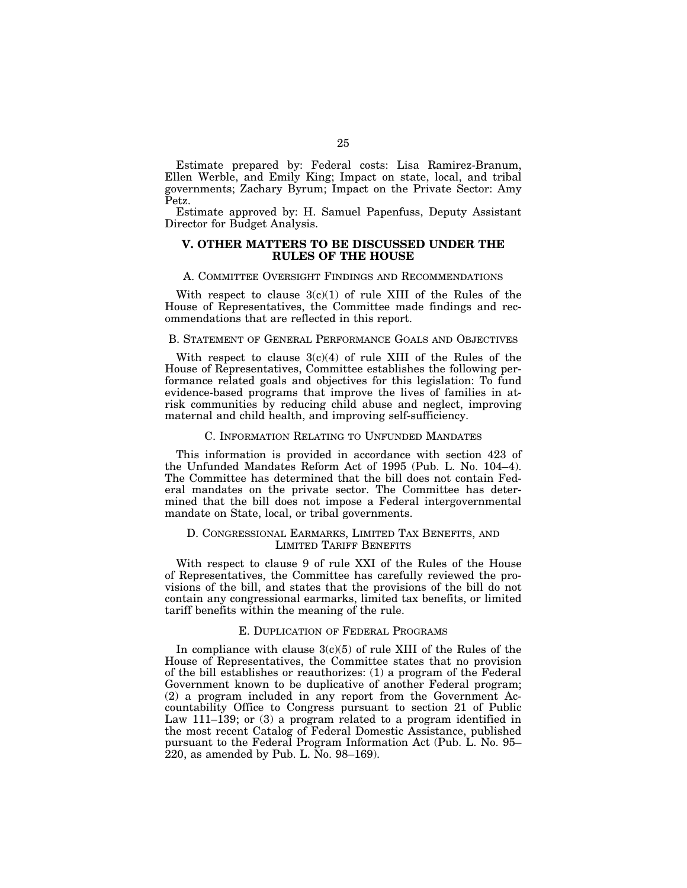Estimate prepared by: Federal costs: Lisa Ramirez-Branum, Ellen Werble, and Emily King; Impact on state, local, and tribal governments; Zachary Byrum; Impact on the Private Sector: Amy Petz.

Estimate approved by: H. Samuel Papenfuss, Deputy Assistant Director for Budget Analysis.

## V. OTHER MATTERS TO BE DISCUSSED UNDER THE RULES OF THE HOUSE

### A. Committee Oversight Findings and Recommendations

With respect to clause 3(c)(1) of rule XIII of the Rules of the House of Representatives, the Committee made findings and recommendations that are reflected in this report.

### B. Statement of General Performance Goals and Objectives

With respect to clause 3(c)(4) of rule XIII of the Rules of the House of Representatives, Committee establishes the following performance related goals and objectives for this legislation: To fund evidence-based programs that improve the lives of families in at-risk communities by reducing child abuse and neglect, improving maternal and child health, and improving self-sufficiency.

### C. Information Relating to Unfunded Mandates

This information is provided in accordance with section 423 of the Unfunded Mandates Reform Act of 1995 (Pub. L. No. 104–4). The Committee has determined that the bill does not contain Federal mandates on the private sector. The Committee has determined that the bill does not impose a Federal intergovernmental mandate on State, local, or tribal governments.

### D. Congressional Earmarks, Limited Tax Benefits, and Limited Tariff Benefits

With respect to clause 9 of rule XXI of the Rules of the House of Representatives, the Committee has carefully reviewed the provisions of the bill, and states that the provisions of the bill do not contain any congressional earmarks, limited tax benefits, or limited tariff benefits within the meaning of the rule.

### E. Duplication of Federal Programs

In compliance with clause 3(c)(5) of rule XIII of the Rules of the House of Representatives, the Committee states that no provision of the bill establishes or reauthorizes: (1) a program of the Federal Government known to be duplicative of another Federal program; (2) a program included in any report from the Government Accountability Office to Congress pursuant to section 21 of Public Law 111–139; or (3) a program related to a program identified in the most recent Catalog of Federal Domestic Assistance, published pursuant to the Federal Program Information Act (Pub. L. No. 95–220, as amended by Pub. L. No. 98–169).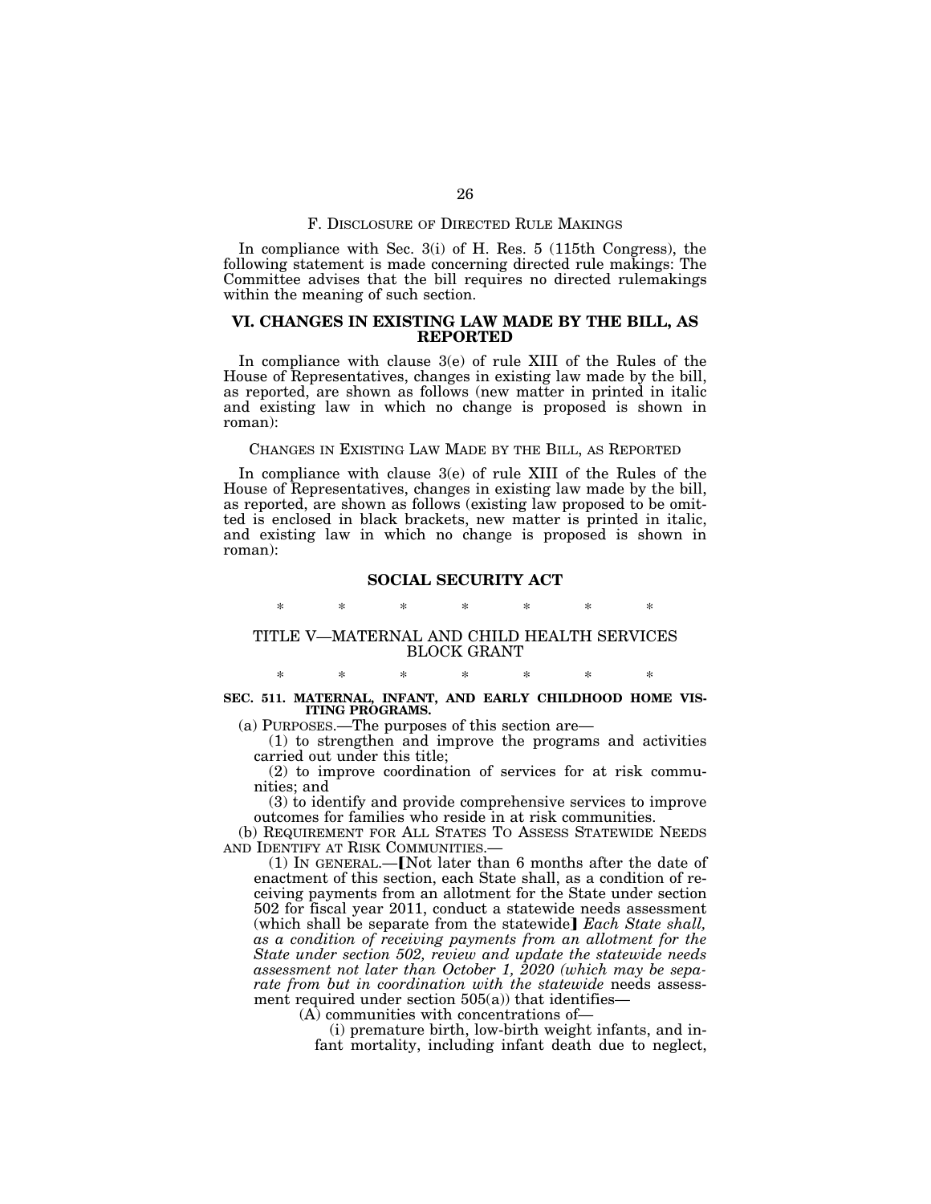### F. DISCLOSURE OF DIRECTED RULE MAKINGS

In compliance with Sec. 3(i) of H. Res. 5 (115th Congress), the following statement is made concerning directed rule makings: The Committee advises that the bill requires no directed rulemakings within the meaning of such section.

## VI. CHANGES IN EXISTING LAW MADE BY THE BILL, AS REPORTED

In compliance with clause 3(e) of rule XIII of the Rules of the House of Representatives, changes in existing law made by the bill, as reported, are shown as follows (new matter in printed in italic and existing law in which no change is proposed is shown in roman):

### CHANGES IN EXISTING LAW MADE BY THE BILL, AS REPORTED

In compliance with clause 3(e) of rule XIII of the Rules of the House of Representatives, changes in existing law made by the bill, as reported, are shown as follows (existing law proposed to be omitted is enclosed in black brackets, new matter is printed in italic, and existing law in which no change is proposed is shown in roman):

## SOCIAL SECURITY ACT

\* \* \* \* \* \* \*

### TITLE V—MATERNAL AND CHILD HEALTH SERVICES BLOCK GRANT

\* \* \* \* \* \* \*

**SEC. 511. MATERNAL, INFANT, AND EARLY CHILDHOOD HOME VISITING PROGRAMS.**

(a) PURPOSES.—The purposes of this section are—

(1) to strengthen and improve the programs and activities carried out under this title;

(2) to improve coordination of services for at risk communities; and

(3) to identify and provide comprehensive services to improve outcomes for families who reside in at risk communities.

(b) REQUIREMENT FOR ALL STATES TO ASSESS STATEWIDE NEEDS AND IDENTIFY AT RISK COMMUNITIES.—

(1) IN GENERAL.—【Not later than 6 months after the date of enactment of this section, each State shall, as a condition of receiving payments from an allotment for the State under section 502 for fiscal year 2011, conduct a statewide needs assessment (which shall be separate from the statewide】 *Each State shall, as a condition of receiving payments from an allotment for the State under section 502, review and update the statewide needs assessment not later than October 1, 2020 (which may be separate from but in coordination with the statewide* needs assessment required under section 505(a)) that identifies—

(A) communities with concentrations of—

(i) premature birth, low-birth weight infants, and infant mortality, including infant death due to neglect,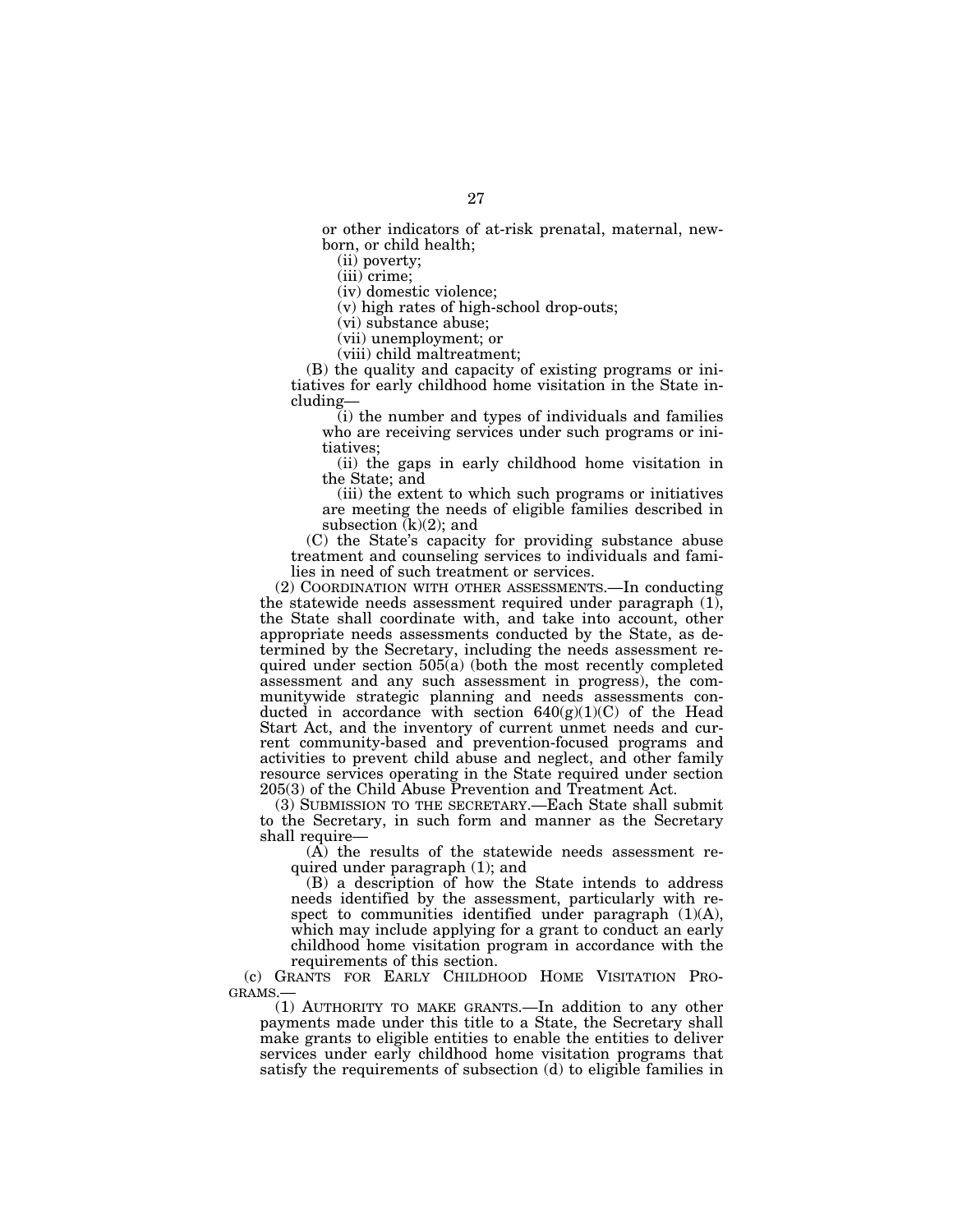or other indicators of at-risk prenatal, maternal, newborn, or child health;

(ii) poverty;

(iii) crime;

(iv) domestic violence;

(v) high rates of high-school drop-outs;

(vi) substance abuse;

(vii) unemployment; or

(viii) child maltreatment;

(B) the quality and capacity of existing programs or initiatives for early childhood home visitation in the State including—

(i) the number and types of individuals and families who are receiving services under such programs or initiatives;

(ii) the gaps in early childhood home visitation in the State; and

(iii) the extent to which such programs or initiatives are meeting the needs of eligible families described in subsection (k)(2); and

(C) the State's capacity for providing substance abuse treatment and counseling services to individuals and families in need of such treatment or services.

(2) COORDINATION WITH OTHER ASSESSMENTS.—In conducting the statewide needs assessment required under paragraph (1), the State shall coordinate with, and take into account, other appropriate needs assessments conducted by the State, as determined by the Secretary, including the needs assessment required under section 505(a) (both the most recently completed assessment and any such assessment in progress), the communitywide strategic planning and needs assessments conducted in accordance with section 640(g)(1)(C) of the Head Start Act, and the inventory of current unmet needs and current community-based and prevention-focused programs and activities to prevent child abuse and neglect, and other family resource services operating in the State required under section 205(3) of the Child Abuse Prevention and Treatment Act.

(3) SUBMISSION TO THE SECRETARY.—Each State shall submit to the Secretary, in such form and manner as the Secretary shall require—

(A) the results of the statewide needs assessment required under paragraph (1); and

(B) a description of how the State intends to address needs identified by the assessment, particularly with respect to communities identified under paragraph (1)(A), which may include applying for a grant to conduct an early childhood home visitation program in accordance with the requirements of this section.

(c) GRANTS FOR EARLY CHILDHOOD HOME VISITATION PROGRAMS.—

(1) AUTHORITY TO MAKE GRANTS.—In addition to any other payments made under this title to a State, the Secretary shall make grants to eligible entities to enable the entities to deliver services under early childhood home visitation programs that satisfy the requirements of subsection (d) to eligible families in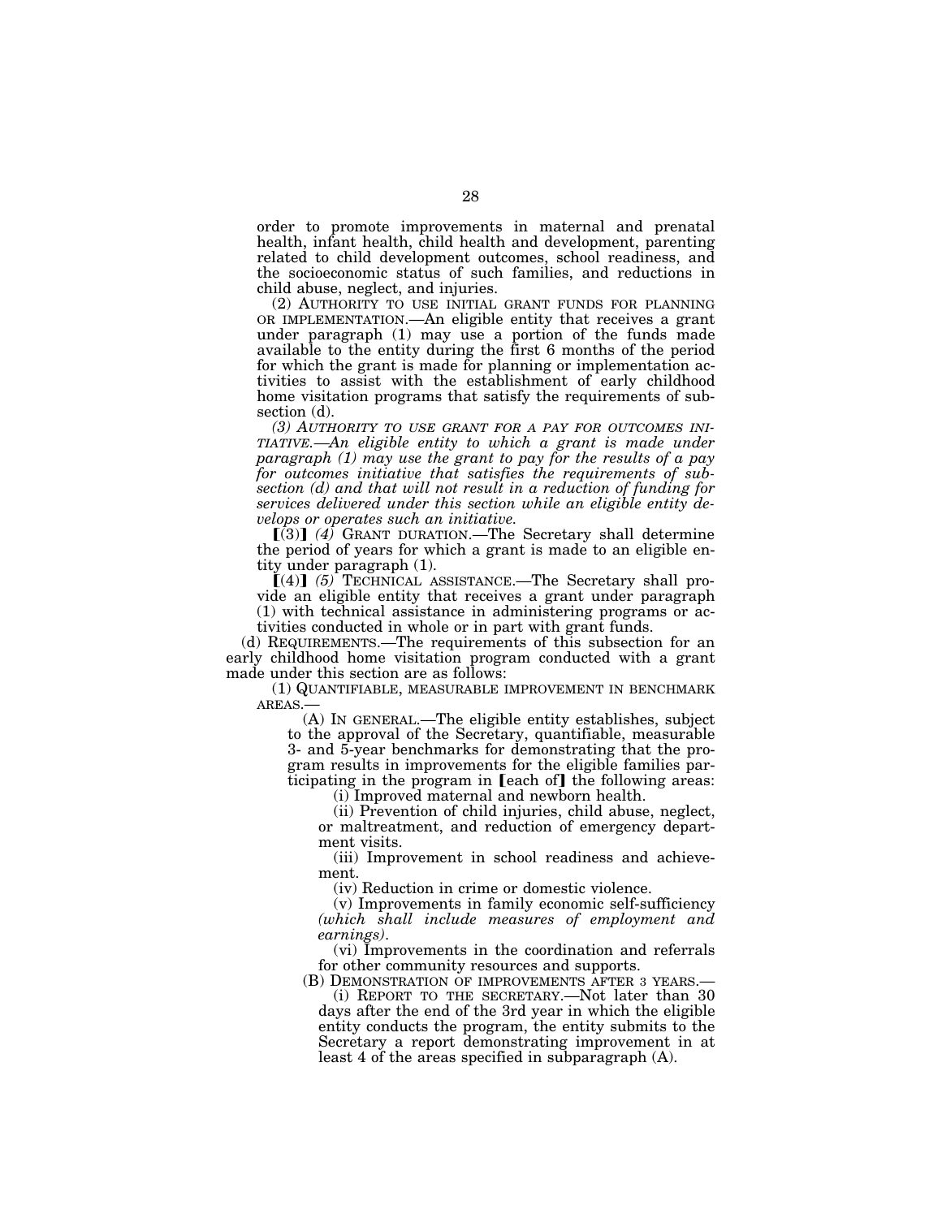order to promote improvements in maternal and prenatal health, infant health, child health and development, parenting related to child development outcomes, school readiness, and the socioeconomic status of such families, and reductions in child abuse, neglect, and injuries.

(2) AUTHORITY TO USE INITIAL GRANT FUNDS FOR PLANNING OR IMPLEMENTATION.—An eligible entity that receives a grant under paragraph (1) may use a portion of the funds made available to the entity during the first 6 months of the period for which the grant is made for planning or implementation activities to assist with the establishment of early childhood home visitation programs that satisfy the requirements of subsection (d).

*(3) AUTHORITY TO USE GRANT FOR A PAY FOR OUTCOMES INITIATIVE.—An eligible entity to which a grant is made under paragraph (1) may use the grant to pay for the results of a pay for outcomes initiative that satisfies the requirements of subsection (d) and that will not result in a reduction of funding for services delivered under this section while an eligible entity develops or operates such an initiative.*

⟦(3)⟧ *(4)* GRANT DURATION.—The Secretary shall determine the period of years for which a grant is made to an eligible entity under paragraph (1).

⟦(4)⟧ *(5)* TECHNICAL ASSISTANCE.—The Secretary shall provide an eligible entity that receives a grant under paragraph (1) with technical assistance in administering programs or activities conducted in whole or in part with grant funds.

(d) REQUIREMENTS.—The requirements of this subsection for an early childhood home visitation program conducted with a grant made under this section are as follows:

(1) QUANTIFIABLE, MEASURABLE IMPROVEMENT IN BENCHMARK AREAS.—

(A) IN GENERAL.—The eligible entity establishes, subject to the approval of the Secretary, quantifiable, measurable 3- and 5-year benchmarks for demonstrating that the program results in improvements for the eligible families participating in the program in ⟦each of⟧ the following areas:

(i) Improved maternal and newborn health.

(ii) Prevention of child injuries, child abuse, neglect, or maltreatment, and reduction of emergency department visits.

(iii) Improvement in school readiness and achievement.

(iv) Reduction in crime or domestic violence.

(v) Improvements in family economic self-sufficiency *(which shall include measures of employment and earnings)*.

(vi) Improvements in the coordination and referrals for other community resources and supports.

(B) DEMONSTRATION OF IMPROVEMENTS AFTER 3 YEARS.—

(i) REPORT TO THE SECRETARY.—Not later than 30 days after the end of the 3rd year in which the eligible entity conducts the program, the entity submits to the Secretary a report demonstrating improvement in at least 4 of the areas specified in subparagraph (A).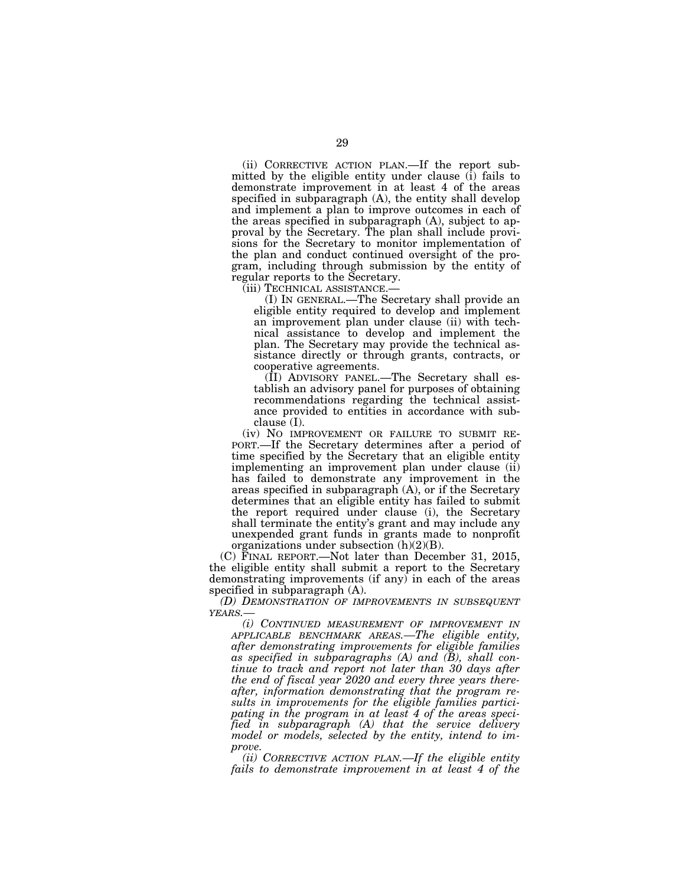(ii) CORRECTIVE ACTION PLAN.—If the report submitted by the eligible entity under clause (i) fails to demonstrate improvement in at least 4 of the areas specified in subparagraph (A), the entity shall develop and implement a plan to improve outcomes in each of the areas specified in subparagraph (A), subject to approval by the Secretary. The plan shall include provisions for the Secretary to monitor implementation of the plan and conduct continued oversight of the program, including through submission by the entity of regular reports to the Secretary.

(iii) TECHNICAL ASSISTANCE.—

(I) IN GENERAL.—The Secretary shall provide an eligible entity required to develop and implement an improvement plan under clause (ii) with technical assistance to develop and implement the plan. The Secretary may provide the technical assistance directly or through grants, contracts, or cooperative agreements.

(II) ADVISORY PANEL.—The Secretary shall establish an advisory panel for purposes of obtaining recommendations regarding the technical assistance provided to entities in accordance with subclause (I).

(iv) NO IMPROVEMENT OR FAILURE TO SUBMIT REPORT.—If the Secretary determines after a period of time specified by the Secretary that an eligible entity implementing an improvement plan under clause (ii) has failed to demonstrate any improvement in the areas specified in subparagraph (A), or if the Secretary determines that an eligible entity has failed to submit the report required under clause (i), the Secretary shall terminate the entity's grant and may include any unexpended grant funds in grants made to nonprofit organizations under subsection (h)(2)(B).

(C) FINAL REPORT.—Not later than December 31, 2015, the eligible entity shall submit a report to the Secretary demonstrating improvements (if any) in each of the areas specified in subparagraph (A).

*(D) DEMONSTRATION OF IMPROVEMENTS IN SUBSEQUENT YEARS.—*

*(i) CONTINUED MEASUREMENT OF IMPROVEMENT IN APPLICABLE BENCHMARK AREAS.—The eligible entity, after demonstrating improvements for eligible families as specified in subparagraphs (A) and (B), shall continue to track and report not later than 30 days after the end of fiscal year 2020 and every three years thereafter, information demonstrating that the program results in improvements for the eligible families participating in the program in at least 4 of the areas specified in subparagraph (A) that the service delivery model or models, selected by the entity, intend to improve.*

*(ii) CORRECTIVE ACTION PLAN.—If the eligible entity fails to demonstrate improvement in at least 4 of the*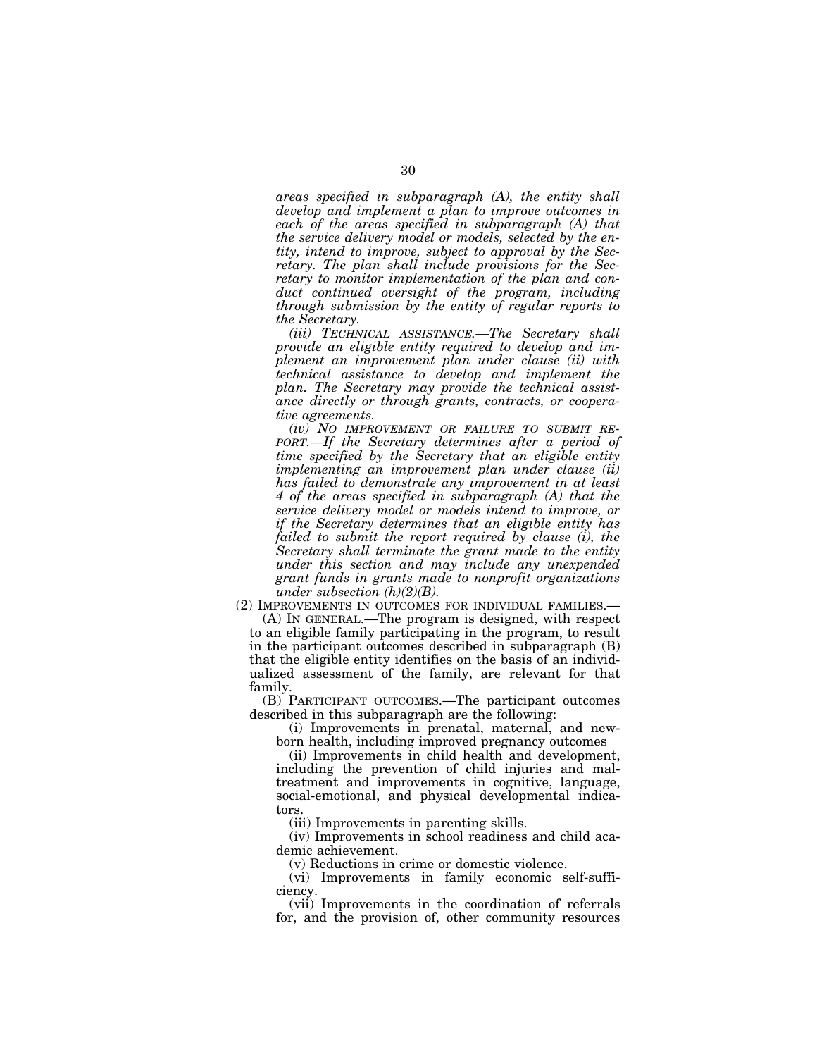*areas specified in subparagraph (A), the entity shall develop and implement a plan to improve outcomes in each of the areas specified in subparagraph (A) that the service delivery model or models, selected by the entity, intend to improve, subject to approval by the Secretary. The plan shall include provisions for the Secretary to monitor implementation of the plan and conduct continued oversight of the program, including through submission by the entity of regular reports to the Secretary.*

*(iii) TECHNICAL ASSISTANCE.—The Secretary shall provide an eligible entity required to develop and implement an improvement plan under clause (ii) with technical assistance to develop and implement the plan. The Secretary may provide the technical assistance directly or through grants, contracts, or cooperative agreements.*

*(iv) NO IMPROVEMENT OR FAILURE TO SUBMIT REPORT.—If the Secretary determines after a period of time specified by the Secretary that an eligible entity implementing an improvement plan under clause (ii) has failed to demonstrate any improvement in at least 4 of the areas specified in subparagraph (A) that the service delivery model or models intend to improve, or if the Secretary determines that an eligible entity has failed to submit the report required by clause (i), the Secretary shall terminate the grant made to the entity under this section and may include any unexpended grant funds in grants made to nonprofit organizations under subsection (h)(2)(B).*

(2) IMPROVEMENTS IN OUTCOMES FOR INDIVIDUAL FAMILIES.—

(A) IN GENERAL.—The program is designed, with respect to an eligible family participating in the program, to result in the participant outcomes described in subparagraph (B) that the eligible entity identifies on the basis of an individualized assessment of the family, are relevant for that family.

(B) PARTICIPANT OUTCOMES.—The participant outcomes described in this subparagraph are the following:

(i) Improvements in prenatal, maternal, and newborn health, including improved pregnancy outcomes

(ii) Improvements in child health and development, including the prevention of child injuries and maltreatment and improvements in cognitive, language, social-emotional, and physical developmental indicators.

(iii) Improvements in parenting skills.

(iv) Improvements in school readiness and child academic achievement.

(v) Reductions in crime or domestic violence.

(vi) Improvements in family economic self-sufficiency.

(vii) Improvements in the coordination of referrals for, and the provision of, other community resources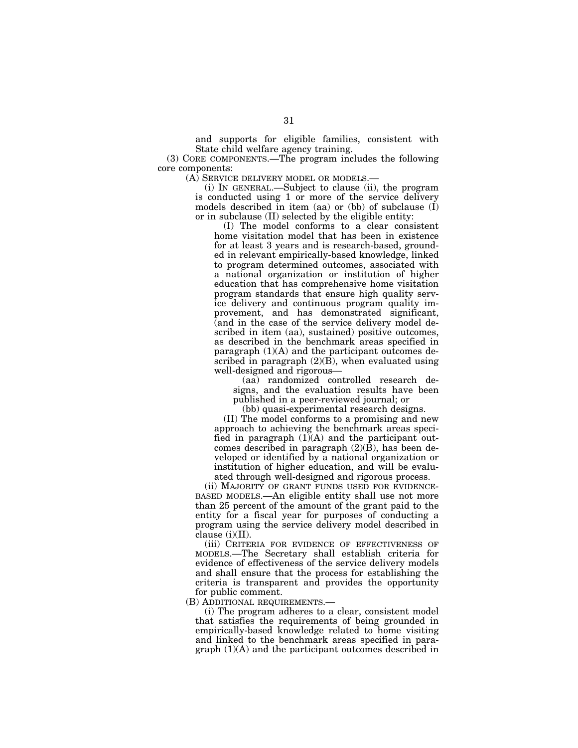and supports for eligible families, consistent with State child welfare agency training.

(3) CORE COMPONENTS.—The program includes the following core components:

(A) SERVICE DELIVERY MODEL OR MODELS.—

(i) IN GENERAL.—Subject to clause (ii), the program is conducted using 1 or more of the service delivery models described in item (aa) or (bb) of subclause (I) or in subclause (II) selected by the eligible entity:

(I) The model conforms to a clear consistent home visitation model that has been in existence for at least 3 years and is research-based, grounded in relevant empirically-based knowledge, linked to program determined outcomes, associated with a national organization or institution of higher education that has comprehensive home visitation program standards that ensure high quality service delivery and continuous program quality improvement, and has demonstrated significant, (and in the case of the service delivery model described in item (aa), sustained) positive outcomes, as described in the benchmark areas specified in paragraph (1)(A) and the participant outcomes described in paragraph (2)(B), when evaluated using well-designed and rigorous—

(aa) randomized controlled research designs, and the evaluation results have been published in a peer-reviewed journal; or

(bb) quasi-experimental research designs.

(II) The model conforms to a promising and new approach to achieving the benchmark areas specified in paragraph (1)(A) and the participant outcomes described in paragraph (2)(B), has been developed or identified by a national organization or institution of higher education, and will be evaluated through well-designed and rigorous process.

(ii) MAJORITY OF GRANT FUNDS USED FOR EVIDENCE-BASED MODELS.—An eligible entity shall use not more than 25 percent of the amount of the grant paid to the entity for a fiscal year for purposes of conducting a program using the service delivery model described in clause (i)(II).

(iii) CRITERIA FOR EVIDENCE OF EFFECTIVENESS OF MODELS.—The Secretary shall establish criteria for evidence of effectiveness of the service delivery models and shall ensure that the process for establishing the criteria is transparent and provides the opportunity for public comment.

(B) ADDITIONAL REQUIREMENTS.—

(i) The program adheres to a clear, consistent model that satisfies the requirements of being grounded in empirically-based knowledge related to home visiting and linked to the benchmark areas specified in paragraph (1)(A) and the participant outcomes described in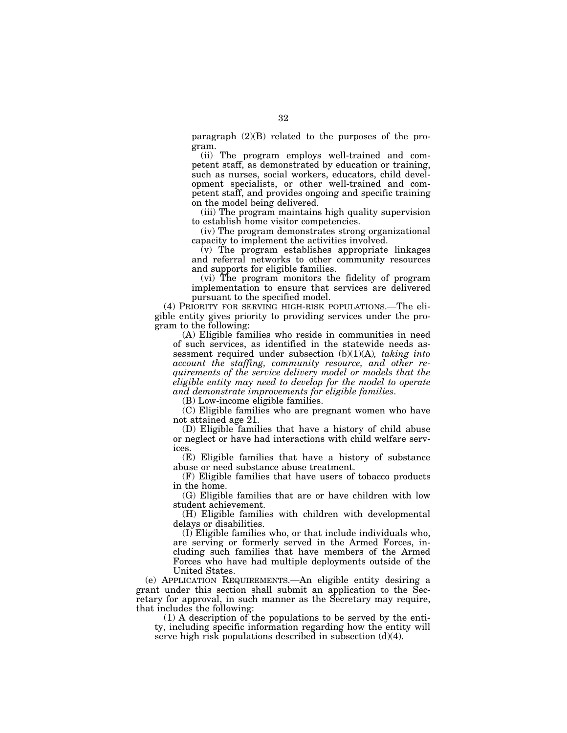paragraph (2)(B) related to the purposes of the program.

(ii) The program employs well-trained and competent staff, as demonstrated by education or training, such as nurses, social workers, educators, child development specialists, or other well-trained and competent staff, and provides ongoing and specific training on the model being delivered.

(iii) The program maintains high quality supervision to establish home visitor competencies.

(iv) The program demonstrates strong organizational capacity to implement the activities involved.

(v) The program establishes appropriate linkages and referral networks to other community resources and supports for eligible families.

(vi) The program monitors the fidelity of program implementation to ensure that services are delivered pursuant to the specified model.

(4) PRIORITY FOR SERVING HIGH-RISK POPULATIONS.—The eligible entity gives priority to providing services under the program to the following:

(A) Eligible families who reside in communities in need of such services, as identified in the statewide needs assessment required under subsection (b)(1)(A)*, taking into account the staffing, community resource, and other requirements of the service delivery model or models that the eligible entity may need to develop for the model to operate and demonstrate improvements for eligible families*.

(B) Low-income eligible families.

(C) Eligible families who are pregnant women who have not attained age 21.

(D) Eligible families that have a history of child abuse or neglect or have had interactions with child welfare services.

(E) Eligible families that have a history of substance abuse or need substance abuse treatment.

(F) Eligible families that have users of tobacco products in the home.

(G) Eligible families that are or have children with low student achievement.

(H) Eligible families with children with developmental delays or disabilities.

(I) Eligible families who, or that include individuals who, are serving or formerly served in the Armed Forces, including such families that have members of the Armed Forces who have had multiple deployments outside of the United States.

(e) APPLICATION REQUIREMENTS.—An eligible entity desiring a grant under this section shall submit an application to the Secretary for approval, in such manner as the Secretary may require, that includes the following:

(1) A description of the populations to be served by the entity, including specific information regarding how the entity will serve high risk populations described in subsection (d)(4).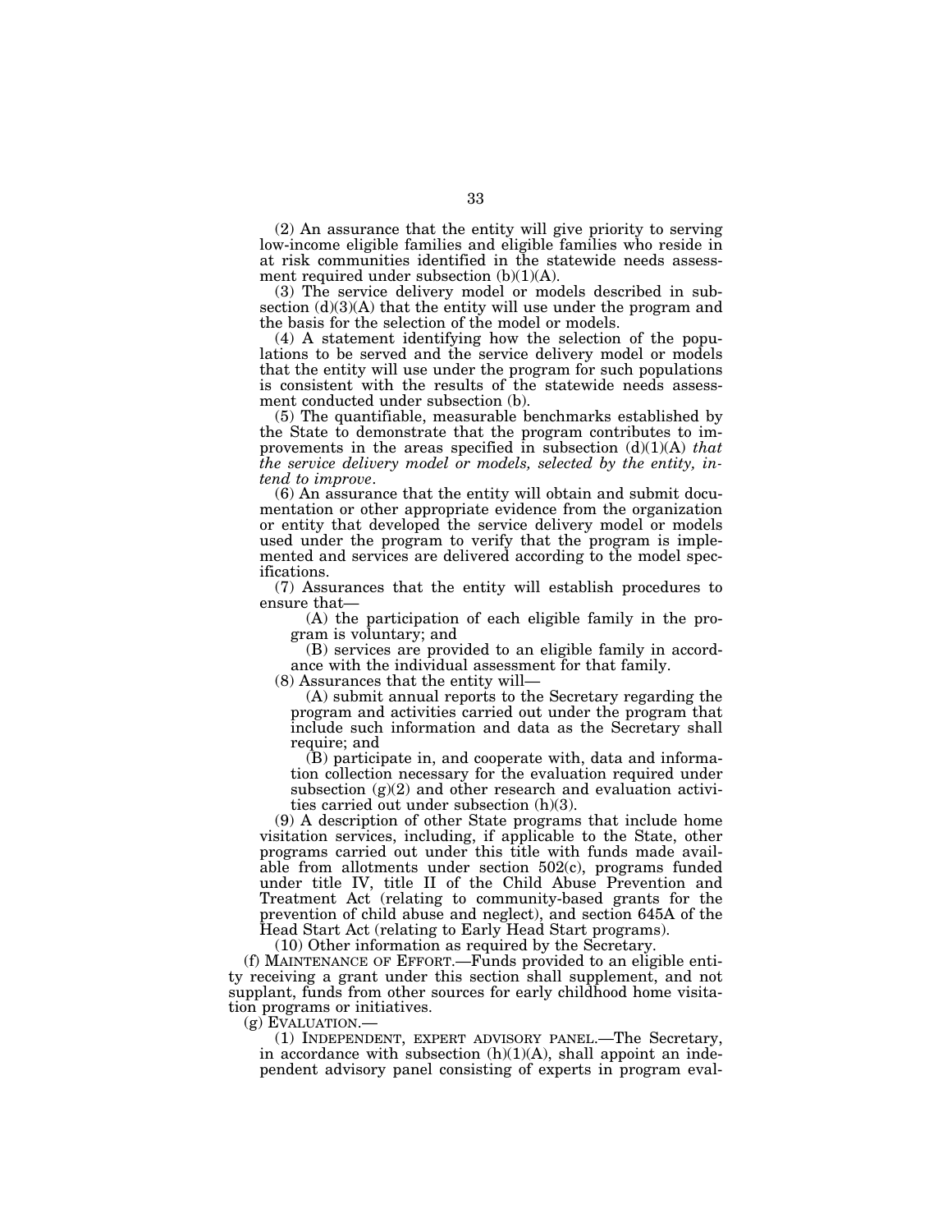(2) An assurance that the entity will give priority to serving low-income eligible families and eligible families who reside in at risk communities identified in the statewide needs assessment required under subsection (b)(1)(A).

(3) The service delivery model or models described in subsection (d)(3)(A) that the entity will use under the program and the basis for the selection of the model or models.

(4) A statement identifying how the selection of the populations to be served and the service delivery model or models that the entity will use under the program for such populations is consistent with the results of the statewide needs assessment conducted under subsection (b).

(5) The quantifiable, measurable benchmarks established by the State to demonstrate that the program contributes to improvements in the areas specified in subsection (d)(1)(A) *that the service delivery model or models, selected by the entity, intend to improve*.

(6) An assurance that the entity will obtain and submit documentation or other appropriate evidence from the organization or entity that developed the service delivery model or models used under the program to verify that the program is implemented and services are delivered according to the model specifications.

(7) Assurances that the entity will establish procedures to ensure that—

(A) the participation of each eligible family in the program is voluntary; and

(B) services are provided to an eligible family in accordance with the individual assessment for that family.

(8) Assurances that the entity will—

(A) submit annual reports to the Secretary regarding the program and activities carried out under the program that include such information and data as the Secretary shall require; and

(B) participate in, and cooperate with, data and information collection necessary for the evaluation required under subsection (g)(2) and other research and evaluation activities carried out under subsection (h)(3).

(9) A description of other State programs that include home visitation services, including, if applicable to the State, other programs carried out under this title with funds made available from allotments under section 502(c), programs funded under title IV, title II of the Child Abuse Prevention and Treatment Act (relating to community-based grants for the prevention of child abuse and neglect), and section 645A of the Head Start Act (relating to Early Head Start programs).

(10) Other information as required by the Secretary.

(f) MAINTENANCE OF EFFORT.—Funds provided to an eligible entity receiving a grant under this section shall supplement, and not supplant, funds from other sources for early childhood home visitation programs or initiatives.

(g) EVALUATION.—

(1) INDEPENDENT, EXPERT ADVISORY PANEL.—The Secretary, in accordance with subsection (h)(1)(A), shall appoint an independent advisory panel consisting of experts in program eval-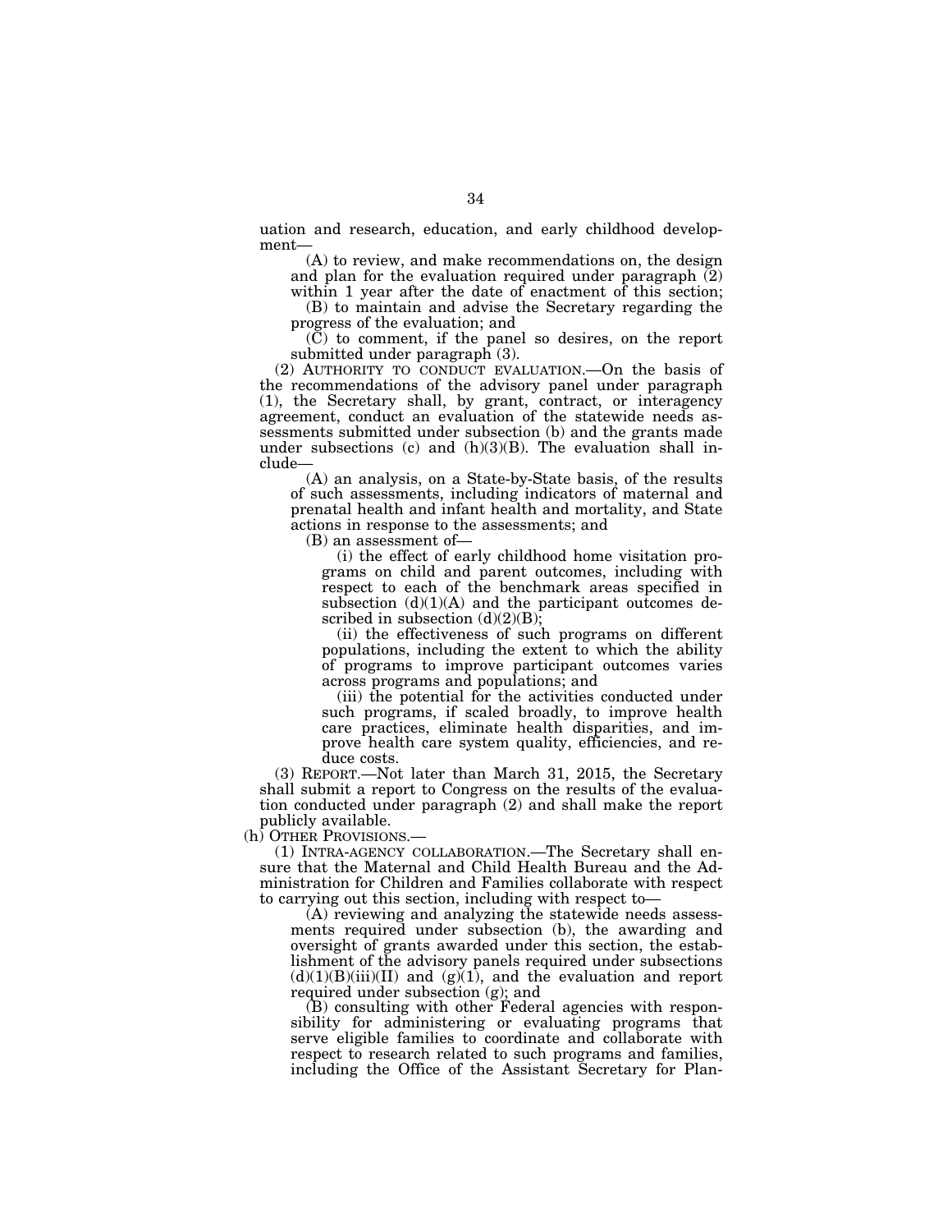uation and research, education, and early childhood development—

(A) to review, and make recommendations on, the design and plan for the evaluation required under paragraph (2) within 1 year after the date of enactment of this section;

(B) to maintain and advise the Secretary regarding the progress of the evaluation; and

(C) to comment, if the panel so desires, on the report submitted under paragraph (3).

(2) AUTHORITY TO CONDUCT EVALUATION.—On the basis of the recommendations of the advisory panel under paragraph (1), the Secretary shall, by grant, contract, or interagency agreement, conduct an evaluation of the statewide needs assessments submitted under subsection (b) and the grants made under subsections (c) and (h)(3)(B). The evaluation shall include—

(A) an analysis, on a State-by-State basis, of the results of such assessments, including indicators of maternal and prenatal health and infant health and mortality, and State actions in response to the assessments; and

(B) an assessment of—

(i) the effect of early childhood home visitation programs on child and parent outcomes, including with respect to each of the benchmark areas specified in subsection (d)(1)(A) and the participant outcomes described in subsection (d)(2)(B);

(ii) the effectiveness of such programs on different populations, including the extent to which the ability of programs to improve participant outcomes varies across programs and populations; and

(iii) the potential for the activities conducted under such programs, if scaled broadly, to improve health care practices, eliminate health disparities, and improve health care system quality, efficiencies, and reduce costs.

(3) REPORT.—Not later than March 31, 2015, the Secretary shall submit a report to Congress on the results of the evaluation conducted under paragraph (2) and shall make the report publicly available.

(h) OTHER PROVISIONS.—

(1) INTRA-AGENCY COLLABORATION.—The Secretary shall ensure that the Maternal and Child Health Bureau and the Administration for Children and Families collaborate with respect to carrying out this section, including with respect to—

(A) reviewing and analyzing the statewide needs assessments required under subsection (b), the awarding and oversight of grants awarded under this section, the establishment of the advisory panels required under subsections (d)(1)(B)(iii)(II) and (g)(1), and the evaluation and report required under subsection (g); and

(B) consulting with other Federal agencies with responsibility for administering or evaluating programs that serve eligible families to coordinate and collaborate with respect to research related to such programs and families, including the Office of the Assistant Secretary for Plan-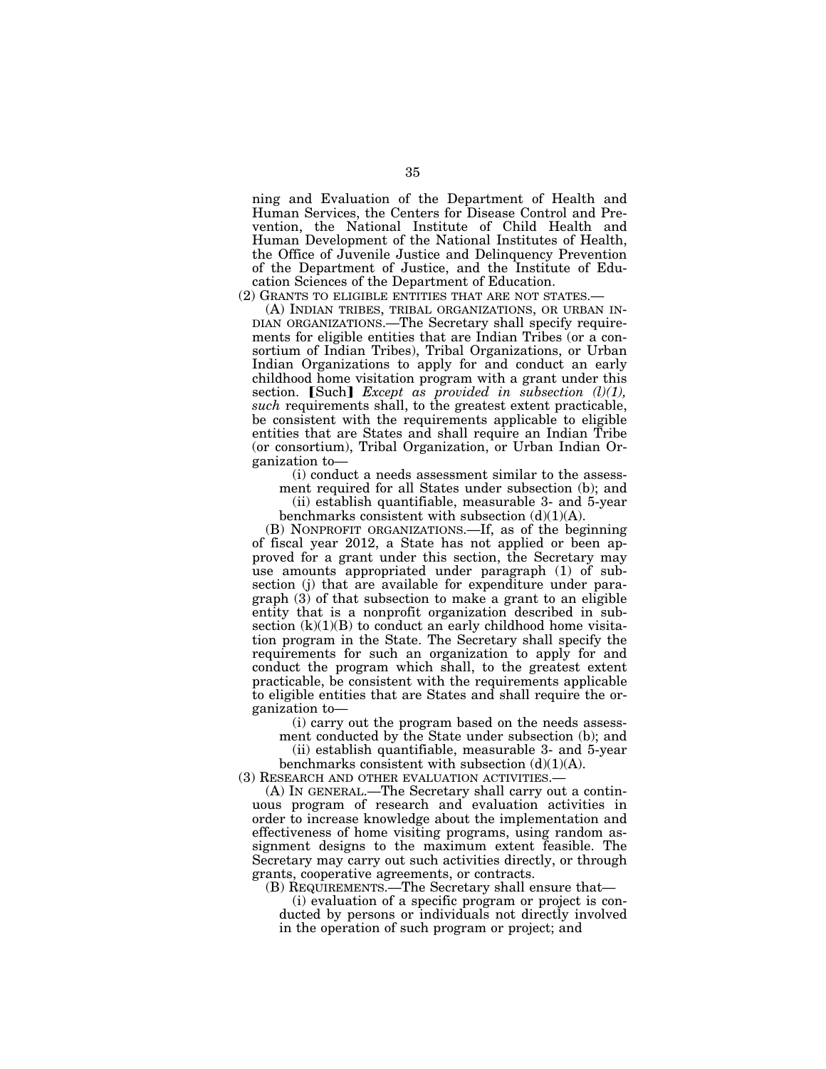ning and Evaluation of the Department of Health and Human Services, the Centers for Disease Control and Prevention, the National Institute of Child Health and Human Development of the National Institutes of Health, the Office of Juvenile Justice and Delinquency Prevention of the Department of Justice, and the Institute of Education Sciences of the Department of Education.

(2) GRANTS TO ELIGIBLE ENTITIES THAT ARE NOT STATES.—

(A) INDIAN TRIBES, TRIBAL ORGANIZATIONS, OR URBAN INDIAN ORGANIZATIONS.—The Secretary shall specify requirements for eligible entities that are Indian Tribes (or a consortium of Indian Tribes), Tribal Organizations, or Urban Indian Organizations to apply for and conduct an early childhood home visitation program with a grant under this section. ⟦Such⟧ *Except as provided in subsection (l)(1), such* requirements shall, to the greatest extent practicable, be consistent with the requirements applicable to eligible entities that are States and shall require an Indian Tribe (or consortium), Tribal Organization, or Urban Indian Organization to—

(i) conduct a needs assessment similar to the assessment required for all States under subsection (b); and

(ii) establish quantifiable, measurable 3- and 5-year benchmarks consistent with subsection (d)(1)(A).

(B) NONPROFIT ORGANIZATIONS.—If, as of the beginning of fiscal year 2012, a State has not applied or been approved for a grant under this section, the Secretary may use amounts appropriated under paragraph (1) of subsection (j) that are available for expenditure under paragraph (3) of that subsection to make a grant to an eligible entity that is a nonprofit organization described in subsection (k)(1)(B) to conduct an early childhood home visitation program in the State. The Secretary shall specify the requirements for such an organization to apply for and conduct the program which shall, to the greatest extent practicable, be consistent with the requirements applicable to eligible entities that are States and shall require the organization to—

(i) carry out the program based on the needs assessment conducted by the State under subsection (b); and

(ii) establish quantifiable, measurable 3- and 5-year benchmarks consistent with subsection (d)(1)(A).

(3) RESEARCH AND OTHER EVALUATION ACTIVITIES.—

(A) IN GENERAL.—The Secretary shall carry out a continuous program of research and evaluation activities in order to increase knowledge about the implementation and effectiveness of home visiting programs, using random assignment designs to the maximum extent feasible. The Secretary may carry out such activities directly, or through grants, cooperative agreements, or contracts.

(B) REQUIREMENTS.—The Secretary shall ensure that—

(i) evaluation of a specific program or project is conducted by persons or individuals not directly involved in the operation of such program or project; and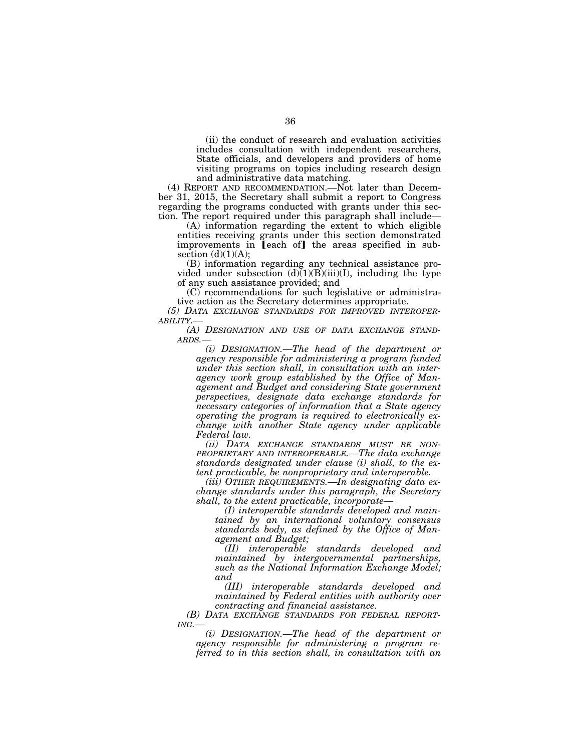(ii) the conduct of research and evaluation activities includes consultation with independent researchers, State officials, and developers and providers of home visiting programs on topics including research design and administrative data matching.

(4) REPORT AND RECOMMENDATION.—Not later than December 31, 2015, the Secretary shall submit a report to Congress regarding the programs conducted with grants under this section. The report required under this paragraph shall include—

(A) information regarding the extent to which eligible entities receiving grants under this section demonstrated improvements in [each of] the areas specified in subsection (d)(1)(A);

(B) information regarding any technical assistance provided under subsection (d)(1)(B)(iii)(I), including the type of any such assistance provided; and

(C) recommendations for such legislative or administrative action as the Secretary determines appropriate.

*(5) DATA EXCHANGE STANDARDS FOR IMPROVED INTEROPERABILITY.—*

*(A) DESIGNATION AND USE OF DATA EXCHANGE STANDARDS.—*

*(i) DESIGNATION.—The head of the department or agency responsible for administering a program funded under this section shall, in consultation with an interagency work group established by the Office of Management and Budget and considering State government perspectives, designate data exchange standards for necessary categories of information that a State agency operating the program is required to electronically exchange with another State agency under applicable Federal law.*

*(ii) DATA EXCHANGE STANDARDS MUST BE NONPROPRIETARY AND INTEROPERABLE.—The data exchange standards designated under clause (i) shall, to the extent practicable, be nonproprietary and interoperable.*

*(iii) OTHER REQUIREMENTS.—In designating data exchange standards under this paragraph, the Secretary shall, to the extent practicable, incorporate—*

*(I) interoperable standards developed and maintained by an international voluntary consensus standards body, as defined by the Office of Management and Budget;*

*(II) interoperable standards developed and maintained by intergovernmental partnerships, such as the National Information Exchange Model; and*

*(III) interoperable standards developed and maintained by Federal entities with authority over contracting and financial assistance.*

*(B) DATA EXCHANGE STANDARDS FOR FEDERAL REPORTING.—*

*(i) DESIGNATION.—The head of the department or agency responsible for administering a program referred to in this section shall, in consultation with an*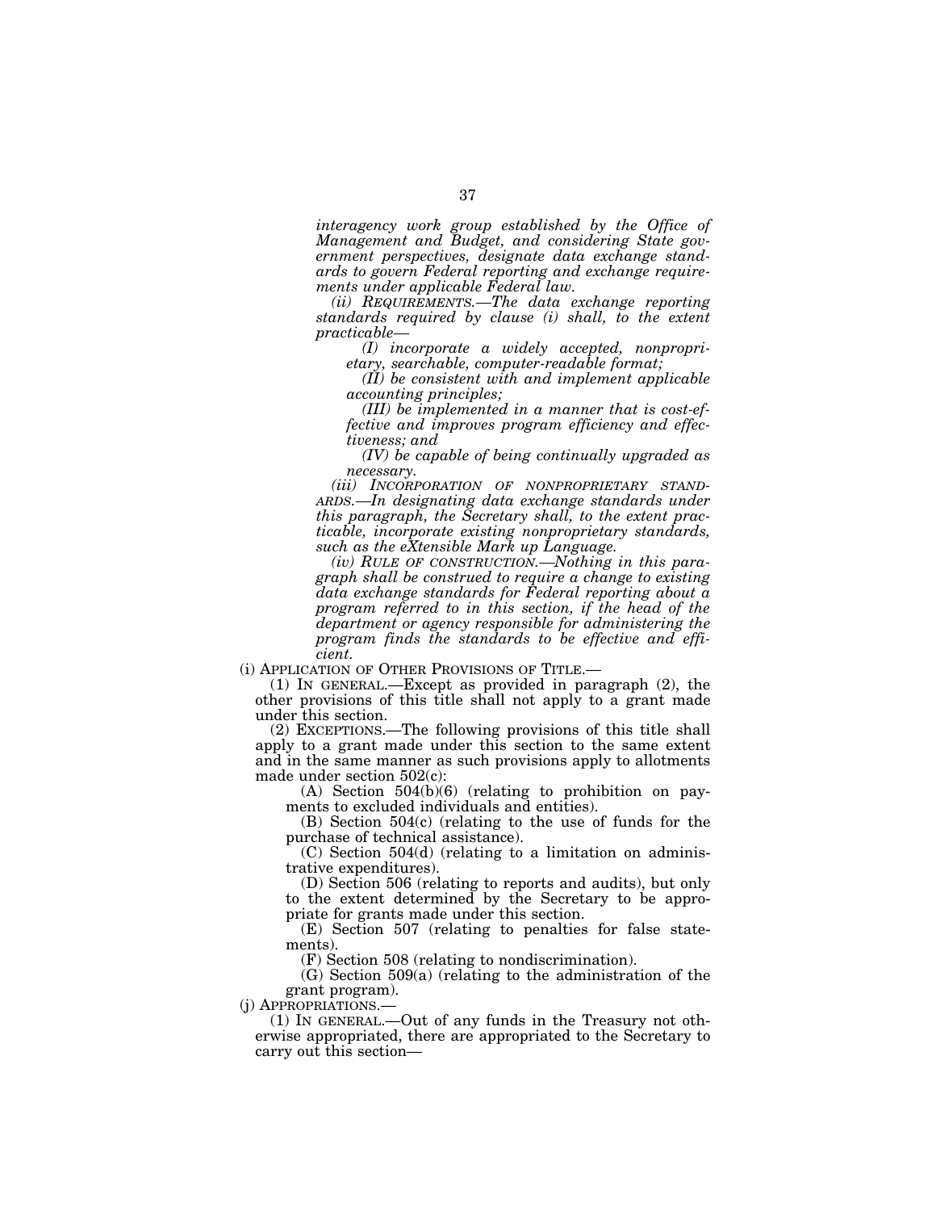*interagency work group established by the Office of Management and Budget, and considering State government perspectives, designate data exchange standards to govern Federal reporting and exchange requirements under applicable Federal law.*

*(ii) REQUIREMENTS.—The data exchange reporting standards required by clause (i) shall, to the extent practicable—*

*(I) incorporate a widely accepted, nonproprietary, searchable, computer-readable format;*

*(II) be consistent with and implement applicable accounting principles;*

*(III) be implemented in a manner that is cost-effective and improves program efficiency and effectiveness; and*

*(IV) be capable of being continually upgraded as necessary.*

*(iii) INCORPORATION OF NONPROPRIETARY STANDARDS.—In designating data exchange standards under this paragraph, the Secretary shall, to the extent practicable, incorporate existing nonproprietary standards, such as the eXtensible Mark up Language.*

*(iv) RULE OF CONSTRUCTION.—Nothing in this paragraph shall be construed to require a change to existing data exchange standards for Federal reporting about a program referred to in this section, if the head of the department or agency responsible for administering the program finds the standards to be effective and efficient.*

(i) APPLICATION OF OTHER PROVISIONS OF TITLE.—

(1) IN GENERAL.—Except as provided in paragraph (2), the other provisions of this title shall not apply to a grant made under this section.

(2) EXCEPTIONS.—The following provisions of this title shall apply to a grant made under this section to the same extent and in the same manner as such provisions apply to allotments made under section 502(c):

(A) Section 504(b)(6) (relating to prohibition on payments to excluded individuals and entities).

(B) Section 504(c) (relating to the use of funds for the purchase of technical assistance).

(C) Section 504(d) (relating to a limitation on administrative expenditures).

(D) Section 506 (relating to reports and audits), but only to the extent determined by the Secretary to be appropriate for grants made under this section.

(E) Section 507 (relating to penalties for false statements).

(F) Section 508 (relating to nondiscrimination).

(G) Section 509(a) (relating to the administration of the grant program).

(j) APPROPRIATIONS.—

(1) IN GENERAL.—Out of any funds in the Treasury not otherwise appropriated, there are appropriated to the Secretary to carry out this section—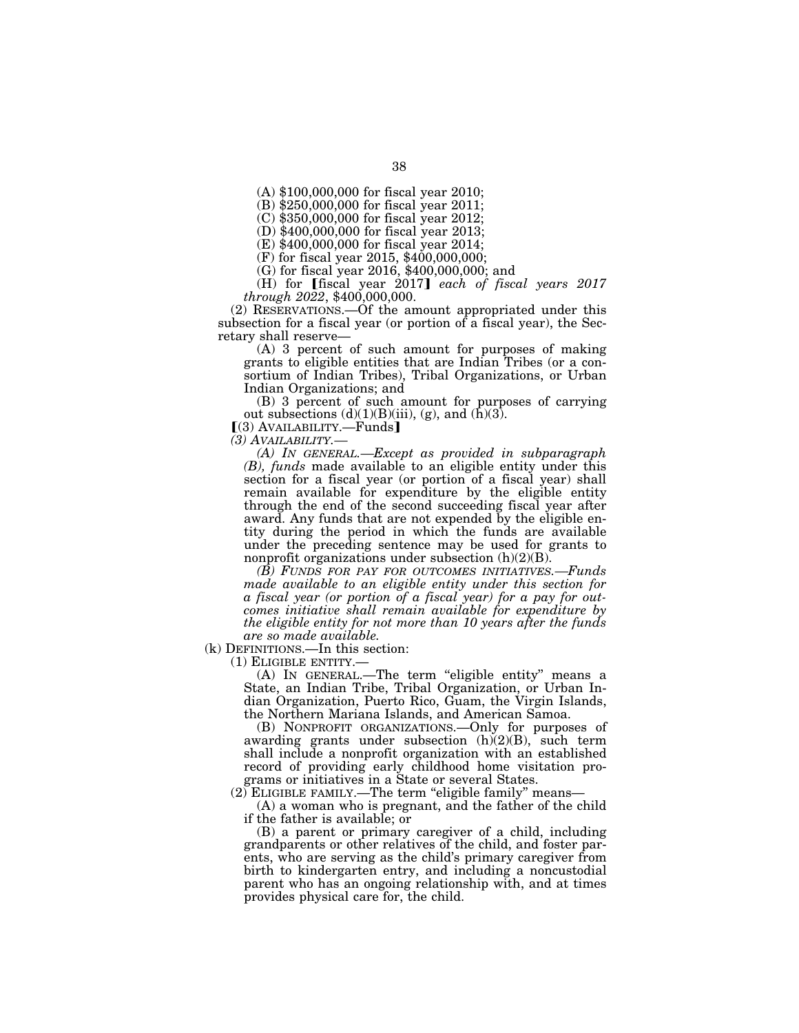(A) $100,000,000 for fiscal year 2010;

(B) $250,000,000 for fiscal year 2011;

(C) $350,000,000 for fiscal year 2012;

(D) $400,000,000 for fiscal year 2013;

(E) $400,000,000 for fiscal year 2014;

(F) for fiscal year 2015, $400,000,000;

(G) for fiscal year 2016, $400,000,000; and

(H) for ⟦fiscal year 2017⟧ *each of fiscal years 2017 through 2022*, $400,000,000.

(2) RESERVATIONS.—Of the amount appropriated under this subsection for a fiscal year (or portion of a fiscal year), the Secretary shall reserve—

(A) 3 percent of such amount for purposes of making grants to eligible entities that are Indian Tribes (or a consortium of Indian Tribes), Tribal Organizations, or Urban Indian Organizations; and

(B) 3 percent of such amount for purposes of carrying out subsections (d)(1)(B)(iii), (g), and (h)(3).

⟦(3) AVAILABILITY.—Funds⟧

*(3) AVAILABILITY.—*

*(A) IN GENERAL.—Except as provided in subparagraph (B), funds* made available to an eligible entity under this section for a fiscal year (or portion of a fiscal year) shall remain available for expenditure by the eligible entity through the end of the second succeeding fiscal year after award. Any funds that are not expended by the eligible entity during the period in which the funds are available under the preceding sentence may be used for grants to nonprofit organizations under subsection (h)(2)(B).

*(B) FUNDS FOR PAY FOR OUTCOMES INITIATIVES.—Funds made available to an eligible entity under this section for a fiscal year (or portion of a fiscal year) for a pay for outcomes initiative shall remain available for expenditure by the eligible entity for not more than 10 years after the funds are so made available.*

(k) DEFINITIONS.—In this section:

(1) ELIGIBLE ENTITY.—

(A) IN GENERAL.—The term "eligible entity" means a State, an Indian Tribe, Tribal Organization, or Urban Indian Organization, Puerto Rico, Guam, the Virgin Islands, the Northern Mariana Islands, and American Samoa.

(B) NONPROFIT ORGANIZATIONS.—Only for purposes of awarding grants under subsection (h)(2)(B), such term shall include a nonprofit organization with an established record of providing early childhood home visitation programs or initiatives in a State or several States.

(2) ELIGIBLE FAMILY.—The term "eligible family" means—

(A) a woman who is pregnant, and the father of the child if the father is available; or

(B) a parent or primary caregiver of a child, including grandparents or other relatives of the child, and foster parents, who are serving as the child's primary caregiver from birth to kindergarten entry, and including a noncustodial parent who has an ongoing relationship with, and at times provides physical care for, the child.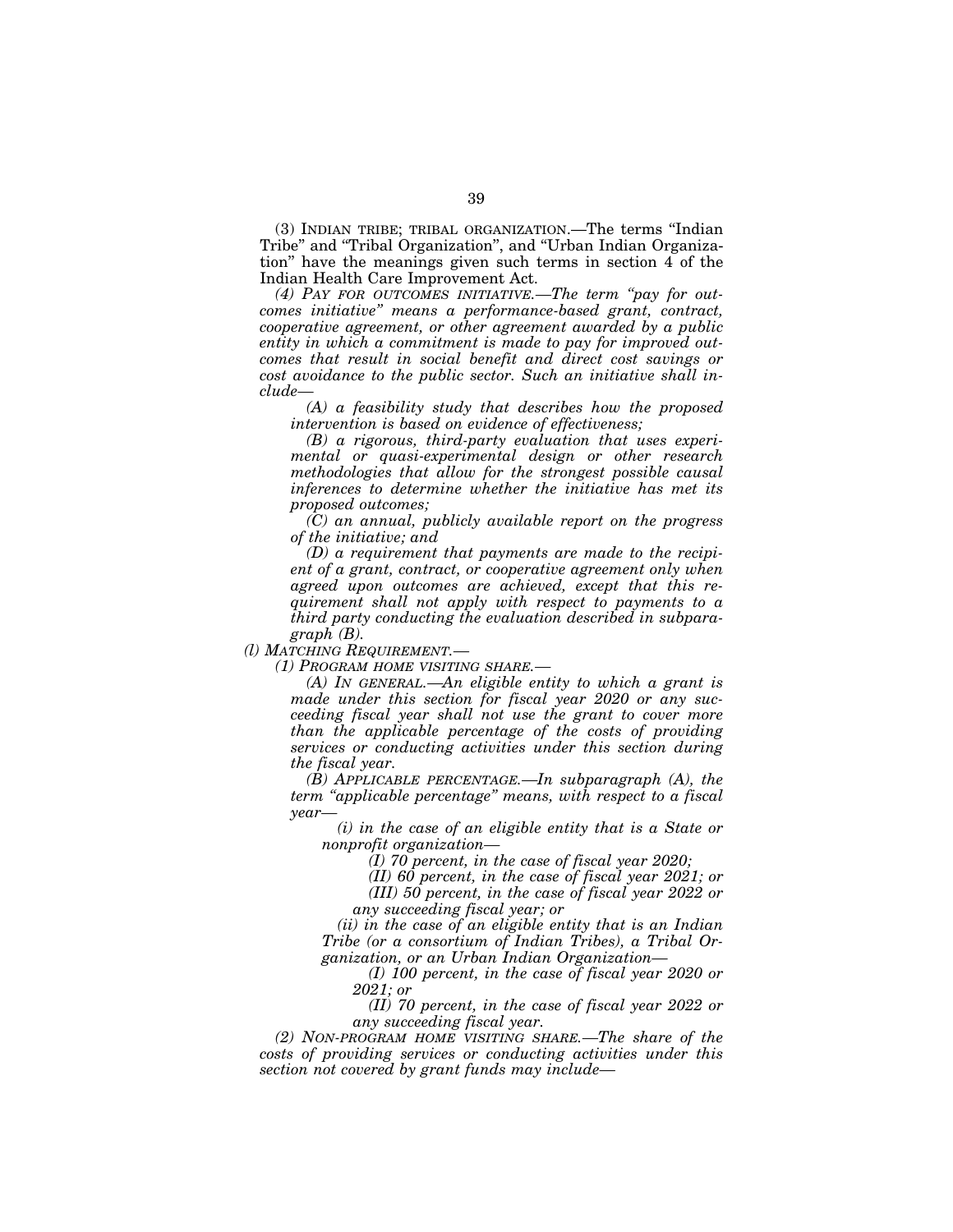(3) INDIAN TRIBE; TRIBAL ORGANIZATION.—The terms "Indian Tribe" and "Tribal Organization", and "Urban Indian Organization" have the meanings given such terms in section 4 of the Indian Health Care Improvement Act.

*(4) PAY FOR OUTCOMES INITIATIVE.—The term "pay for outcomes initiative" means a performance-based grant, contract, cooperative agreement, or other agreement awarded by a public entity in which a commitment is made to pay for improved outcomes that result in social benefit and direct cost savings or cost avoidance to the public sector. Such an initiative shall include—*

*(A) a feasibility study that describes how the proposed intervention is based on evidence of effectiveness;*

*(B) a rigorous, third-party evaluation that uses experimental or quasi-experimental design or other research methodologies that allow for the strongest possible causal inferences to determine whether the initiative has met its proposed outcomes;*

*(C) an annual, publicly available report on the progress of the initiative; and*

*(D) a requirement that payments are made to the recipient of a grant, contract, or cooperative agreement only when agreed upon outcomes are achieved, except that this requirement shall not apply with respect to payments to a third party conducting the evaluation described in subparagraph (B).*

*(l) MATCHING REQUIREMENT.—*

*(1) PROGRAM HOME VISITING SHARE.—*

*(A) IN GENERAL.—An eligible entity to which a grant is made under this section for fiscal year 2020 or any succeeding fiscal year shall not use the grant to cover more than the applicable percentage of the costs of providing services or conducting activities under this section during the fiscal year.*

*(B) APPLICABLE PERCENTAGE.—In subparagraph (A), the term "applicable percentage" means, with respect to a fiscal year—*

*(i) in the case of an eligible entity that is a State or nonprofit organization—*

*(I) 70 percent, in the case of fiscal year 2020;*

*(II) 60 percent, in the case of fiscal year 2021; or*

*(III) 50 percent, in the case of fiscal year 2022 or any succeeding fiscal year; or*

*(ii) in the case of an eligible entity that is an Indian Tribe (or a consortium of Indian Tribes), a Tribal Organization, or an Urban Indian Organization—*

*(I) 100 percent, in the case of fiscal year 2020 or 2021; or*

*(II) 70 percent, in the case of fiscal year 2022 or any succeeding fiscal year.*

*(2) NON-PROGRAM HOME VISITING SHARE.—The share of the costs of providing services or conducting activities under this section not covered by grant funds may include—*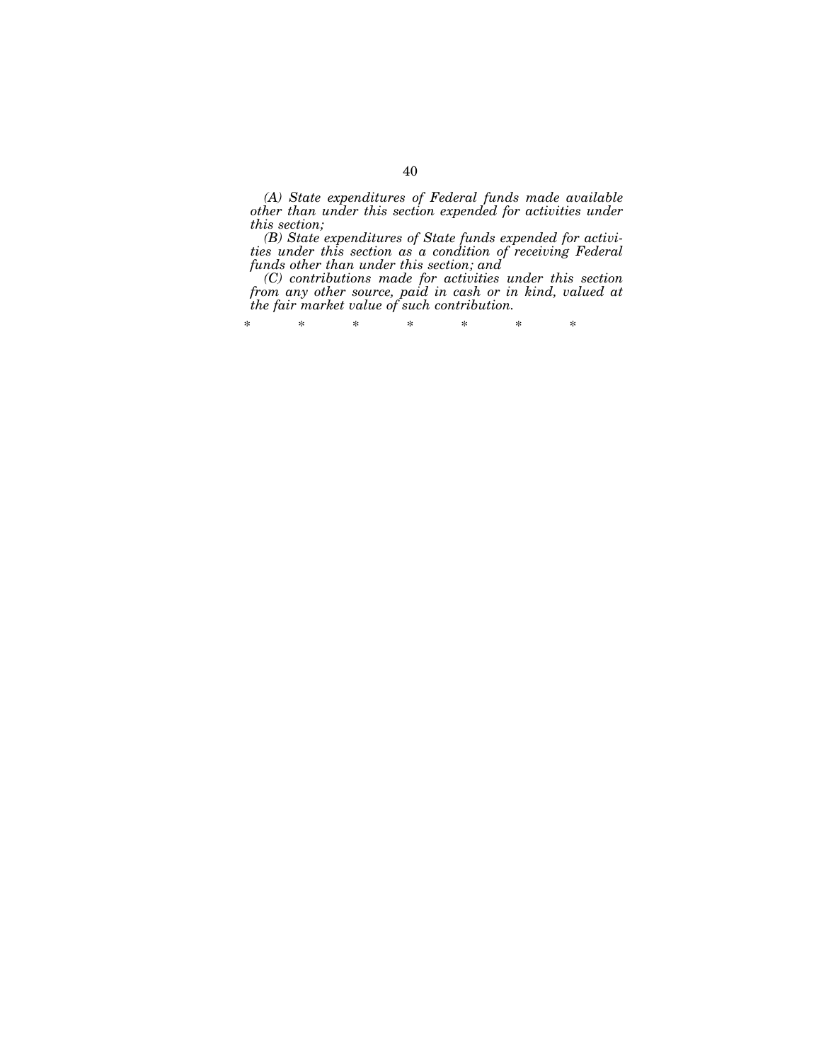*(A) State expenditures of Federal funds made available other than under this section expended for activities under this section;*

*(B) State expenditures of State funds expended for activities under this section as a condition of receiving Federal funds other than under this section; and*

*(C) contributions made for activities under this section from any other source, paid in cash or in kind, valued at the fair market value of such contribution.*

\* \* \* \* \* \* \*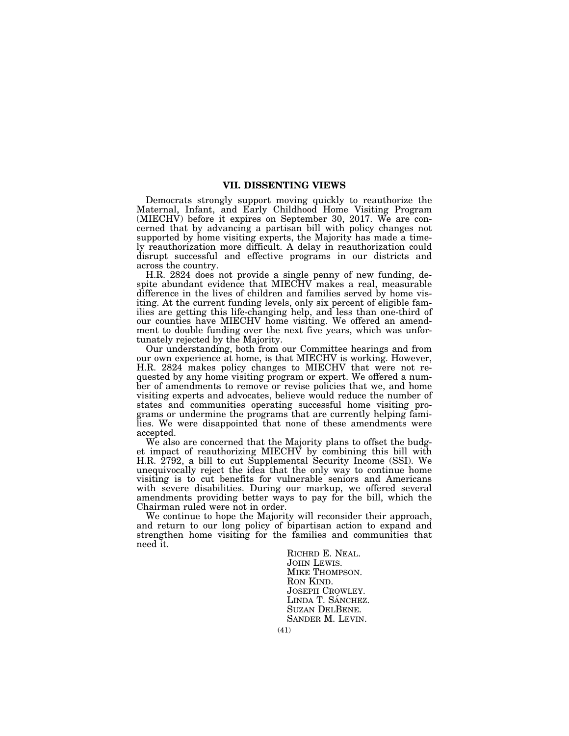## VII. DISSENTING VIEWS

Democrats strongly support moving quickly to reauthorize the Maternal, Infant, and Early Childhood Home Visiting Program (MIECHV) before it expires on September 30, 2017. We are concerned that by advancing a partisan bill with policy changes not supported by home visiting experts, the Majority has made a timely reauthorization more difficult. A delay in reauthorization could disrupt successful and effective programs in our districts and across the country.

H.R. 2824 does not provide a single penny of new funding, despite abundant evidence that MIECHV makes a real, measurable difference in the lives of children and families served by home visiting. At the current funding levels, only six percent of eligible families are getting this life-changing help, and less than one-third of our counties have MIECHV home visiting. We offered an amendment to double funding over the next five years, which was unfortunately rejected by the Majority.

Our understanding, both from our Committee hearings and from our own experience at home, is that MIECHV is working. However, H.R. 2824 makes policy changes to MIECHV that were not requested by any home visiting program or expert. We offered a number of amendments to remove or revise policies that we, and home visiting experts and advocates, believe would reduce the number of states and communities operating successful home visiting programs or undermine the programs that are currently helping families. We were disappointed that none of these amendments were accepted.

We also are concerned that the Majority plans to offset the budget impact of reauthorizing MIECHV by combining this bill with H.R. 2792, a bill to cut Supplemental Security Income (SSI). We unequivocally reject the idea that the only way to continue home visiting is to cut benefits for vulnerable seniors and Americans with severe disabilities. During our markup, we offered several amendments providing better ways to pay for the bill, which the Chairman ruled were not in order.

We continue to hope the Majority will reconsider their approach, and return to our long policy of bipartisan action to expand and strengthen home visiting for the families and communities that need it.

RICHRD E. NEAL.
JOHN LEWIS.
MIKE THOMPSON.
RON KIND.
JOSEPH CROWLEY.
LINDA T. SÁNCHEZ.
SUZAN DELBENE.
SANDER M. LEVIN.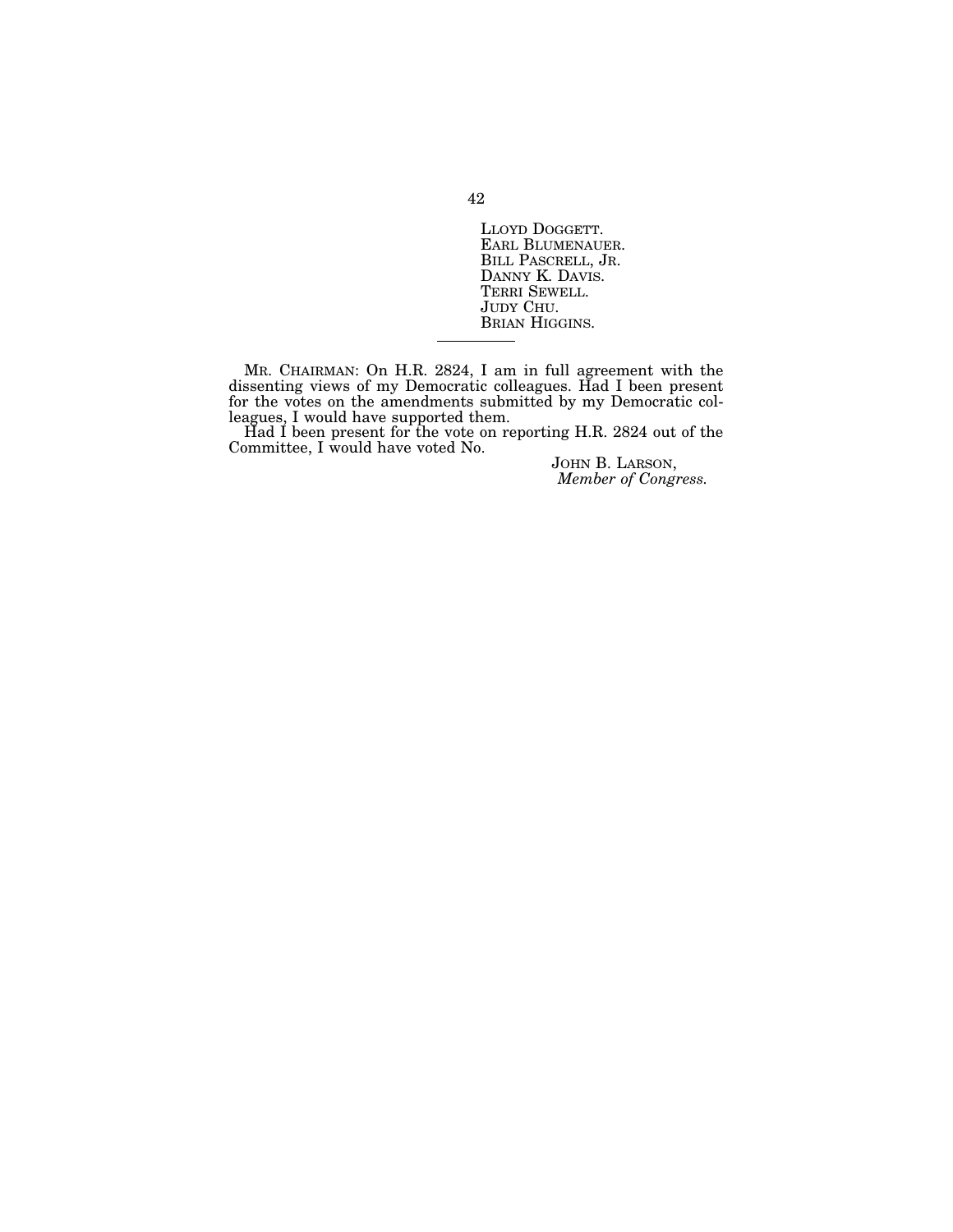LLOYD DOGGETT.
EARL BLUMENAUER.
BILL PASCRELL, JR.
DANNY K. DAVIS.
TERRI SEWELL.
JUDY CHU.
BRIAN HIGGINS.

---

MR. CHAIRMAN: On H.R. 2824, I am in full agreement with the dissenting views of my Democratic colleagues. Had I been present for the votes on the amendments submitted by my Democratic colleagues, I would have supported them.

Had I been present for the vote on reporting H.R. 2824 out of the Committee, I would have voted No.

JOHN B. LARSON,
*Member of Congress.*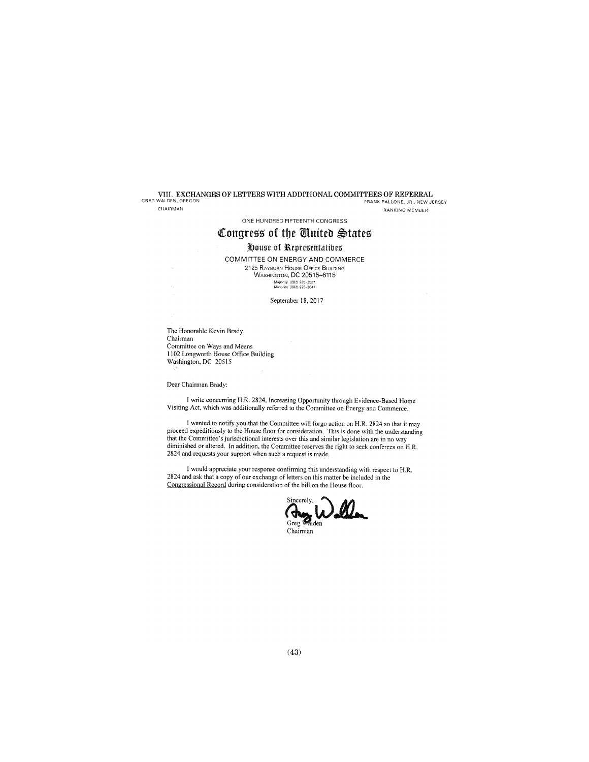# VIII. EXCHANGES OF LETTERS WITH ADDITIONAL COMMITTEES OF REFERRAL

GREG WALDEN, OREGON
CHAIRMAN

FRANK PALLONE, JR., NEW JERSEY
RANKING MEMBER

ONE HUNDRED FIFTEENTH CONGRESS

**Congress of the United States**

**House of Representatives**

COMMITTEE ON ENERGY AND COMMERCE
2125 RAYBURN HOUSE OFFICE BUILDING
WASHINGTON, DC 20515–6115
Majority (202) 225-2927
Minority (202) 225-3641

September 18, 2017

The Honorable Kevin Brady
Chairman
Committee on Ways and Means
1102 Longworth House Office Building
Washington, DC 20515

Dear Chairman Brady:

I write concerning H.R. 2824, Increasing Opportunity through Evidence-Based Home Visiting Act, which was additionally referred to the Committee on Energy and Commerce.

I wanted to notify you that the Committee will forgo action on H.R. 2824 so that it may proceed expeditiously to the House floor for consideration. This is done with the understanding that the Committee's jurisdictional interests over this and similar legislation are in no way diminished or altered. In addition, the Committee reserves the right to seek conferees on H.R. 2824 and requests your support when such a request is made.

I would appreciate your response confirming this understanding with respect to H.R. 2824 and ask that a copy of our exchange of letters on this matter be included in the Congressional Record during consideration of the bill on the House floor.

Sincerely,

Greg Walden
Chairman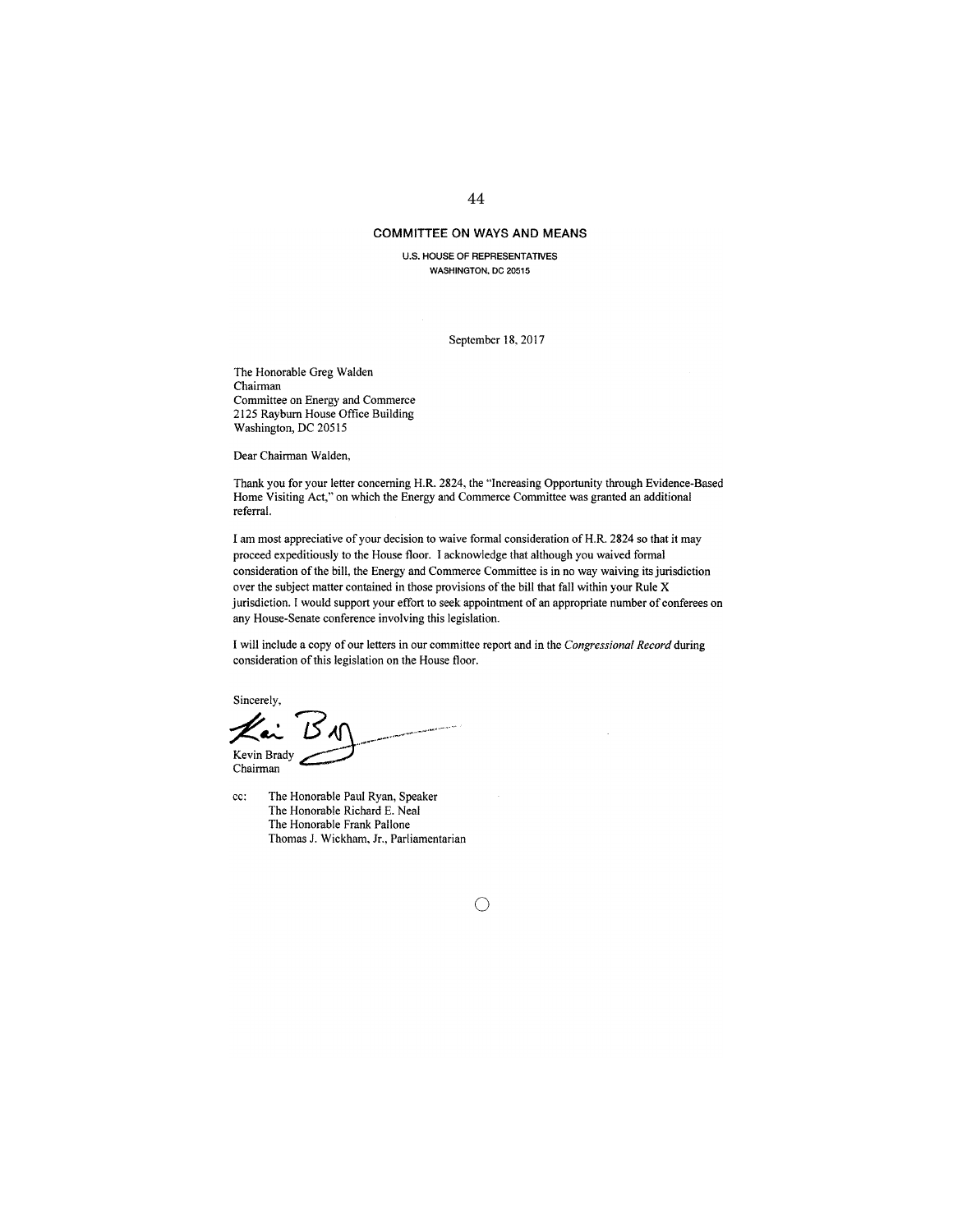**COMMITTEE ON WAYS AND MEANS**

U.S. HOUSE OF REPRESENTATIVES
WASHINGTON, DC 20515

September 18, 2017

The Honorable Greg Walden
Chairman
Committee on Energy and Commerce
2125 Rayburn House Office Building
Washington, DC 20515

Dear Chairman Walden,

Thank you for your letter concerning H.R. 2824, the "Increasing Opportunity through Evidence-Based Home Visiting Act," on which the Energy and Commerce Committee was granted an additional referral.

I am most appreciative of your decision to waive formal consideration of H.R. 2824 so that it may proceed expeditiously to the House floor. I acknowledge that although you waived formal consideration of the bill, the Energy and Commerce Committee is in no way waiving its jurisdiction over the subject matter contained in those provisions of the bill that fall within your Rule X jurisdiction. I would support your effort to seek appointment of an appropriate number of conferees on any House-Senate conference involving this legislation.

I will include a copy of our letters in our committee report and in the *Congressional Record* during consideration of this legislation on the House floor.

Sincerely,

Kevin Brady
Chairman

cc: The Honorable Paul Ryan, Speaker
The Honorable Richard E. Neal
The Honorable Frank Pallone
Thomas J. Wickham, Jr., Parliamentarian